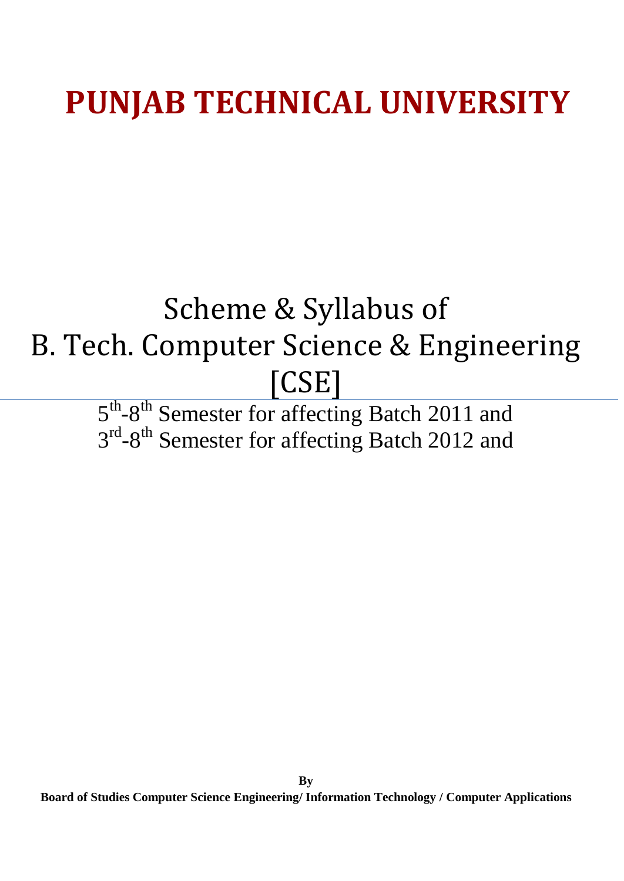# PUNJAB TECHNICAL UNIVERSITY

## Scheme & Syllabus of B. Tech. Computer Science & Engineering [CSE]

5th-8th Semester for affecting Batch 2011 and
3rd-8th Semester for affecting Batch 2012 and

**By**
**Board of Studies Computer Science Engineering/ Information Technology / Computer Applications**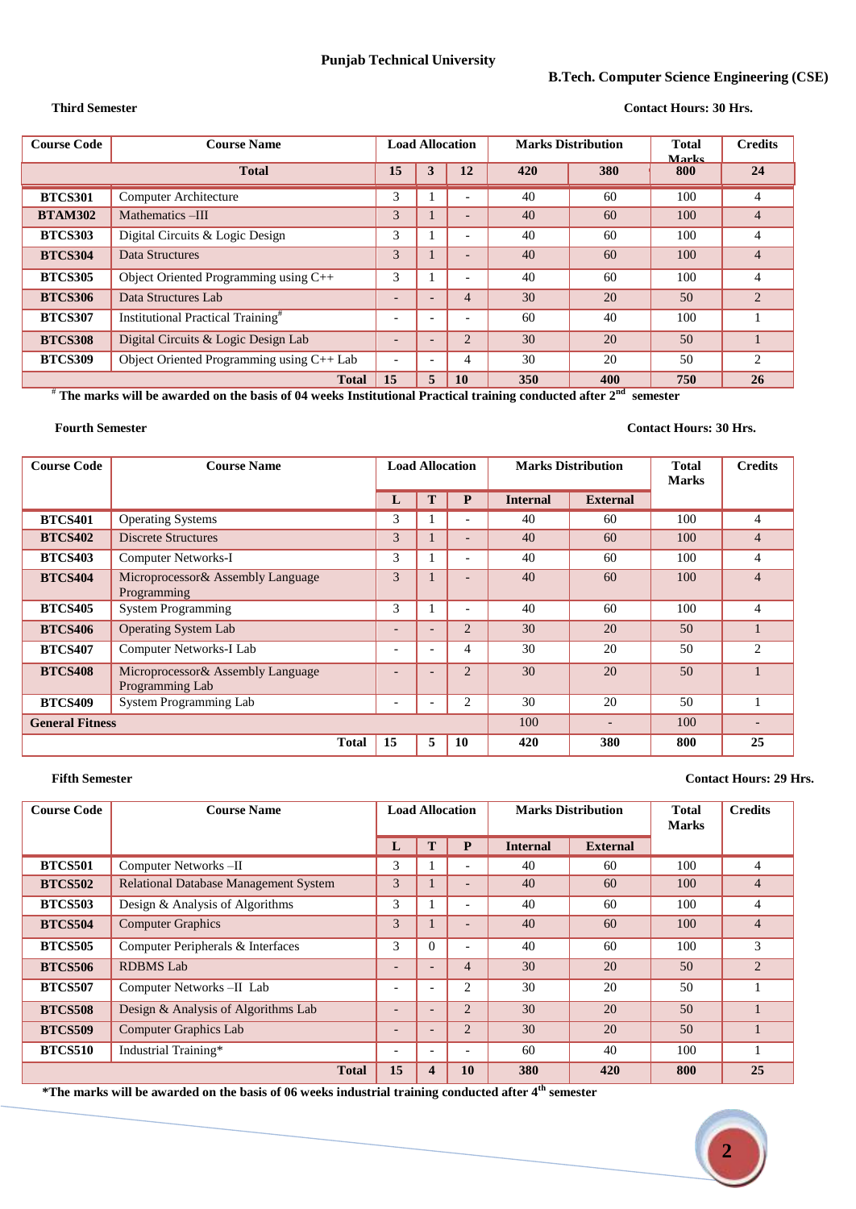**Punjab Technical University**

**B.Tech. Computer Science Engineering (CSE)**

**Third Semester** **Contact Hours: 30 Hrs.**

| Course Code | Course Name | Load Allocation | | | Marks Distribution | | Total Marks | Credits |
|---|---|---|---|---|---|---|---|---|
| **Total** | | **15** | **3** | **12** | **420** | **380** | **800** | **24** |
| **BTCS301** | Computer Architecture | 3 | 1 | - | 40 | 60 | 100 | 4 |
| **BTAM302** | Mathematics –III | 3 | 1 | - | 40 | 60 | 100 | 4 |
| **BTCS303** | Digital Circuits & Logic Design | 3 | 1 | - | 40 | 60 | 100 | 4 |
| **BTCS304** | Data Structures | 3 | 1 | - | 40 | 60 | 100 | 4 |
| **BTCS305** | Object Oriented Programming using C++ | 3 | 1 | - | 40 | 60 | 100 | 4 |
| **BTCS306** | Data Structures Lab | - | - | 4 | 30 | 20 | 50 | 2 |
| **BTCS307** | Institutional Practical Training# | - | - | - | 60 | 40 | 100 | 1 |
| **BTCS308** | Digital Circuits & Logic Design Lab | - | - | 2 | 30 | 20 | 50 | 1 |
| **BTCS309** | Object Oriented Programming using C++ Lab | - | - | 4 | 30 | 20 | 50 | 2 |
| | **Total** | **15** | **5** | **10** | **350** | **400** | **750** | **26** |

**# The marks will be awarded on the basis of 04 weeks Institutional Practical training conducted after 2nd semester**

**Fourth Semester** **Contact Hours: 30 Hrs.**

| Course Code | Course Name | Load Allocation | | | Marks Distribution | | Total Marks | Credits |
|---|---|---|---|---|---|---|---|---|
| | | **L** | **T** | **P** | **Internal** | **External** | | |
| **BTCS401** | Operating Systems | 3 | 1 | - | 40 | 60 | 100 | 4 |
| **BTCS402** | Discrete Structures | 3 | 1 | - | 40 | 60 | 100 | 4 |
| **BTCS403** | Computer Networks-I | 3 | 1 | - | 40 | 60 | 100 | 4 |
| **BTCS404** | Microprocessor& Assembly Language Programming | 3 | 1 | - | 40 | 60 | 100 | 4 |
| **BTCS405** | System Programming | 3 | 1 | - | 40 | 60 | 100 | 4 |
| **BTCS406** | Operating System Lab | - | - | 2 | 30 | 20 | 50 | 1 |
| **BTCS407** | Computer Networks-I Lab | - | - | 4 | 30 | 20 | 50 | 2 |
| **BTCS408** | Microprocessor& Assembly Language Programming Lab | - | - | 2 | 30 | 20 | 50 | 1 |
| **BTCS409** | System Programming Lab | - | - | 2 | 30 | 20 | 50 | 1 |
| **General Fitness** | | | | | 100 | - | 100 | - |
| | **Total** | **15** | **5** | **10** | **420** | **380** | **800** | **25** |

**Fifth Semester** **Contact Hours: 29 Hrs.**

| Course Code | Course Name | Load Allocation | | | Marks Distribution | | Total Marks | Credits |
|---|---|---|---|---|---|---|---|---|
| | | **L** | **T** | **P** | **Internal** | **External** | | |
| **BTCS501** | Computer Networks –II | 3 | 1 | - | 40 | 60 | 100 | 4 |
| **BTCS502** | Relational Database Management System | 3 | 1 | - | 40 | 60 | 100 | 4 |
| **BTCS503** | Design & Analysis of Algorithms | 3 | 1 | - | 40 | 60 | 100 | 4 |
| **BTCS504** | Computer Graphics | 3 | 1 | - | 40 | 60 | 100 | 4 |
| **BTCS505** | Computer Peripherals & Interfaces | 3 | 0 | - | 40 | 60 | 100 | 3 |
| **BTCS506** | RDBMS Lab | - | - | 4 | 30 | 20 | 50 | 2 |
| **BTCS507** | Computer Networks –II Lab | - | - | 2 | 30 | 20 | 50 | 1 |
| **BTCS508** | Design & Analysis of Algorithms Lab | - | - | 2 | 30 | 20 | 50 | 1 |
| **BTCS509** | Computer Graphics Lab | - | - | 2 | 30 | 20 | 50 | 1 |
| **BTCS510** | Industrial Training* | - | - | - | 60 | 40 | 100 | 1 |
| | **Total** | **15** | **4** | **10** | **380** | **420** | **800** | **25** |

**\*The marks will be awarded on the basis of 06 weeks industrial training conducted after 4th semester**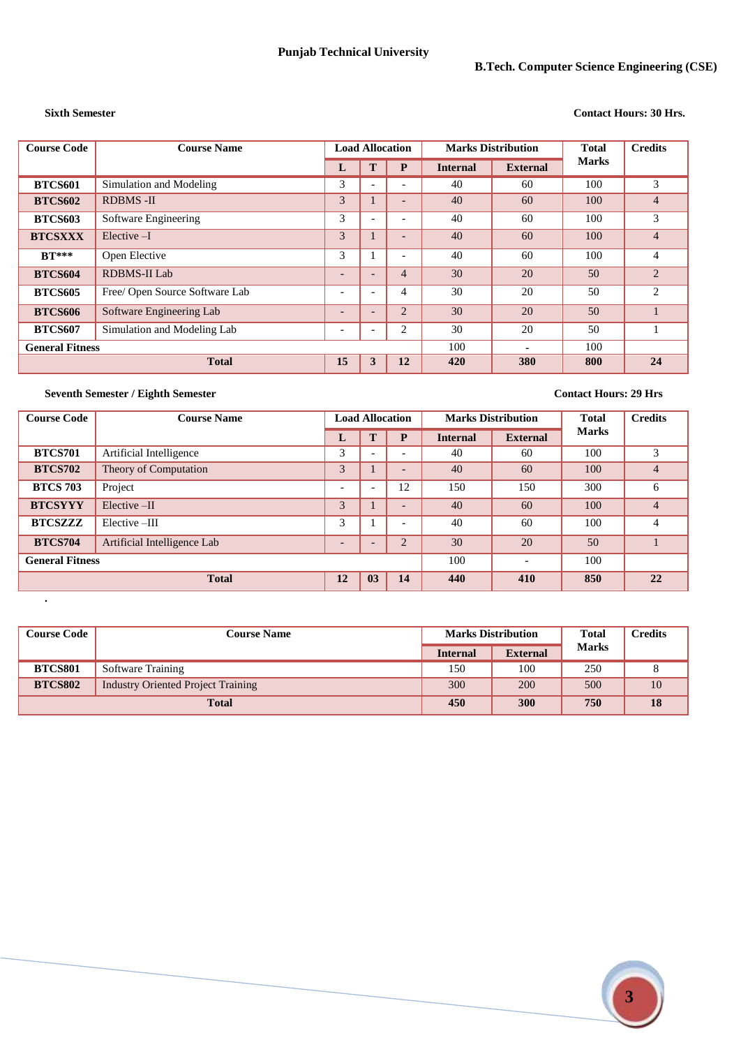**Punjab Technical University**

**B.Tech. Computer Science Engineering (CSE)**

**Sixth Semester** **Contact Hours: 30 Hrs.**

| Course Code | Course Name | Load Allocation | | | Marks Distribution | | Total Marks | Credits |
|---|---|---|---|---|---|---|---|---|
| | | L | T | P | Internal | External | | |
| **BTCS601** | Simulation and Modeling | 3 | - | - | 40 | 60 | 100 | 3 |
| **BTCS602** | RDBMS -II | 3 | 1 | - | 40 | 60 | 100 | 4 |
| **BTCS603** | Software Engineering | 3 | - | - | 40 | 60 | 100 | 3 |
| **BTCSXXX** | Elective –I | 3 | 1 | - | 40 | 60 | 100 | 4 |
| **BT*** ** | Open Elective | 3 | 1 | - | 40 | 60 | 100 | 4 |
| **BTCS604** | RDBMS-II Lab | - | - | 4 | 30 | 20 | 50 | 2 |
| **BTCS605** | Free/ Open Source Software Lab | - | - | 4 | 30 | 20 | 50 | 2 |
| **BTCS606** | Software Engineering Lab | - | - | 2 | 30 | 20 | 50 | 1 |
| **BTCS607** | Simulation and Modeling Lab | - | - | 2 | 30 | 20 | 50 | 1 |
| **General Fitness** | | | | | 100 | - | 100 | |
| **Total** | | **15** | **3** | **12** | **420** | **380** | **800** | **24** |

**Seventh Semester / Eighth Semester** **Contact Hours: 29 Hrs**

| Course Code | Course Name | Load Allocation | | | Marks Distribution | | Total Marks | Credits |
|---|---|---|---|---|---|---|---|---|
| | | L | T | P | Internal | External | | |
| **BTCS701** | Artificial Intelligence | 3 | - | - | 40 | 60 | 100 | 3 |
| **BTCS702** | Theory of Computation | 3 | 1 | - | 40 | 60 | 100 | 4 |
| **BTCS 703** | Project | - | - | 12 | 150 | 150 | 300 | 6 |
| **BTCSYYY** | Elective –II | 3 | 1 | - | 40 | 60 | 100 | 4 |
| **BTCSZZZ** | Elective –III | 3 | 1 | - | 40 | 60 | 100 | 4 |
| **BTCS704** | Artificial Intelligence Lab | - | - | 2 | 30 | 20 | 50 | 1 |
| **General Fitness** | | | | | 100 | - | 100 | |
| **Total** | | **12** | **03** | **14** | **440** | **410** | **850** | **22** |

.

| Course Code | Course Name | Marks Distribution | | Total Marks | Credits |
|---|---|---|---|---|---|
| | | Internal | External | | |
| **BTCS801** | Software Training | 150 | 100 | 250 | 8 |
| **BTCS802** | Industry Oriented Project Training | 300 | 200 | 500 | 10 |
| **Total** | | **450** | **300** | **750** | **18** |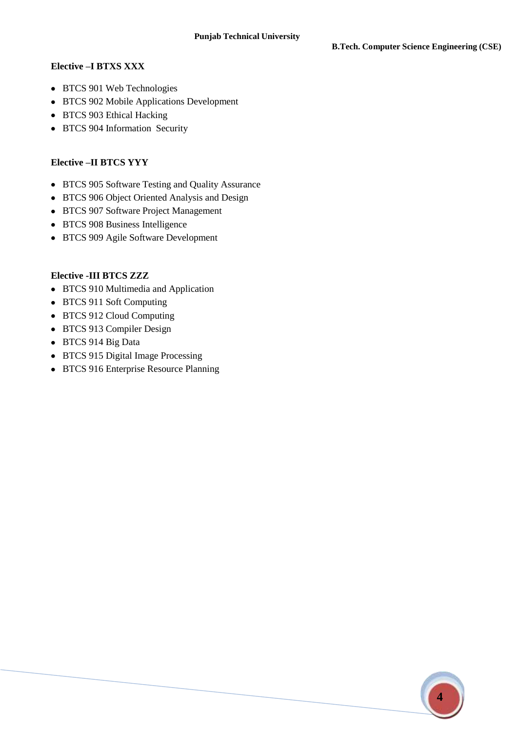## Elective –I BTXS XXX

- BTCS 901 Web Technologies
- BTCS 902 Mobile Applications Development
- BTCS 903 Ethical Hacking
- BTCS 904 Information Security

## Elective –II BTCS YYY

- BTCS 905 Software Testing and Quality Assurance
- BTCS 906 Object Oriented Analysis and Design
- BTCS 907 Software Project Management
- BTCS 908 Business Intelligence
- BTCS 909 Agile Software Development

## Elective -III BTCS ZZZ

- BTCS 910 Multimedia and Application
- BTCS 911 Soft Computing
- BTCS 912 Cloud Computing
- BTCS 913 Compiler Design
- BTCS 914 Big Data
- BTCS 915 Digital Image Processing
- BTCS 916 Enterprise Resource Planning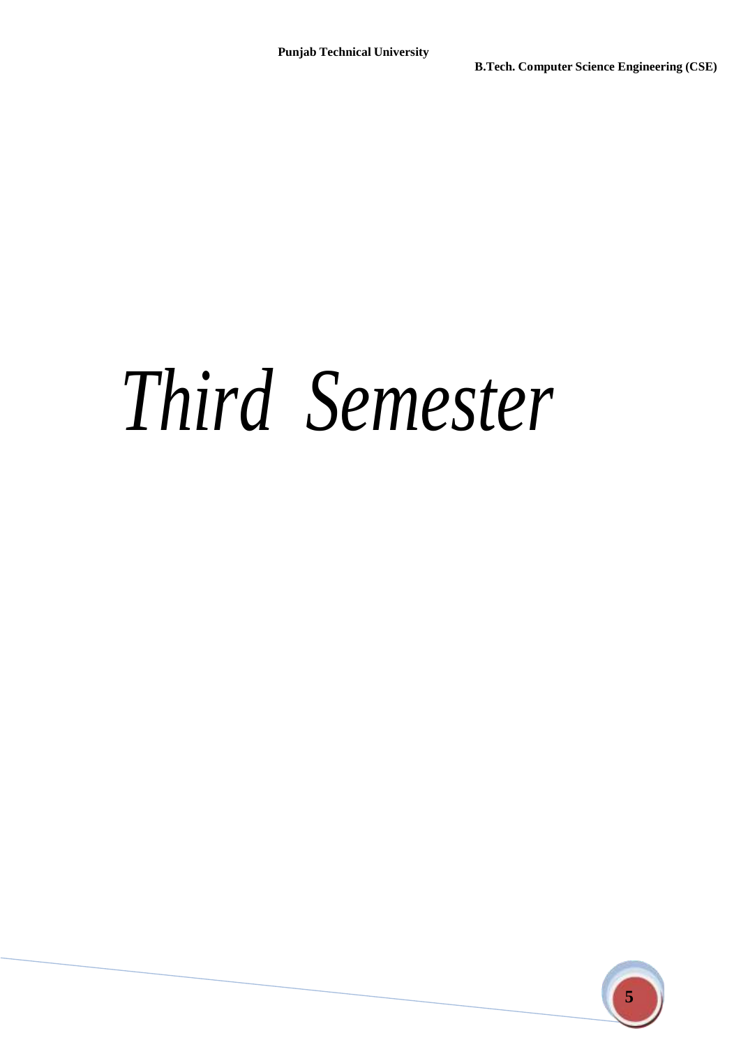# *Third Semester*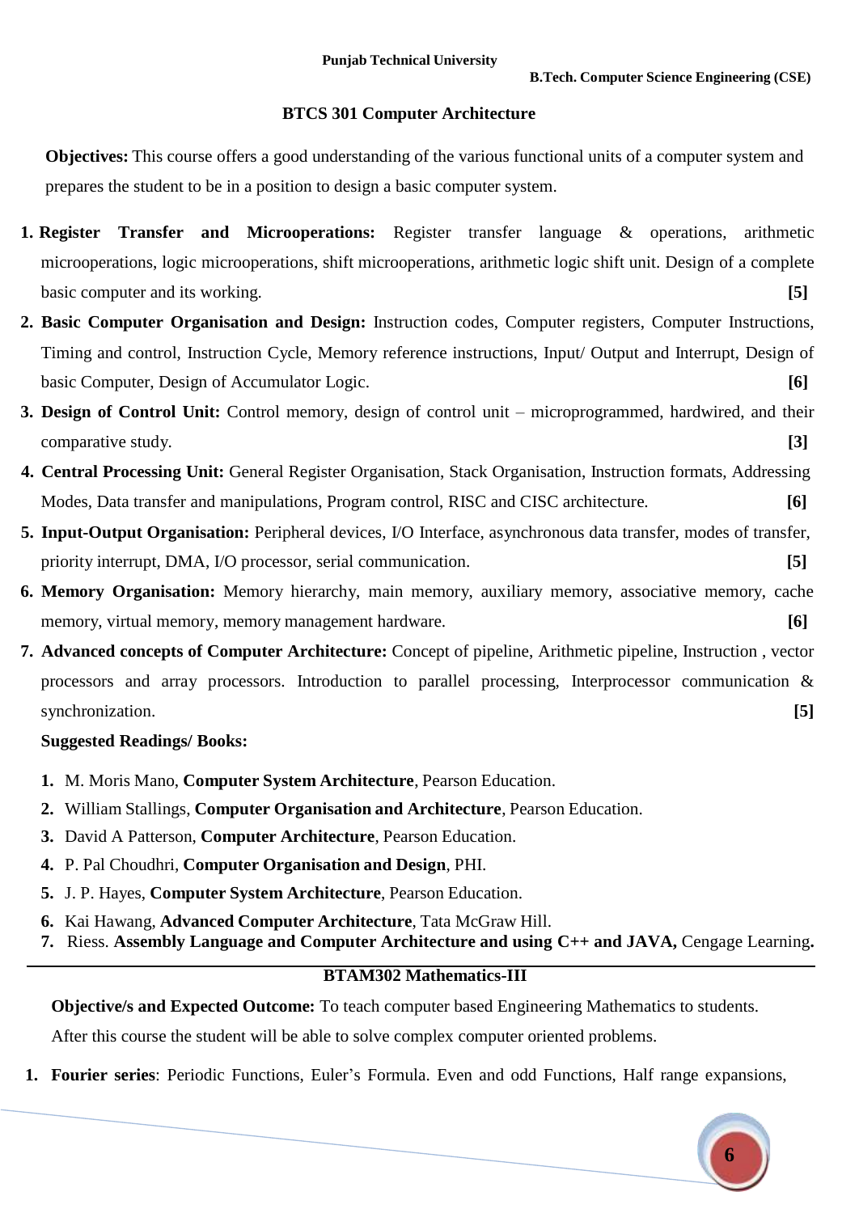## BTCS 301 Computer Architecture

**Objectives:** This course offers a good understanding of the various functional units of a computer system and prepares the student to be in a position to design a basic computer system.

1. **Register Transfer and Microoperations:** Register transfer language & operations, arithmetic microoperations, logic microoperations, shift microoperations, arithmetic logic shift unit. Design of a complete basic computer and its working. **[5]**
2. **Basic Computer Organisation and Design:** Instruction codes, Computer registers, Computer Instructions, Timing and control, Instruction Cycle, Memory reference instructions, Input/ Output and Interrupt, Design of basic Computer, Design of Accumulator Logic. **[6]**
3. **Design of Control Unit:** Control memory, design of control unit – microprogrammed, hardwired, and their comparative study. **[3]**
4. **Central Processing Unit:** General Register Organisation, Stack Organisation, Instruction formats, Addressing Modes, Data transfer and manipulations, Program control, RISC and CISC architecture. **[6]**
5. **Input-Output Organisation:** Peripheral devices, I/O Interface, asynchronous data transfer, modes of transfer, priority interrupt, DMA, I/O processor, serial communication. **[5]**
6. **Memory Organisation:** Memory hierarchy, main memory, auxiliary memory, associative memory, cache memory, virtual memory, memory management hardware. **[6]**
7. **Advanced concepts of Computer Architecture:** Concept of pipeline, Arithmetic pipeline, Instruction , vector processors and array processors. Introduction to parallel processing, Interprocessor communication & synchronization. **[5]**

**Suggested Readings/ Books:**

1. M. Moris Mano, **Computer System Architecture**, Pearson Education.
2. William Stallings, **Computer Organisation and Architecture**, Pearson Education.
3. David A Patterson, **Computer Architecture**, Pearson Education.
4. P. Pal Choudhri, **Computer Organisation and Design**, PHI.
5. J. P. Hayes, **Computer System Architecture**, Pearson Education.
6. Kai Hawang, **Advanced Computer Architecture**, Tata McGraw Hill.
7. Riess. **Assembly Language and Computer Architecture and using C++ and JAVA,** Cengage Learning**.**

---

## BTAM302 Mathematics-III

**Objective/s and Expected Outcome:** To teach computer based Engineering Mathematics to students. After this course the student will be able to solve complex computer oriented problems.

1. **Fourier series**: Periodic Functions, Euler's Formula. Even and odd Functions, Half range expansions,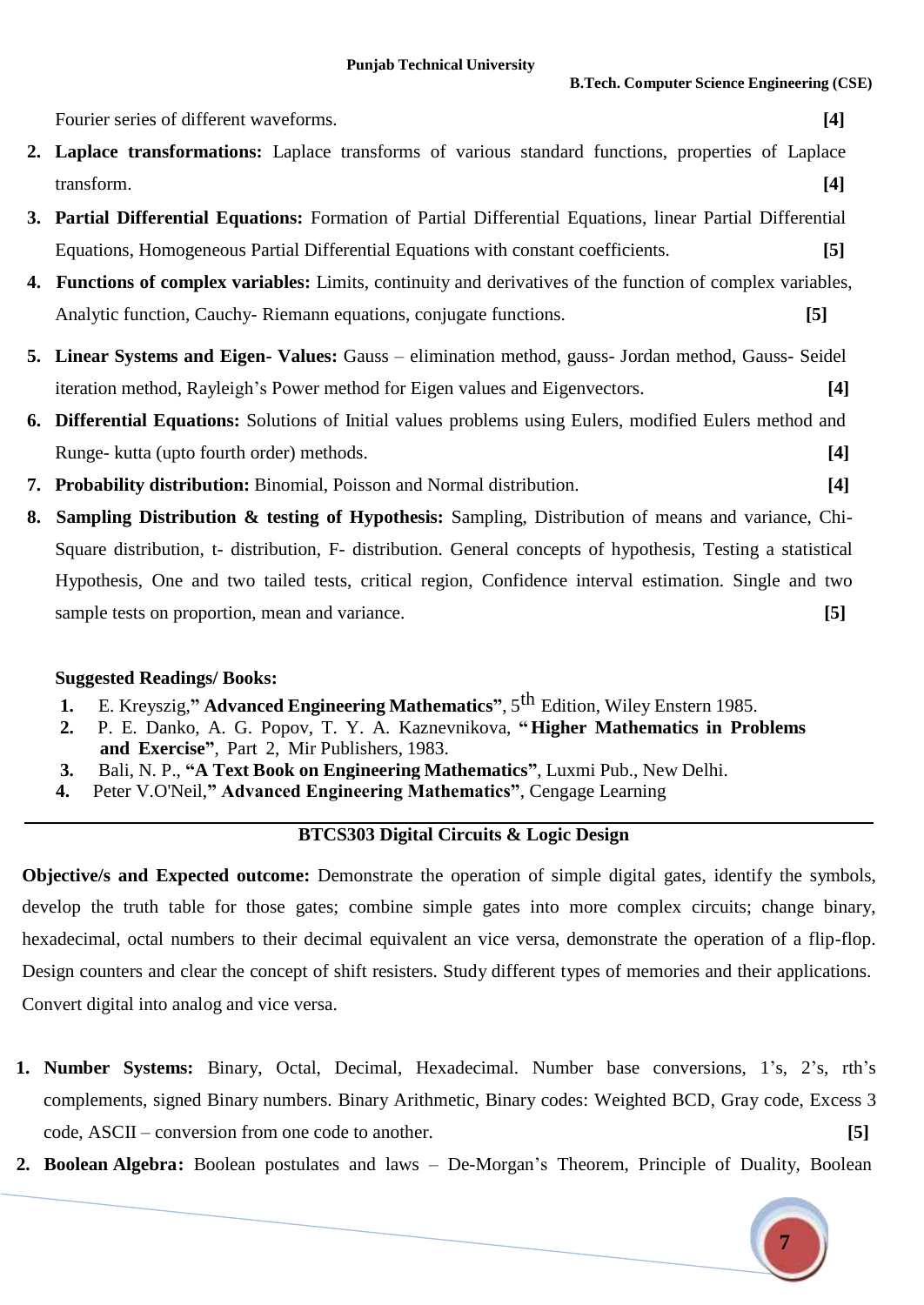Fourier series of different waveforms. **[4]**

2. **Laplace transformations:** Laplace transforms of various standard functions, properties of Laplace transform. **[4]**
3. **Partial Differential Equations:** Formation of Partial Differential Equations, linear Partial Differential Equations, Homogeneous Partial Differential Equations with constant coefficients. **[5]**
4. **Functions of complex variables:** Limits, continuity and derivatives of the function of complex variables, Analytic function, Cauchy- Riemann equations, conjugate functions. **[5]**
5. **Linear Systems and Eigen- Values:** Gauss – elimination method, gauss- Jordan method, Gauss- Seidel iteration method, Rayleigh's Power method for Eigen values and Eigenvectors. **[4]**
6. **Differential Equations:** Solutions of Initial values problems using Eulers, modified Eulers method and Runge- kutta (upto fourth order) methods. **[4]**
7. **Probability distribution:** Binomial, Poisson and Normal distribution. **[4]**
8. **Sampling Distribution & testing of Hypothesis:** Sampling, Distribution of means and variance, Chi-Square distribution, t- distribution, F- distribution. General concepts of hypothesis, Testing a statistical Hypothesis, One and two tailed tests, critical region, Confidence interval estimation. Single and two sample tests on proportion, mean and variance. **[5]**

**Suggested Readings/ Books:**

1. E. Kreyszig,**" Advanced Engineering Mathematics"**, 5th Edition, Wiley Enstern 1985.
2. P. E. Danko, A. G. Popov, T. Y. A. Kaznevnikova, **"Higher Mathematics in Problems and Exercise"**, Part 2, Mir Publishers, 1983.
3. Bali, N. P., **"A Text Book on Engineering Mathematics"**, Luxmi Pub., New Delhi.
4. Peter V.O'Neil,**" Advanced Engineering Mathematics"**, Cengage Learning

---

## BTCS303 Digital Circuits & Logic Design

**Objective/s and Expected outcome:** Demonstrate the operation of simple digital gates, identify the symbols, develop the truth table for those gates; combine simple gates into more complex circuits; change binary, hexadecimal, octal numbers to their decimal equivalent an vice versa, demonstrate the operation of a flip-flop. Design counters and clear the concept of shift resisters. Study different types of memories and their applications. Convert digital into analog and vice versa.

1. **Number Systems:** Binary, Octal, Decimal, Hexadecimal. Number base conversions, 1's, 2's, rth's complements, signed Binary numbers. Binary Arithmetic, Binary codes: Weighted BCD, Gray code, Excess 3 code, ASCII – conversion from one code to another. **[5]**
2. **Boolean Algebra:** Boolean postulates and laws – De-Morgan's Theorem, Principle of Duality, Boolean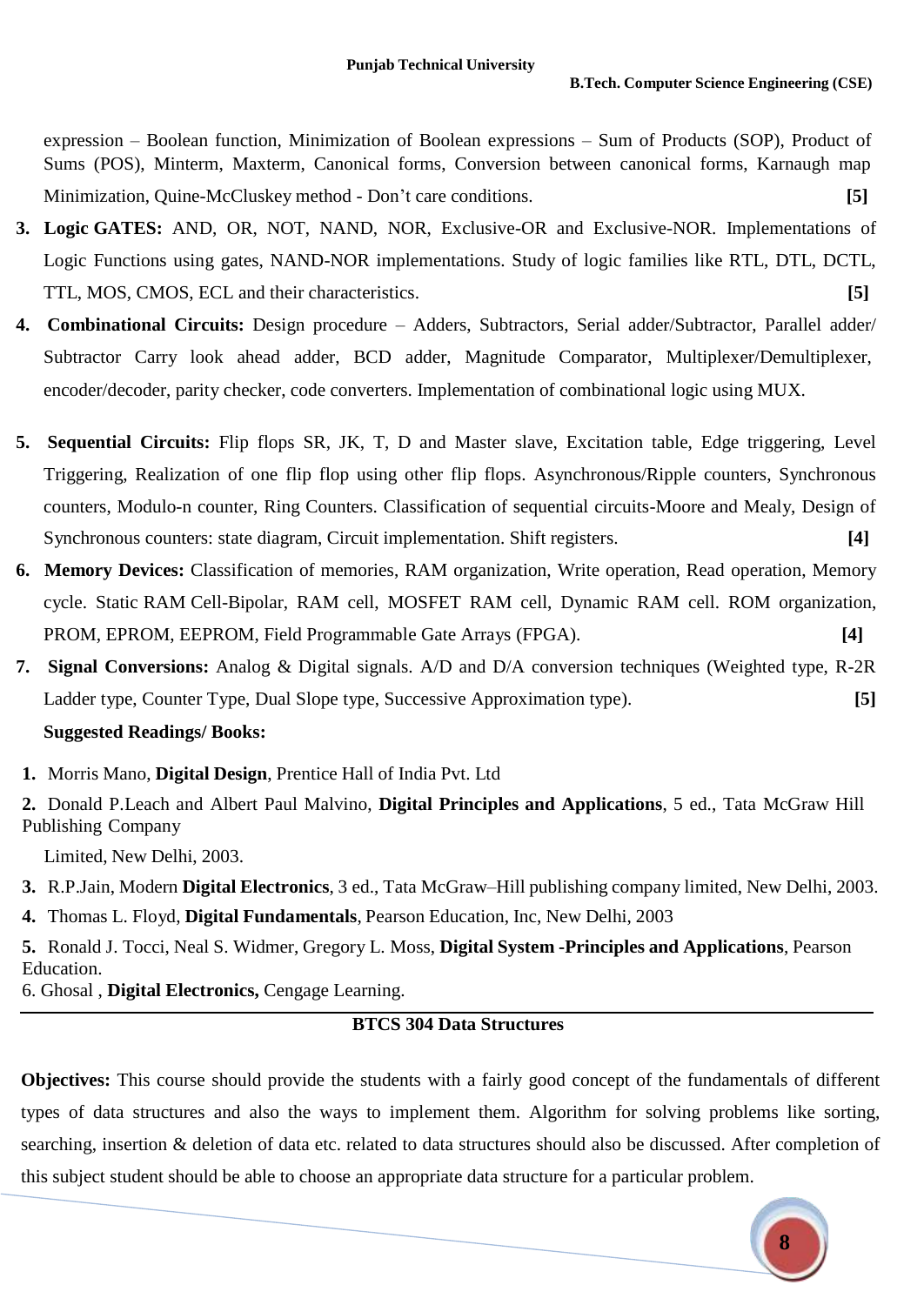expression – Boolean function, Minimization of Boolean expressions – Sum of Products (SOP), Product of Sums (POS), Minterm, Maxterm, Canonical forms, Conversion between canonical forms, Karnaugh map Minimization, Quine-McCluskey method - Don't care conditions. **[5]**

3. **Logic GATES:** AND, OR, NOT, NAND, NOR, Exclusive-OR and Exclusive-NOR. Implementations of Logic Functions using gates, NAND-NOR implementations. Study of logic families like RTL, DTL, DCTL, TTL, MOS, CMOS, ECL and their characteristics. **[5]**
4. **Combinational Circuits:** Design procedure – Adders, Subtractors, Serial adder/Subtractor, Parallel adder/ Subtractor Carry look ahead adder, BCD adder, Magnitude Comparator, Multiplexer/Demultiplexer, encoder/decoder, parity checker, code converters. Implementation of combinational logic using MUX.
5. **Sequential Circuits:** Flip flops SR, JK, T, D and Master slave, Excitation table, Edge triggering, Level Triggering, Realization of one flip flop using other flip flops. Asynchronous/Ripple counters, Synchronous counters, Modulo-n counter, Ring Counters. Classification of sequential circuits-Moore and Mealy, Design of Synchronous counters: state diagram, Circuit implementation. Shift registers. **[4]**
6. **Memory Devices:** Classification of memories, RAM organization, Write operation, Read operation, Memory cycle. Static RAM Cell-Bipolar, RAM cell, MOSFET RAM cell, Dynamic RAM cell. ROM organization, PROM, EPROM, EEPROM, Field Programmable Gate Arrays (FPGA). **[4]**
7. **Signal Conversions:** Analog & Digital signals. A/D and D/A conversion techniques (Weighted type, R-2R Ladder type, Counter Type, Dual Slope type, Successive Approximation type). **[5]**

**Suggested Readings/ Books:**

1. Morris Mano, **Digital Design**, Prentice Hall of India Pvt. Ltd
2. Donald P.Leach and Albert Paul Malvino, **Digital Principles and Applications**, 5 ed., Tata McGraw Hill Publishing Company Limited, New Delhi, 2003.
3. R.P.Jain, Modern **Digital Electronics**, 3 ed., Tata McGraw–Hill publishing company limited, New Delhi, 2003.
4. Thomas L. Floyd, **Digital Fundamentals**, Pearson Education, Inc, New Delhi, 2003
5. Ronald J. Tocci, Neal S. Widmer, Gregory L. Moss, **Digital System -Principles and Applications**, Pearson Education.
6. Ghosal , **Digital Electronics,** Cengage Learning.

---

## BTCS 304 Data Structures

**Objectives:** This course should provide the students with a fairly good concept of the fundamentals of different types of data structures and also the ways to implement them. Algorithm for solving problems like sorting, searching, insertion & deletion of data etc. related to data structures should also be discussed. After completion of this subject student should be able to choose an appropriate data structure for a particular problem.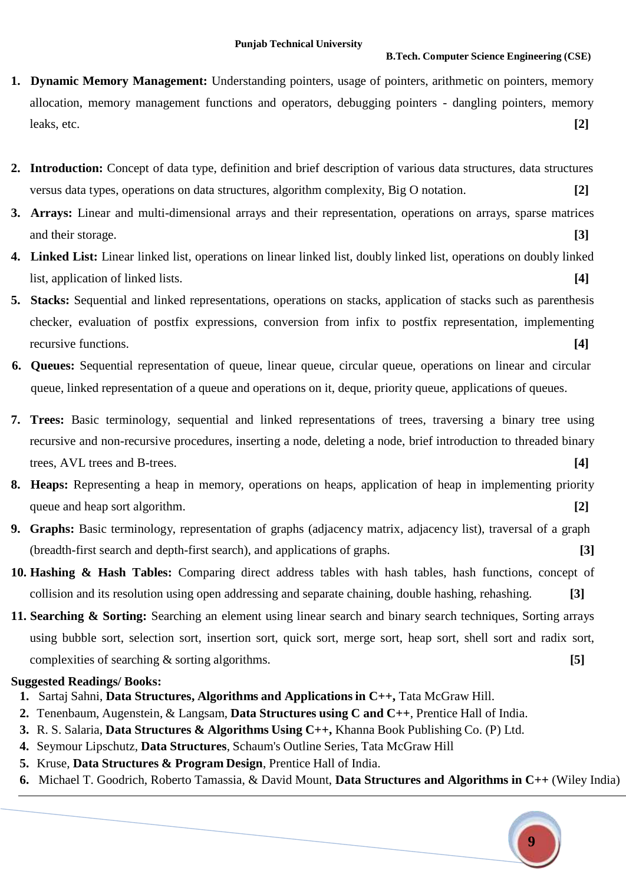1. **Dynamic Memory Management:** Understanding pointers, usage of pointers, arithmetic on pointers, memory allocation, memory management functions and operators, debugging pointers - dangling pointers, memory leaks, etc. **[2]**

2. **Introduction:** Concept of data type, definition and brief description of various data structures, data structures versus data types, operations on data structures, algorithm complexity, Big O notation. **[2]**

3. **Arrays:** Linear and multi-dimensional arrays and their representation, operations on arrays, sparse matrices and their storage. **[3]**

4. **Linked List:** Linear linked list, operations on linear linked list, doubly linked list, operations on doubly linked list, application of linked lists. **[4]**

5. **Stacks:** Sequential and linked representations, operations on stacks, application of stacks such as parenthesis checker, evaluation of postfix expressions, conversion from infix to postfix representation, implementing recursive functions. **[4]**

6. **Queues:** Sequential representation of queue, linear queue, circular queue, operations on linear and circular queue, linked representation of a queue and operations on it, deque, priority queue, applications of queues.

7. **Trees:** Basic terminology, sequential and linked representations of trees, traversing a binary tree using recursive and non-recursive procedures, inserting a node, deleting a node, brief introduction to threaded binary trees, AVL trees and B-trees. **[4]**

8. **Heaps:** Representing a heap in memory, operations on heaps, application of heap in implementing priority queue and heap sort algorithm. **[2]**

9. **Graphs:** Basic terminology, representation of graphs (adjacency matrix, adjacency list), traversal of a graph (breadth-first search and depth-first search), and applications of graphs. **[3]**

10. **Hashing & Hash Tables:** Comparing direct address tables with hash tables, hash functions, concept of collision and its resolution using open addressing and separate chaining, double hashing, rehashing. **[3]**

11. **Searching & Sorting:** Searching an element using linear search and binary search techniques, Sorting arrays using bubble sort, selection sort, insertion sort, quick sort, merge sort, heap sort, shell sort and radix sort, complexities of searching & sorting algorithms. **[5]**

**Suggested Readings/ Books:**

1. Sartaj Sahni, **Data Structures, Algorithms and Applications in C++,** Tata McGraw Hill.
2. Tenenbaum, Augenstein, & Langsam, **Data Structures using C and C++**, Prentice Hall of India.
3. R. S. Salaria, **Data Structures & Algorithms Using C++,** Khanna Book Publishing Co. (P) Ltd.
4. Seymour Lipschutz, **Data Structures**, Schaum's Outline Series, Tata McGraw Hill
5. Kruse, **Data Structures & Program Design**, Prentice Hall of India.
6. Michael T. Goodrich, Roberto Tamassia, & David Mount, **Data Structures and Algorithms in C++** (Wiley India)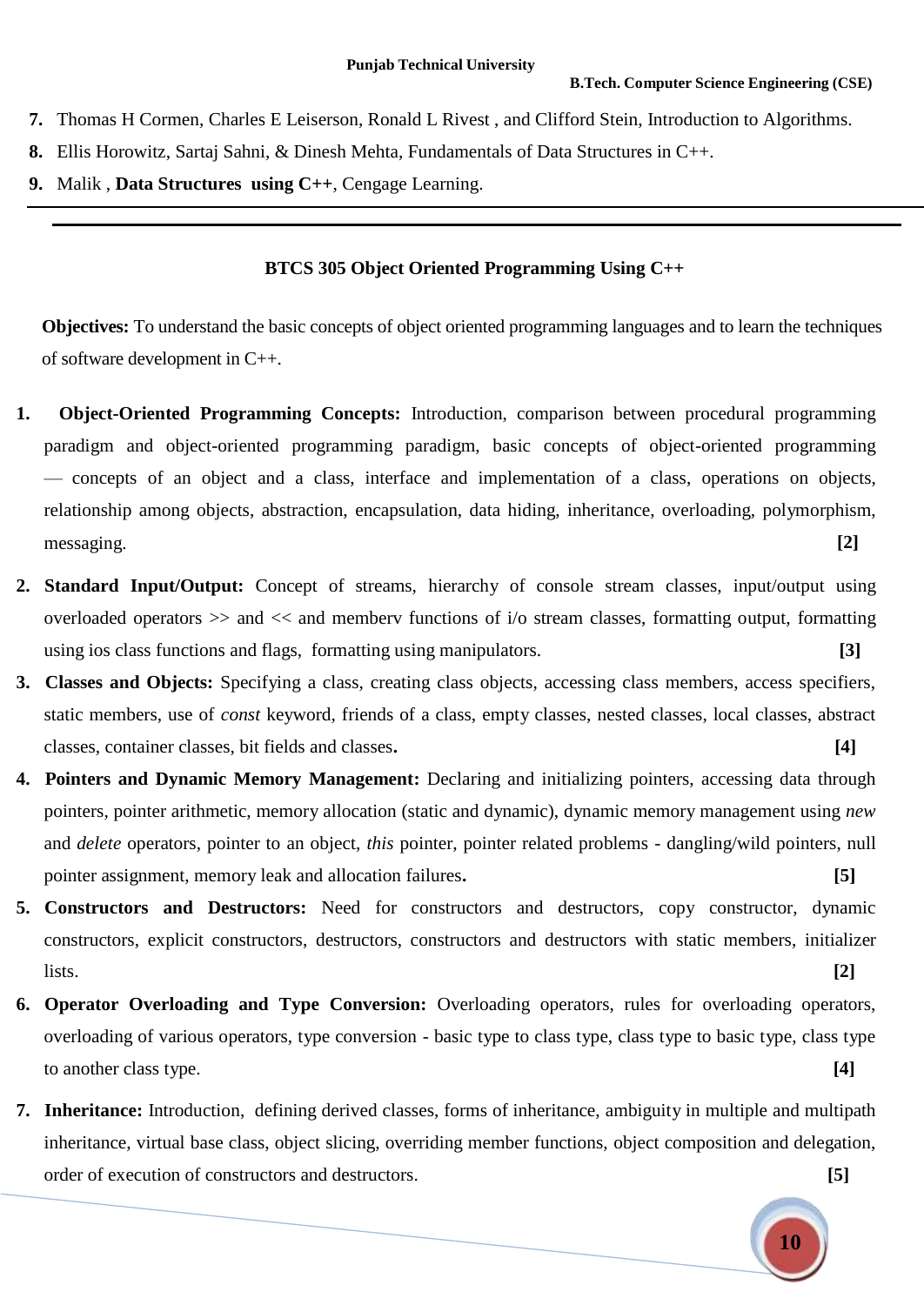7. Thomas H Cormen, Charles E Leiserson, Ronald L Rivest , and Clifford Stein, Introduction to Algorithms.
8. Ellis Horowitz, Sartaj Sahni, & Dinesh Mehta, Fundamentals of Data Structures in C++.
9. Malik , **Data Structures using C++**, Cengage Learning.

---

## BTCS 305 Object Oriented Programming Using C++

**Objectives:** To understand the basic concepts of object oriented programming languages and to learn the techniques of software development in C++.

1. **Object-Oriented Programming Concepts:** Introduction, comparison between procedural programming paradigm and object-oriented programming paradigm, basic concepts of object-oriented programming — concepts of an object and a class, interface and implementation of a class, operations on objects, relationship among objects, abstraction, encapsulation, data hiding, inheritance, overloading, polymorphism, messaging. **[2]**

2. **Standard Input/Output:** Concept of streams, hierarchy of console stream classes, input/output using overloaded operators >> and << and memberv functions of i/o stream classes, formatting output, formatting using ios class functions and flags, formatting using manipulators. **[3]**

3. **Classes and Objects:** Specifying a class, creating class objects, accessing class members, access specifiers, static members, use of *const* keyword, friends of a class, empty classes, nested classes, local classes, abstract classes, container classes, bit fields and classes. **[4]**

4. **Pointers and Dynamic Memory Management:** Declaring and initializing pointers, accessing data through pointers, pointer arithmetic, memory allocation (static and dynamic), dynamic memory management using *new* and *delete* operators, pointer to an object, *this* pointer, pointer related problems - dangling/wild pointers, null pointer assignment, memory leak and allocation failures. **[5]**

5. **Constructors and Destructors:** Need for constructors and destructors, copy constructor, dynamic constructors, explicit constructors, destructors, constructors and destructors with static members, initializer lists. **[2]**

6. **Operator Overloading and Type Conversion:** Overloading operators, rules for overloading operators, overloading of various operators, type conversion - basic type to class type, class type to basic type, class type to another class type. **[4]**

7. **Inheritance:** Introduction, defining derived classes, forms of inheritance, ambiguity in multiple and multipath inheritance, virtual base class, object slicing, overriding member functions, object composition and delegation, order of execution of constructors and destructors. **[5]**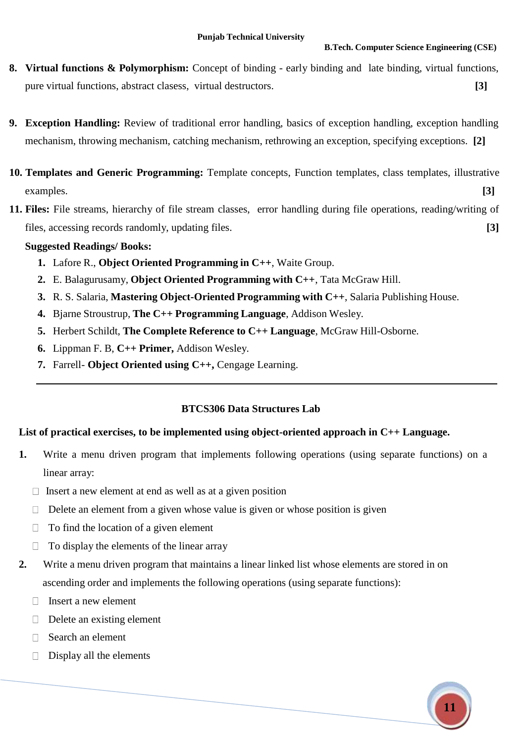8. **Virtual functions & Polymorphism:** Concept of binding - early binding and late binding, virtual functions, pure virtual functions, abstract clasess, virtual destructors. **[3]**

9. **Exception Handling:** Review of traditional error handling, basics of exception handling, exception handling mechanism, throwing mechanism, catching mechanism, rethrowing an exception, specifying exceptions. **[2]**

10. **Templates and Generic Programming:** Template concepts, Function templates, class templates, illustrative examples. **[3]**

11. **Files:** File streams, hierarchy of file stream classes, error handling during file operations, reading/writing of files, accessing records randomly, updating files. **[3]**

**Suggested Readings/ Books:**

1. Lafore R., **Object Oriented Programming in C++**, Waite Group.
2. E. Balagurusamy, **Object Oriented Programming with C++**, Tata McGraw Hill.
3. R. S. Salaria, **Mastering Object-Oriented Programming with C++**, Salaria Publishing House.
4. Bjarne Stroustrup, **The C++ Programming Language**, Addison Wesley.
5. Herbert Schildt, **The Complete Reference to C++ Language**, McGraw Hill-Osborne.
6. Lippman F. B, **C++ Primer,** Addison Wesley.
7. Farrell- **Object Oriented using C++,** Cengage Learning.

---

## BTCS306 Data Structures Lab

**List of practical exercises, to be implemented using object-oriented approach in C++ Language.**

1. Write a menu driven program that implements following operations (using separate functions) on a linear array:
   - Insert a new element at end as well as at a given position
   - Delete an element from a given whose value is given or whose position is given
   - To find the location of a given element
   - To display the elements of the linear array
2. Write a menu driven program that maintains a linear linked list whose elements are stored in on ascending order and implements the following operations (using separate functions):
   - Insert a new element
   - Delete an existing element
   - Search an element
   - Display all the elements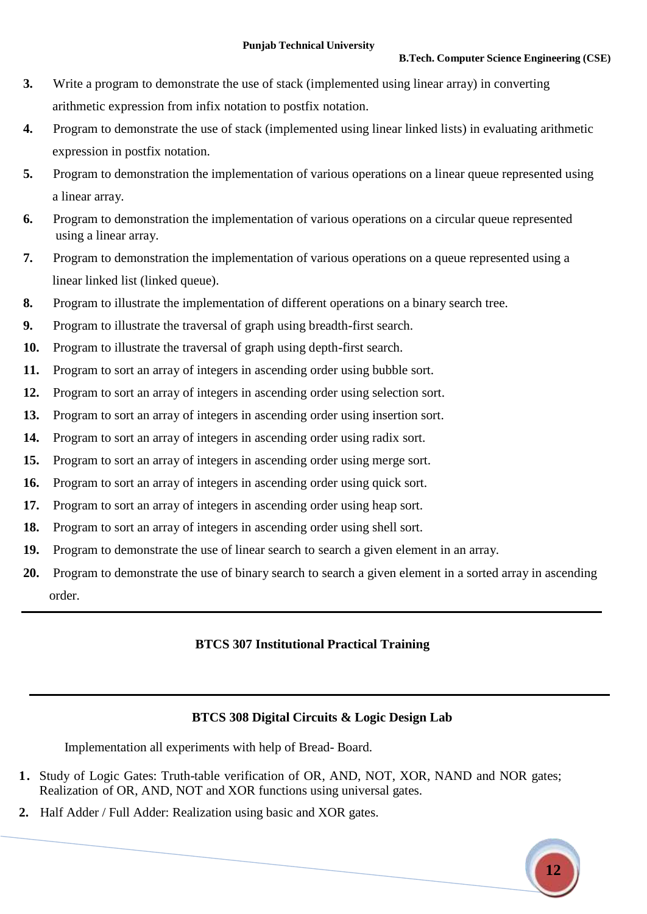3. Write a program to demonstrate the use of stack (implemented using linear array) in converting arithmetic expression from infix notation to postfix notation.
4. Program to demonstrate the use of stack (implemented using linear linked lists) in evaluating arithmetic expression in postfix notation.
5. Program to demonstration the implementation of various operations on a linear queue represented using a linear array.
6. Program to demonstration the implementation of various operations on a circular queue represented using a linear array.
7. Program to demonstration the implementation of various operations on a queue represented using a linear linked list (linked queue).
8. Program to illustrate the implementation of different operations on a binary search tree.
9. Program to illustrate the traversal of graph using breadth-first search.
10. Program to illustrate the traversal of graph using depth-first search.
11. Program to sort an array of integers in ascending order using bubble sort.
12. Program to sort an array of integers in ascending order using selection sort.
13. Program to sort an array of integers in ascending order using insertion sort.
14. Program to sort an array of integers in ascending order using radix sort.
15. Program to sort an array of integers in ascending order using merge sort.
16. Program to sort an array of integers in ascending order using quick sort.
17. Program to sort an array of integers in ascending order using heap sort.
18. Program to sort an array of integers in ascending order using shell sort.
19. Program to demonstrate the use of linear search to search a given element in an array.
20. Program to demonstrate the use of binary search to search a given element in a sorted array in ascending order.

---

## BTCS 307 Institutional Practical Training

---

## BTCS 308 Digital Circuits & Logic Design Lab

Implementation all experiments with help of Bread- Board.

1. Study of Logic Gates: Truth-table verification of OR, AND, NOT, XOR, NAND and NOR gates; Realization of OR, AND, NOT and XOR functions using universal gates.
2. Half Adder / Full Adder: Realization using basic and XOR gates.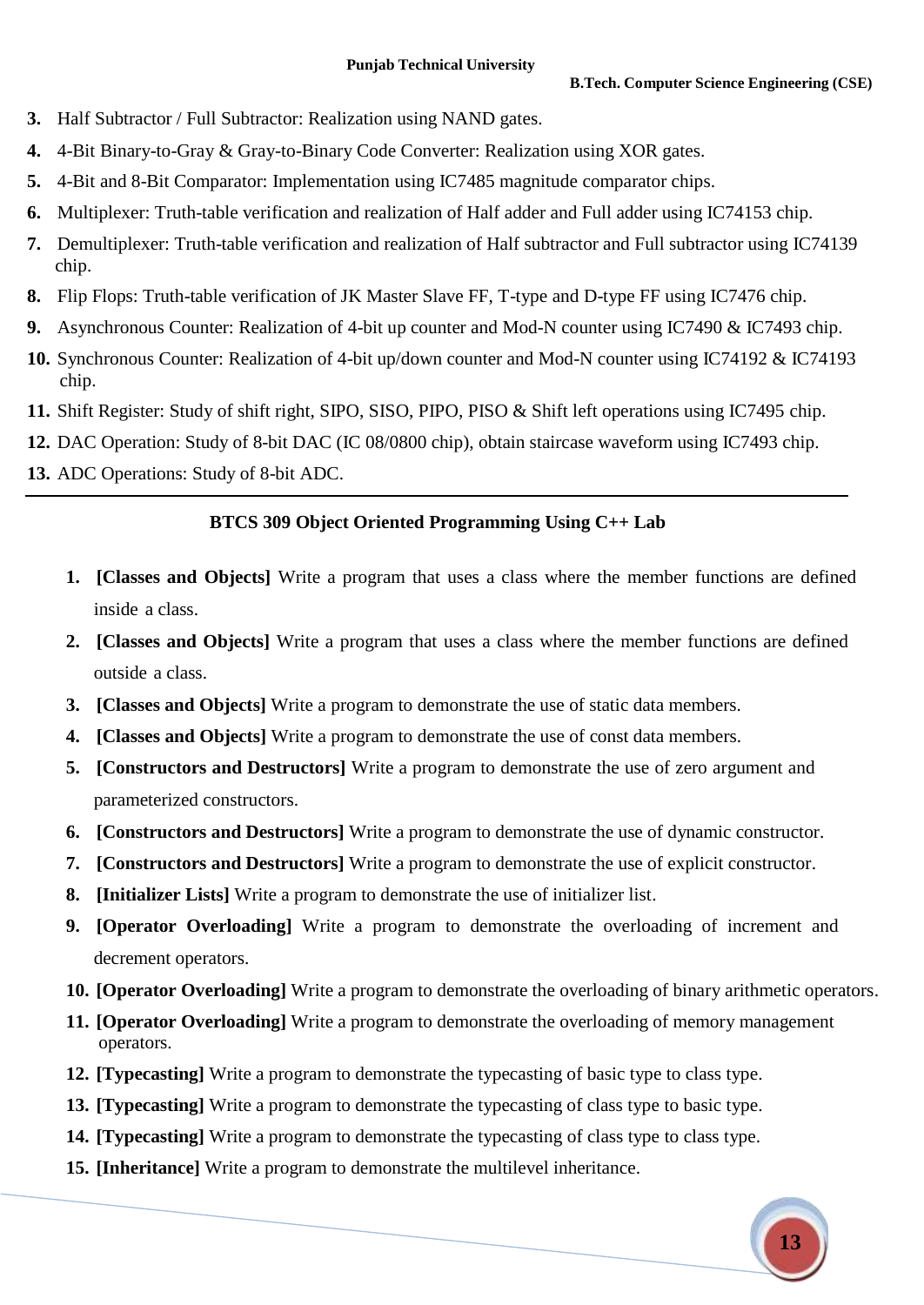3. Half Subtractor / Full Subtractor: Realization using NAND gates.
4. 4-Bit Binary-to-Gray & Gray-to-Binary Code Converter: Realization using XOR gates.
5. 4-Bit and 8-Bit Comparator: Implementation using IC7485 magnitude comparator chips.
6. Multiplexer: Truth-table verification and realization of Half adder and Full adder using IC74153 chip.
7. Demultiplexer: Truth-table verification and realization of Half subtractor and Full subtractor using IC74139 chip.
8. Flip Flops: Truth-table verification of JK Master Slave FF, T-type and D-type FF using IC7476 chip.
9. Asynchronous Counter: Realization of 4-bit up counter and Mod-N counter using IC7490 & IC7493 chip.
10. Synchronous Counter: Realization of 4-bit up/down counter and Mod-N counter using IC74192 & IC74193 chip.
11. Shift Register: Study of shift right, SIPO, SISO, PIPO, PISO & Shift left operations using IC7495 chip.
12. DAC Operation: Study of 8-bit DAC (IC 08/0800 chip), obtain staircase waveform using IC7493 chip.
13. ADC Operations: Study of 8-bit ADC.

---

## BTCS 309 Object Oriented Programming Using C++ Lab

1. **[Classes and Objects]** Write a program that uses a class where the member functions are defined inside a class.
2. **[Classes and Objects]** Write a program that uses a class where the member functions are defined outside a class.
3. **[Classes and Objects]** Write a program to demonstrate the use of static data members.
4. **[Classes and Objects]** Write a program to demonstrate the use of const data members.
5. **[Constructors and Destructors]** Write a program to demonstrate the use of zero argument and parameterized constructors.
6. **[Constructors and Destructors]** Write a program to demonstrate the use of dynamic constructor.
7. **[Constructors and Destructors]** Write a program to demonstrate the use of explicit constructor.
8. **[Initializer Lists]** Write a program to demonstrate the use of initializer list.
9. **[Operator Overloading]** Write a program to demonstrate the overloading of increment and decrement operators.
10. **[Operator Overloading]** Write a program to demonstrate the overloading of binary arithmetic operators.
11. **[Operator Overloading]** Write a program to demonstrate the overloading of memory management operators.
12. **[Typecasting]** Write a program to demonstrate the typecasting of basic type to class type.
13. **[Typecasting]** Write a program to demonstrate the typecasting of class type to basic type.
14. **[Typecasting]** Write a program to demonstrate the typecasting of class type to class type.
15. **[Inheritance]** Write a program to demonstrate the multilevel inheritance.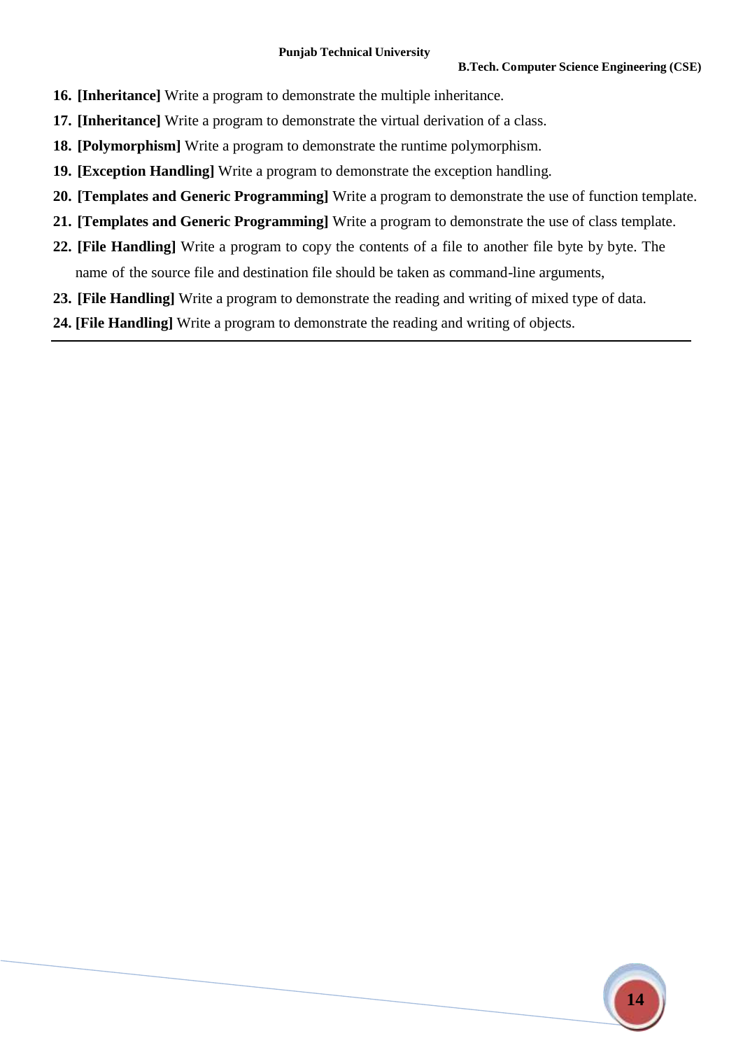16. **[Inheritance]** Write a program to demonstrate the multiple inheritance.
17. **[Inheritance]** Write a program to demonstrate the virtual derivation of a class.
18. **[Polymorphism]** Write a program to demonstrate the runtime polymorphism.
19. **[Exception Handling]** Write a program to demonstrate the exception handling.
20. **[Templates and Generic Programming]** Write a program to demonstrate the use of function template.
21. **[Templates and Generic Programming]** Write a program to demonstrate the use of class template.
22. **[File Handling]** Write a program to copy the contents of a file to another file byte by byte. The name of the source file and destination file should be taken as command-line arguments,
23. **[File Handling]** Write a program to demonstrate the reading and writing of mixed type of data.
24. **[File Handling]** Write a program to demonstrate the reading and writing of objects.

---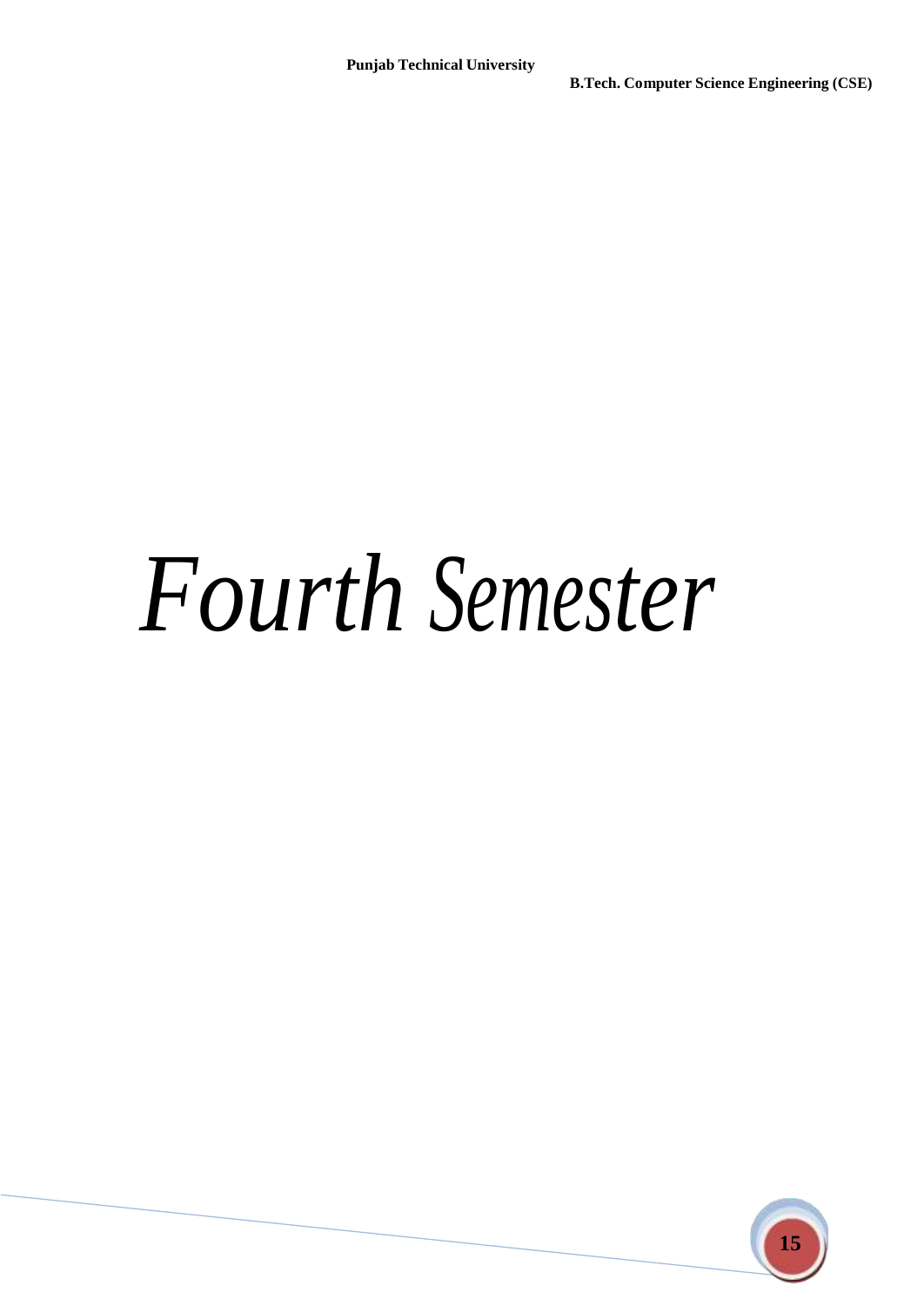# *Fourth Semester*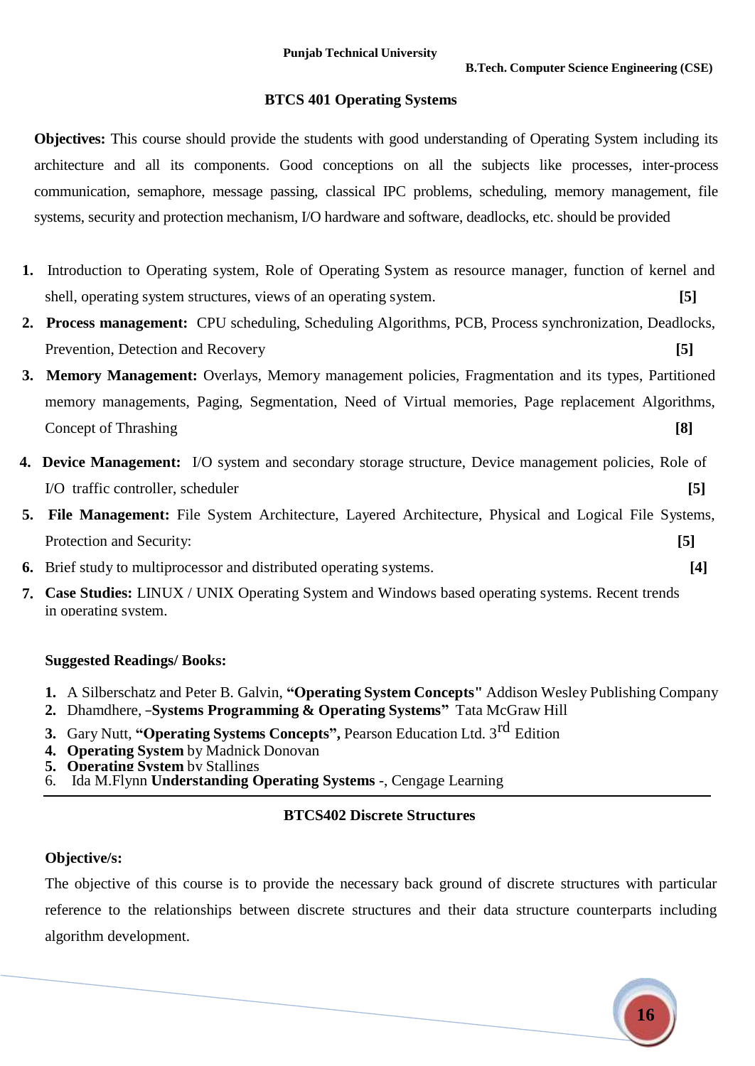## BTCS 401 Operating Systems

**Objectives:** This course should provide the students with good understanding of Operating System including its architecture and all its components. Good conceptions on all the subjects like processes, inter-process communication, semaphore, message passing, classical IPC problems, scheduling, memory management, file systems, security and protection mechanism, I/O hardware and software, deadlocks, etc. should be provided

1. Introduction to Operating system, Role of Operating System as resource manager, function of kernel and shell, operating system structures, views of an operating system. **[5]**
2. **Process management:** CPU scheduling, Scheduling Algorithms, PCB, Process synchronization, Deadlocks, Prevention, Detection and Recovery **[5]**
3. **Memory Management:** Overlays, Memory management policies, Fragmentation and its types, Partitioned memory managements, Paging, Segmentation, Need of Virtual memories, Page replacement Algorithms, Concept of Thrashing **[8]**
4. **Device Management:** I/O system and secondary storage structure, Device management policies, Role of I/O traffic controller, scheduler **[5]**
5. **File Management:** File System Architecture, Layered Architecture, Physical and Logical File Systems, Protection and Security: **[5]**
6. Brief study to multiprocessor and distributed operating systems. **[4]**
7. **Case Studies:** LINUX / UNIX Operating System and Windows based operating systems. Recent trends in operating system.

**Suggested Readings/ Books:**

1. A Silberschatz and Peter B. Galvin, **"Operating System Concepts"** Addison Wesley Publishing Company
2. Dhamdhere, –**Systems Programming & Operating Systems"** Tata McGraw Hill
3. Gary Nutt, **"Operating Systems Concepts",** Pearson Education Ltd. 3rd Edition
4. **Operating System** by Madnick Donovan
5. **Operating System** by Stallings
6. Ida M.Flynn **Understanding Operating Systems** -, Cengage Learning

---

## BTCS402 Discrete Structures

**Objective/s:**

The objective of this course is to provide the necessary back ground of discrete structures with particular reference to the relationships between discrete structures and their data structure counterparts including algorithm development.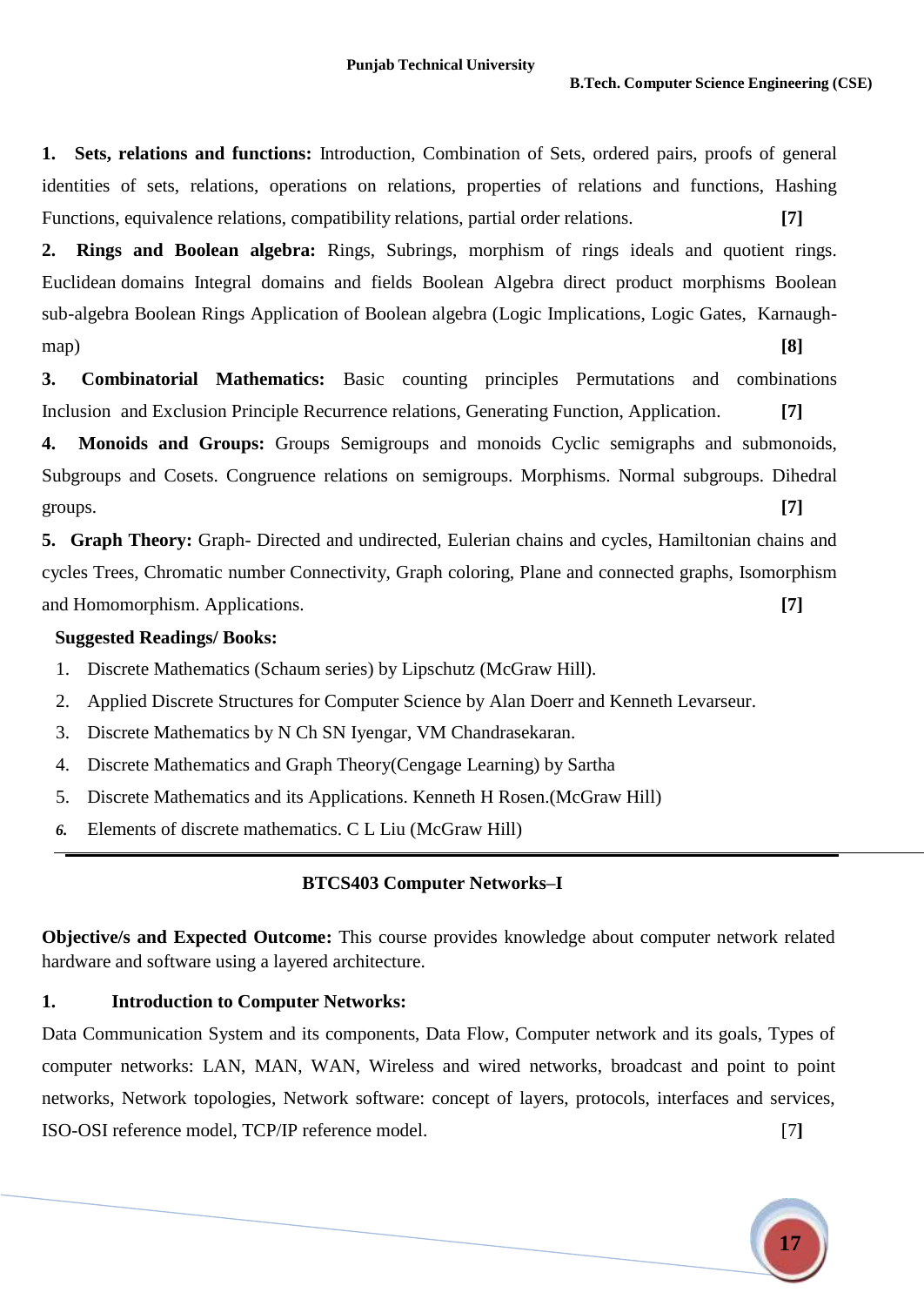**1. Sets, relations and functions:** Introduction, Combination of Sets, ordered pairs, proofs of general identities of sets, relations, operations on relations, properties of relations and functions, Hashing Functions, equivalence relations, compatibility relations, partial order relations. **[7]**

**2. Rings and Boolean algebra:** Rings, Subrings, morphism of rings ideals and quotient rings. Euclidean domains Integral domains and fields Boolean Algebra direct product morphisms Boolean sub-algebra Boolean Rings Application of Boolean algebra (Logic Implications, Logic Gates, Karnaugh-map) **[8]**

**3. Combinatorial Mathematics:** Basic counting principles Permutations and combinations Inclusion and Exclusion Principle Recurrence relations, Generating Function, Application. **[7]**

**4. Monoids and Groups:** Groups Semigroups and monoids Cyclic semigraphs and submonoids, Subgroups and Cosets. Congruence relations on semigroups. Morphisms. Normal subgroups. Dihedral groups. **[7]**

**5. Graph Theory:** Graph- Directed and undirected, Eulerian chains and cycles, Hamiltonian chains and cycles Trees, Chromatic number Connectivity, Graph coloring, Plane and connected graphs, Isomorphism and Homomorphism. Applications. **[7]**

**Suggested Readings/ Books:**

1. Discrete Mathematics (Schaum series) by Lipschutz (McGraw Hill).
2. Applied Discrete Structures for Computer Science by Alan Doerr and Kenneth Levarseur.
3. Discrete Mathematics by N Ch SN Iyengar, VM Chandrasekaran.
4. Discrete Mathematics and Graph Theory(Cengage Learning) by Sartha
5. Discrete Mathematics and its Applications. Kenneth H Rosen.(McGraw Hill)
6. Elements of discrete mathematics. C L Liu (McGraw Hill)

---

## BTCS403 Computer Networks–I

**Objective/s and Expected Outcome:** This course provides knowledge about computer network related hardware and software using a layered architecture.

**1. Introduction to Computer Networks:**

Data Communication System and its components, Data Flow, Computer network and its goals, Types of computer networks: LAN, MAN, WAN, Wireless and wired networks, broadcast and point to point networks, Network topologies, Network software: concept of layers, protocols, interfaces and services, ISO-OSI reference model, TCP/IP reference model. [7**]**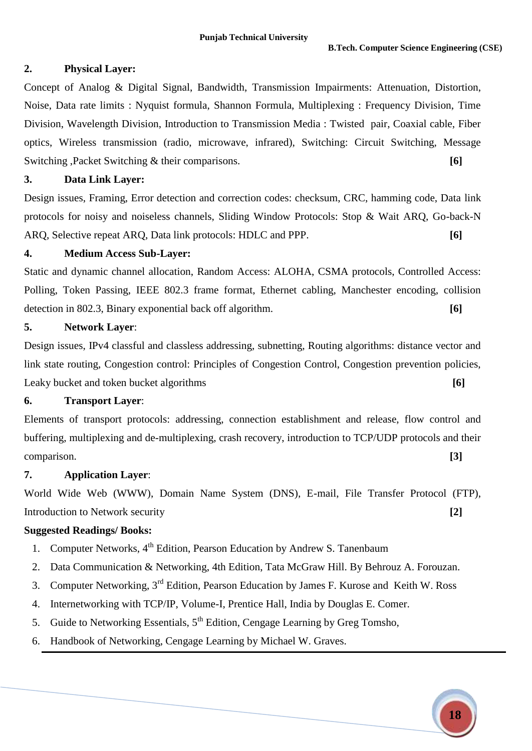**2. Physical Layer:**

Concept of Analog & Digital Signal, Bandwidth, Transmission Impairments: Attenuation, Distortion, Noise, Data rate limits : Nyquist formula, Shannon Formula, Multiplexing : Frequency Division, Time Division, Wavelength Division, Introduction to Transmission Media : Twisted pair, Coaxial cable, Fiber optics, Wireless transmission (radio, microwave, infrared), Switching: Circuit Switching, Message Switching ,Packet Switching & their comparisons. **[6]**

**3. Data Link Layer:**

Design issues, Framing, Error detection and correction codes: checksum, CRC, hamming code, Data link protocols for noisy and noiseless channels, Sliding Window Protocols: Stop & Wait ARQ, Go-back-N ARQ, Selective repeat ARQ, Data link protocols: HDLC and PPP. **[6]**

**4. Medium Access Sub-Layer:**

Static and dynamic channel allocation, Random Access: ALOHA, CSMA protocols, Controlled Access: Polling, Token Passing, IEEE 802.3 frame format, Ethernet cabling, Manchester encoding, collision detection in 802.3, Binary exponential back off algorithm. **[6]**

**5. Network Layer:**

Design issues, IPv4 classful and classless addressing, subnetting, Routing algorithms: distance vector and link state routing, Congestion control: Principles of Congestion Control, Congestion prevention policies, Leaky bucket and token bucket algorithms **[6]**

**6. Transport Layer:**

Elements of transport protocols: addressing, connection establishment and release, flow control and buffering, multiplexing and de-multiplexing, crash recovery, introduction to TCP/UDP protocols and their comparison. **[3]**

**7. Application Layer:**

World Wide Web (WWW), Domain Name System (DNS), E-mail, File Transfer Protocol (FTP), Introduction to Network security **[2]**

**Suggested Readings/ Books:**

1. Computer Networks, 4th Edition, Pearson Education by Andrew S. Tanenbaum
2. Data Communication & Networking, 4th Edition, Tata McGraw Hill. By Behrouz A. Forouzan.
3. Computer Networking, 3rd Edition, Pearson Education by James F. Kurose and Keith W. Ross
4. Internetworking with TCP/IP, Volume-I, Prentice Hall, India by Douglas E. Comer.
5. Guide to Networking Essentials, 5th Edition, Cengage Learning by Greg Tomsho,
6. Handbook of Networking, Cengage Learning by Michael W. Graves.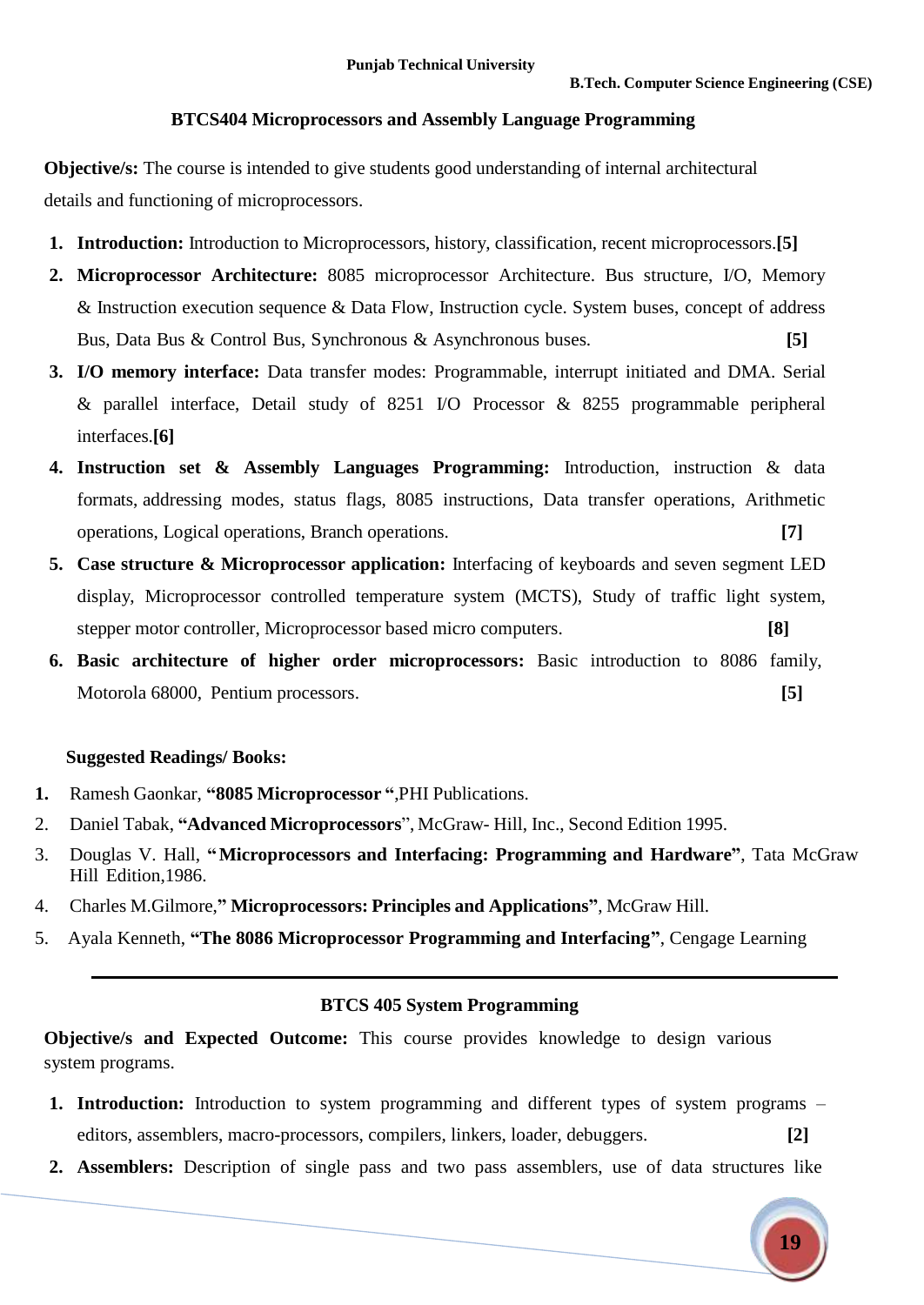## BTCS404 Microprocessors and Assembly Language Programming

**Objective/s:** The course is intended to give students good understanding of internal architectural details and functioning of microprocessors.

1. **Introduction:** Introduction to Microprocessors, history, classification, recent microprocessors.**[5]**
2. **Microprocessor Architecture:** 8085 microprocessor Architecture. Bus structure, I/O, Memory & Instruction execution sequence & Data Flow, Instruction cycle. System buses, concept of address Bus, Data Bus & Control Bus, Synchronous & Asynchronous buses. **[5]**
3. **I/O memory interface:** Data transfer modes: Programmable, interrupt initiated and DMA. Serial & parallel interface, Detail study of 8251 I/O Processor & 8255 programmable peripheral interfaces.**[6]**
4. **Instruction set & Assembly Languages Programming:** Introduction, instruction & data formats, addressing modes, status flags, 8085 instructions, Data transfer operations, Arithmetic operations, Logical operations, Branch operations. **[7]**
5. **Case structure & Microprocessor application:** Interfacing of keyboards and seven segment LED display, Microprocessor controlled temperature system (MCTS), Study of traffic light system, stepper motor controller, Microprocessor based micro computers. **[8]**
6. **Basic architecture of higher order microprocessors:** Basic introduction to 8086 family, Motorola 68000, Pentium processors. **[5]**

**Suggested Readings/ Books:**

1. Ramesh Gaonkar, **"8085 Microprocessor "**,PHI Publications.
2. Daniel Tabak, **"Advanced Microprocessors**", McGraw- Hill, Inc., Second Edition 1995.
3. Douglas V. Hall, **"Microprocessors and Interfacing: Programming and Hardware"**, Tata McGraw Hill Edition,1986.
4. Charles M.Gilmore,**" Microprocessors: Principles and Applications"**, McGraw Hill.
5. Ayala Kenneth, **"The 8086 Microprocessor Programming and Interfacing"**, Cengage Learning

---

## BTCS 405 System Programming

**Objective/s and Expected Outcome:** This course provides knowledge to design various system programs.

1. **Introduction:** Introduction to system programming and different types of system programs – editors, assemblers, macro-processors, compilers, linkers, loader, debuggers. **[2]**
2. **Assemblers:** Description of single pass and two pass assemblers, use of data structures like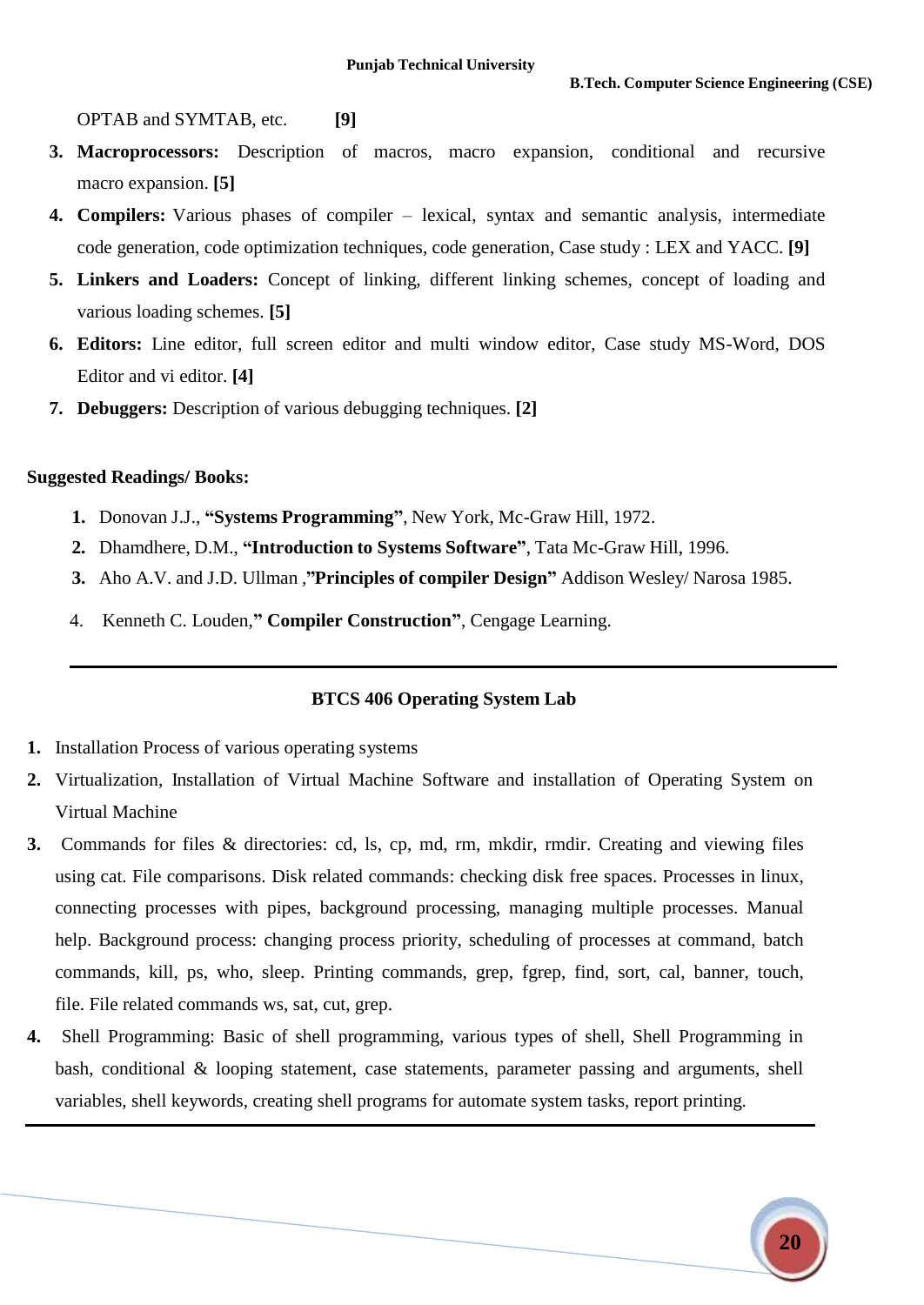OPTAB and SYMTAB, etc. **[9]**

3. **Macroprocessors:** Description of macros, macro expansion, conditional and recursive macro expansion. **[5]**
4. **Compilers:** Various phases of compiler – lexical, syntax and semantic analysis, intermediate code generation, code optimization techniques, code generation, Case study : LEX and YACC. **[9]**
5. **Linkers and Loaders:** Concept of linking, different linking schemes, concept of loading and various loading schemes. **[5]**
6. **Editors:** Line editor, full screen editor and multi window editor, Case study MS-Word, DOS Editor and vi editor. **[4]**
7. **Debuggers:** Description of various debugging techniques. **[2]**

**Suggested Readings/ Books:**

1. Donovan J.J., **"Systems Programming"**, New York, Mc-Graw Hill, 1972.
2. Dhamdhere, D.M., **"Introduction to Systems Software"**, Tata Mc-Graw Hill, 1996.
3. Aho A.V. and J.D. Ullman ,**"Principles of compiler Design"** Addison Wesley/ Narosa 1985.
4. Kenneth C. Louden,**" Compiler Construction"**, Cengage Learning.

---

## BTCS 406 Operating System Lab

1. Installation Process of various operating systems
2. Virtualization, Installation of Virtual Machine Software and installation of Operating System on Virtual Machine
3. Commands for files & directories: cd, ls, cp, md, rm, mkdir, rmdir. Creating and viewing files using cat. File comparisons. Disk related commands: checking disk free spaces. Processes in linux, connecting processes with pipes, background processing, managing multiple processes. Manual help. Background process: changing process priority, scheduling of processes at command, batch commands, kill, ps, who, sleep. Printing commands, grep, fgrep, find, sort, cal, banner, touch, file. File related commands ws, sat, cut, grep.
4. Shell Programming: Basic of shell programming, various types of shell, Shell Programming in bash, conditional & looping statement, case statements, parameter passing and arguments, shell variables, shell keywords, creating shell programs for automate system tasks, report printing.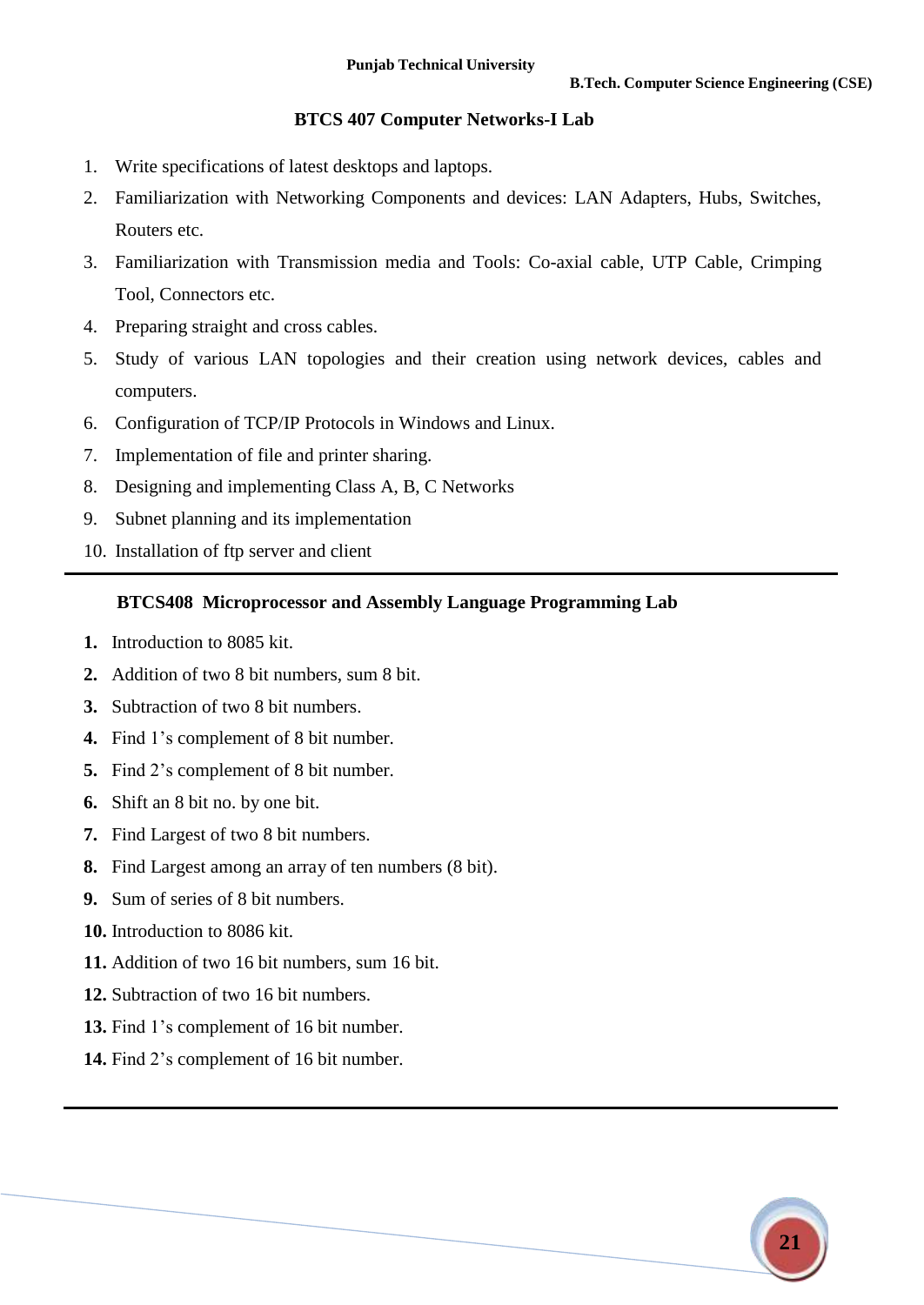## BTCS 407 Computer Networks-I Lab

1. Write specifications of latest desktops and laptops.
2. Familiarization with Networking Components and devices: LAN Adapters, Hubs, Switches, Routers etc.
3. Familiarization with Transmission media and Tools: Co-axial cable, UTP Cable, Crimping Tool, Connectors etc.
4. Preparing straight and cross cables.
5. Study of various LAN topologies and their creation using network devices, cables and computers.
6. Configuration of TCP/IP Protocols in Windows and Linux.
7. Implementation of file and printer sharing.
8. Designing and implementing Class A, B, C Networks
9. Subnet planning and its implementation
10. Installation of ftp server and client

---

## BTCS408 Microprocessor and Assembly Language Programming Lab

1. Introduction to 8085 kit.
2. Addition of two 8 bit numbers, sum 8 bit.
3. Subtraction of two 8 bit numbers.
4. Find 1's complement of 8 bit number.
5. Find 2's complement of 8 bit number.
6. Shift an 8 bit no. by one bit.
7. Find Largest of two 8 bit numbers.
8. Find Largest among an array of ten numbers (8 bit).
9. Sum of series of 8 bit numbers.
10. Introduction to 8086 kit.
11. Addition of two 16 bit numbers, sum 16 bit.
12. Subtraction of two 16 bit numbers.
13. Find 1's complement of 16 bit number.
14. Find 2's complement of 16 bit number.

---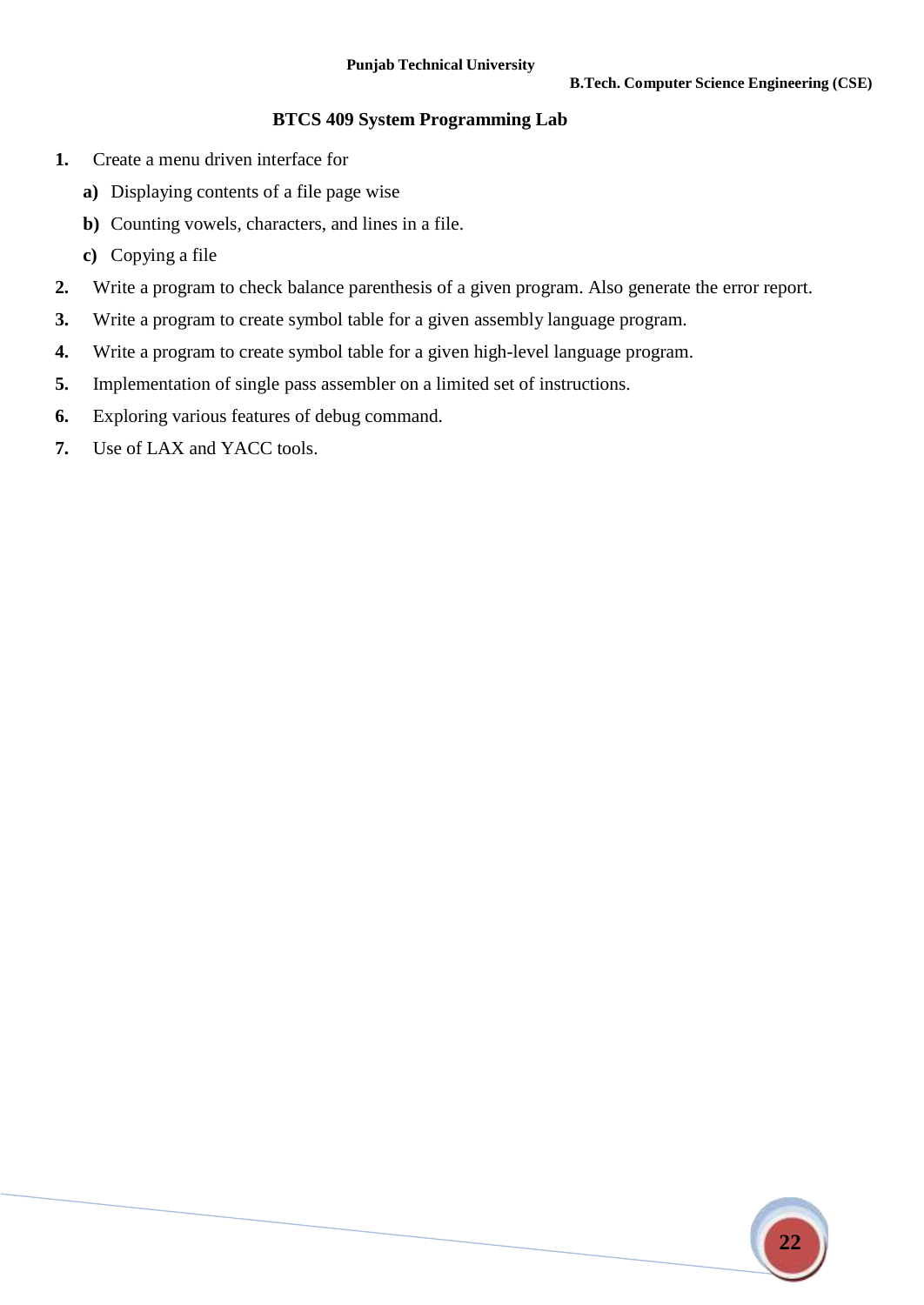## BTCS 409 System Programming Lab

1. Create a menu driven interface for
   - **a)** Displaying contents of a file page wise
   - **b)** Counting vowels, characters, and lines in a file.
   - **c)** Copying a file
2. Write a program to check balance parenthesis of a given program. Also generate the error report.
3. Write a program to create symbol table for a given assembly language program.
4. Write a program to create symbol table for a given high-level language program.
5. Implementation of single pass assembler on a limited set of instructions.
6. Exploring various features of debug command.
7. Use of LAX and YACC tools.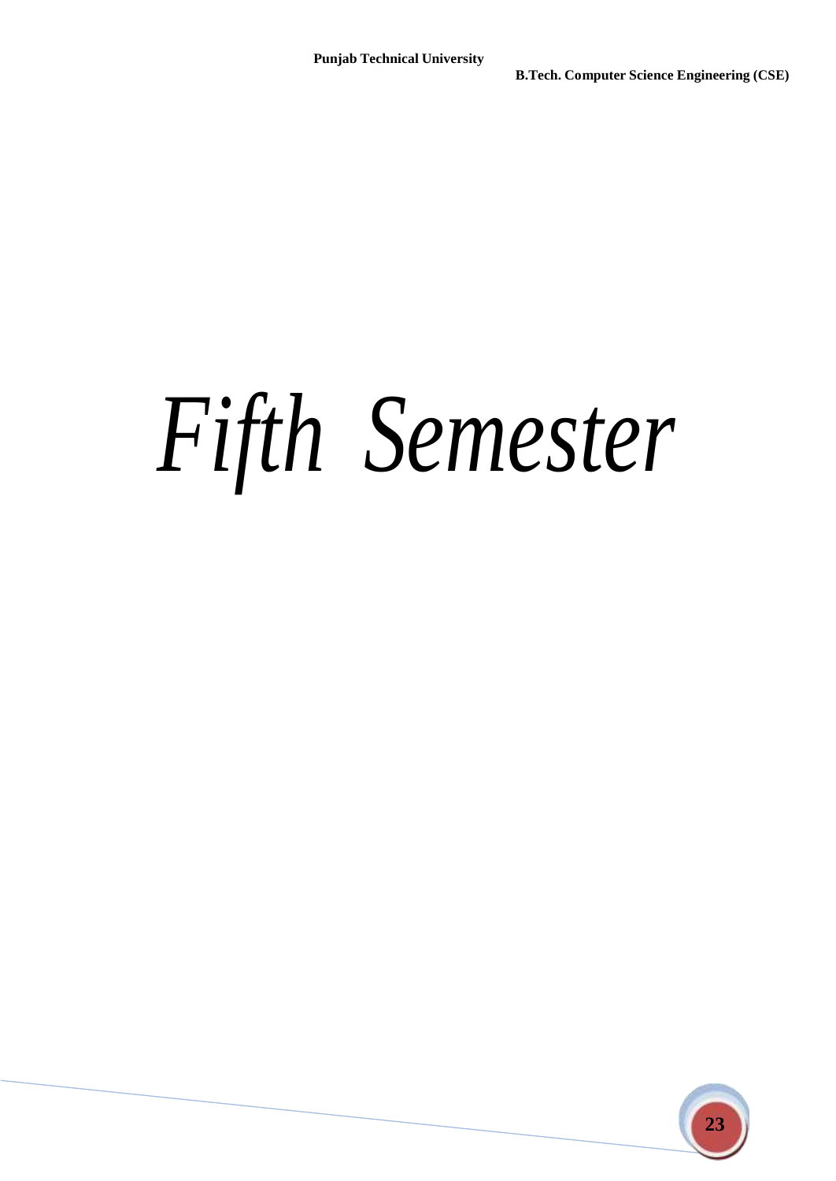# *Fifth Semester*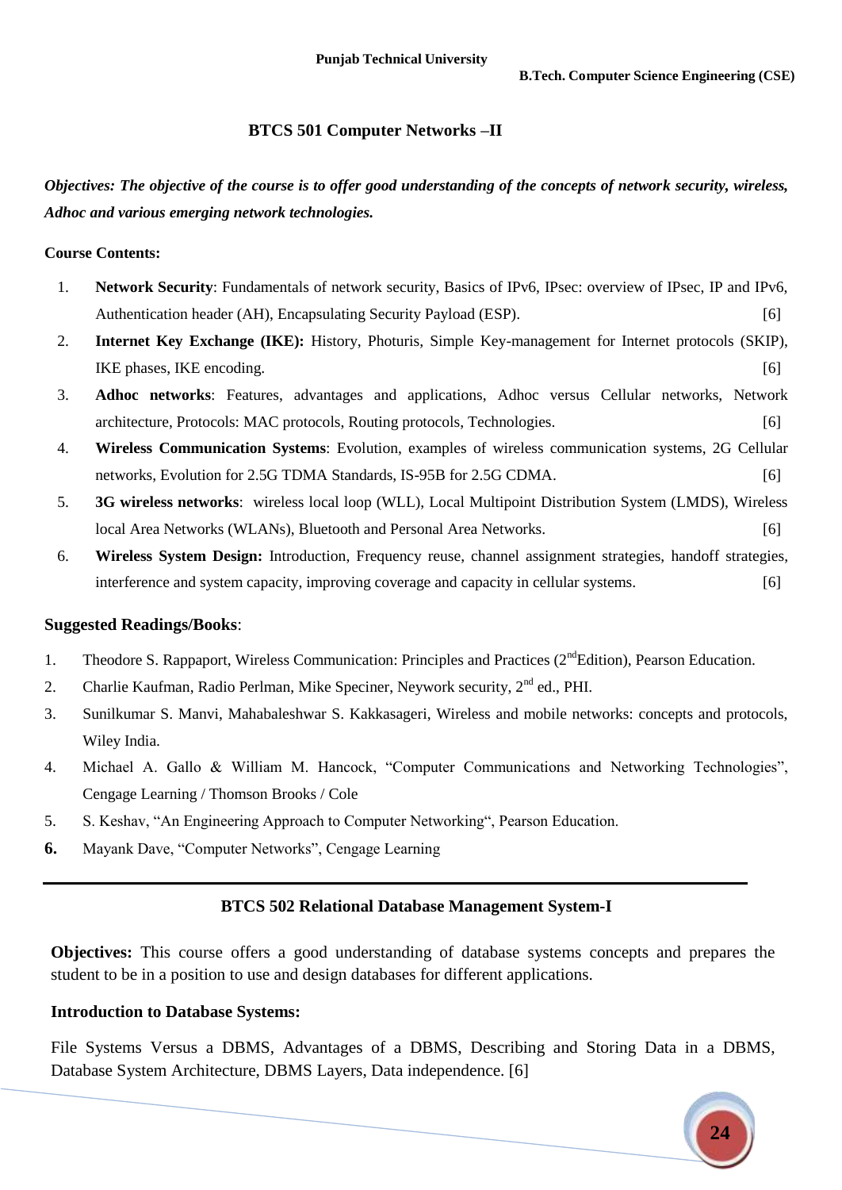## BTCS 501 Computer Networks –II

***Objectives: The objective of the course is to offer good understanding of the concepts of network security, wireless, Adhoc and various emerging network technologies.***

**Course Contents:**

1. **Network Security**: Fundamentals of network security, Basics of IPv6, IPsec: overview of IPsec, IP and IPv6, Authentication header (AH), Encapsulating Security Payload (ESP). [6]
2. **Internet Key Exchange (IKE):** History, Photuris, Simple Key-management for Internet protocols (SKIP), IKE phases, IKE encoding. [6]
3. **Adhoc networks**: Features, advantages and applications, Adhoc versus Cellular networks, Network architecture, Protocols: MAC protocols, Routing protocols, Technologies. [6]
4. **Wireless Communication Systems**: Evolution, examples of wireless communication systems, 2G Cellular networks, Evolution for 2.5G TDMA Standards, IS-95B for 2.5G CDMA. [6]
5. **3G wireless networks**: wireless local loop (WLL), Local Multipoint Distribution System (LMDS), Wireless local Area Networks (WLANs), Bluetooth and Personal Area Networks. [6]
6. **Wireless System Design:** Introduction, Frequency reuse, channel assignment strategies, handoff strategies, interference and system capacity, improving coverage and capacity in cellular systems. [6]

**Suggested Readings/Books**:

1. Theodore S. Rappaport, Wireless Communication: Principles and Practices (2nd Edition), Pearson Education.
2. Charlie Kaufman, Radio Perlman, Mike Speciner, Neywork security, 2nd ed., PHI.
3. Sunilkumar S. Manvi, Mahabaleshwar S. Kakkasageri, Wireless and mobile networks: concepts and protocols, Wiley India.
4. Michael A. Gallo & William M. Hancock, "Computer Communications and Networking Technologies", Cengage Learning / Thomson Brooks / Cole
5. S. Keshav, "An Engineering Approach to Computer Networking", Pearson Education.
6. Mayank Dave, "Computer Networks", Cengage Learning

---

## BTCS 502 Relational Database Management System-I

**Objectives:** This course offers a good understanding of database systems concepts and prepares the student to be in a position to use and design databases for different applications.

**Introduction to Database Systems:**

File Systems Versus a DBMS, Advantages of a DBMS, Describing and Storing Data in a DBMS, Database System Architecture, DBMS Layers, Data independence. [6]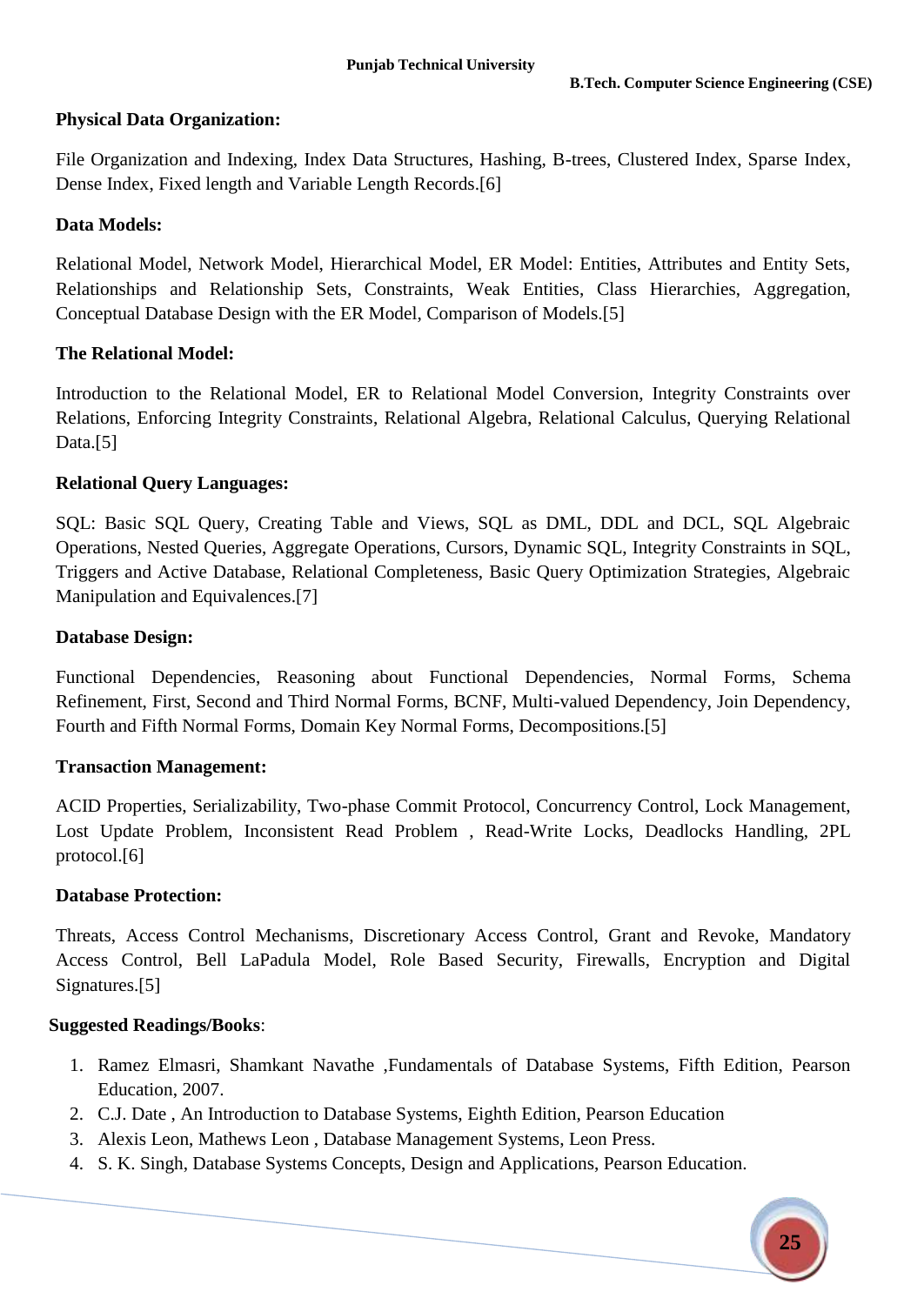**Physical Data Organization:**

File Organization and Indexing, Index Data Structures, Hashing, B-trees, Clustered Index, Sparse Index, Dense Index, Fixed length and Variable Length Records.[6]

**Data Models:**

Relational Model, Network Model, Hierarchical Model, ER Model: Entities, Attributes and Entity Sets, Relationships and Relationship Sets, Constraints, Weak Entities, Class Hierarchies, Aggregation, Conceptual Database Design with the ER Model, Comparison of Models.[5]

**The Relational Model:**

Introduction to the Relational Model, ER to Relational Model Conversion, Integrity Constraints over Relations, Enforcing Integrity Constraints, Relational Algebra, Relational Calculus, Querying Relational Data.[5]

**Relational Query Languages:**

SQL: Basic SQL Query, Creating Table and Views, SQL as DML, DDL and DCL, SQL Algebraic Operations, Nested Queries, Aggregate Operations, Cursors, Dynamic SQL, Integrity Constraints in SQL, Triggers and Active Database, Relational Completeness, Basic Query Optimization Strategies, Algebraic Manipulation and Equivalences.[7]

**Database Design:**

Functional Dependencies, Reasoning about Functional Dependencies, Normal Forms, Schema Refinement, First, Second and Third Normal Forms, BCNF, Multi-valued Dependency, Join Dependency, Fourth and Fifth Normal Forms, Domain Key Normal Forms, Decompositions.[5]

**Transaction Management:**

ACID Properties, Serializability, Two-phase Commit Protocol, Concurrency Control, Lock Management, Lost Update Problem, Inconsistent Read Problem , Read-Write Locks, Deadlocks Handling, 2PL protocol.[6]

**Database Protection:**

Threats, Access Control Mechanisms, Discretionary Access Control, Grant and Revoke, Mandatory Access Control, Bell LaPadula Model, Role Based Security, Firewalls, Encryption and Digital Signatures.[5]

**Suggested Readings/Books**:

1. Ramez Elmasri, Shamkant Navathe ,Fundamentals of Database Systems, Fifth Edition, Pearson Education, 2007.
2. C.J. Date , An Introduction to Database Systems, Eighth Edition, Pearson Education
3. Alexis Leon, Mathews Leon , Database Management Systems, Leon Press.
4. S. K. Singh, Database Systems Concepts, Design and Applications, Pearson Education.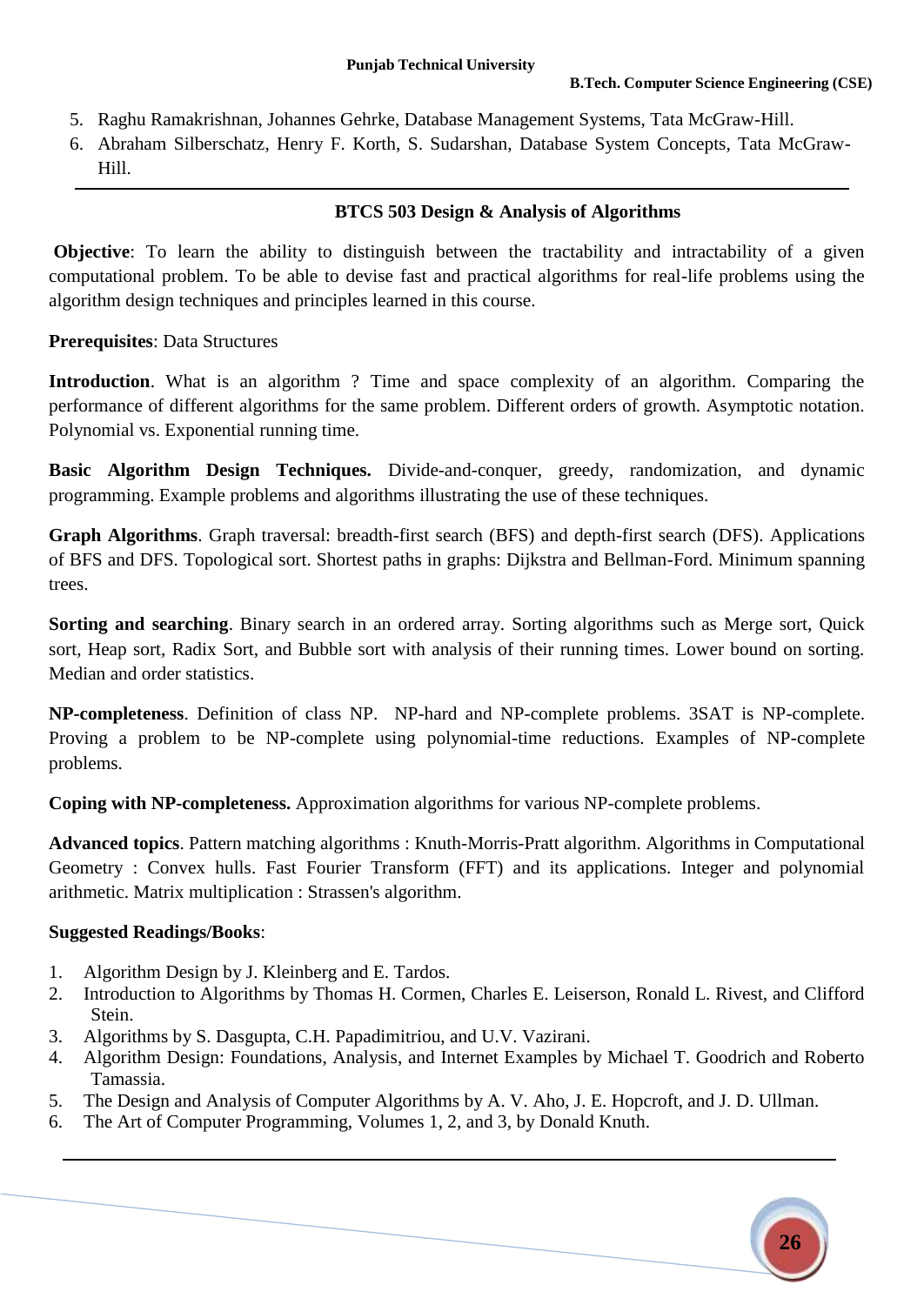5. Raghu Ramakrishnan, Johannes Gehrke, Database Management Systems, Tata McGraw-Hill.
6. Abraham Silberschatz, Henry F. Korth, S. Sudarshan, Database System Concepts, Tata McGraw-Hill.

---

## BTCS 503 Design & Analysis of Algorithms

**Objective**: To learn the ability to distinguish between the tractability and intractability of a given computational problem. To be able to devise fast and practical algorithms for real-life problems using the algorithm design techniques and principles learned in this course.

**Prerequisites**: Data Structures

**Introduction**. What is an algorithm ? Time and space complexity of an algorithm. Comparing the performance of different algorithms for the same problem. Different orders of growth. Asymptotic notation. Polynomial vs. Exponential running time.

**Basic Algorithm Design Techniques.** Divide-and-conquer, greedy, randomization, and dynamic programming. Example problems and algorithms illustrating the use of these techniques.

**Graph Algorithms**. Graph traversal: breadth-first search (BFS) and depth-first search (DFS). Applications of BFS and DFS. Topological sort. Shortest paths in graphs: Dijkstra and Bellman-Ford. Minimum spanning trees.

**Sorting and searching**. Binary search in an ordered array. Sorting algorithms such as Merge sort, Quick sort, Heap sort, Radix Sort, and Bubble sort with analysis of their running times. Lower bound on sorting. Median and order statistics.

**NP-completeness**. Definition of class NP. NP-hard and NP-complete problems. 3SAT is NP-complete. Proving a problem to be NP-complete using polynomial-time reductions. Examples of NP-complete problems.

**Coping with NP-completeness.** Approximation algorithms for various NP-complete problems.

**Advanced topics**. Pattern matching algorithms : Knuth-Morris-Pratt algorithm. Algorithms in Computational Geometry : Convex hulls. Fast Fourier Transform (FFT) and its applications. Integer and polynomial arithmetic. Matrix multiplication : Strassen's algorithm.

**Suggested Readings/Books**:

1. Algorithm Design by J. Kleinberg and E. Tardos.
2. Introduction to Algorithms by Thomas H. Cormen, Charles E. Leiserson, Ronald L. Rivest, and Clifford Stein.
3. Algorithms by S. Dasgupta, C.H. Papadimitriou, and U.V. Vazirani.
4. Algorithm Design: Foundations, Analysis, and Internet Examples by Michael T. Goodrich and Roberto Tamassia.
5. The Design and Analysis of Computer Algorithms by A. V. Aho, J. E. Hopcroft, and J. D. Ullman.
6. The Art of Computer Programming, Volumes 1, 2, and 3, by Donald Knuth.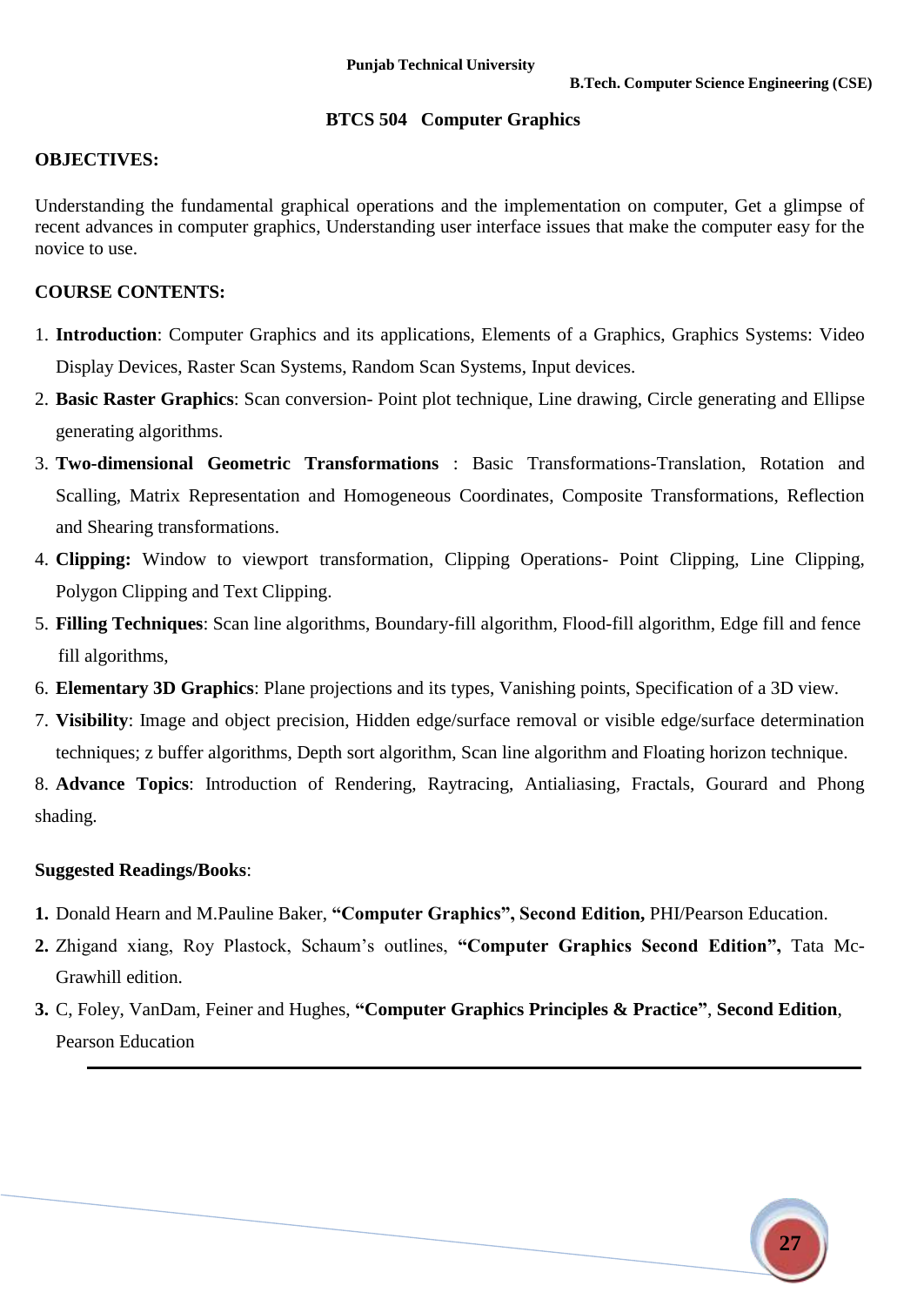# BTCS 504 Computer Graphics

## OBJECTIVES:

Understanding the fundamental graphical operations and the implementation on computer, Get a glimpse of recent advances in computer graphics, Understanding user interface issues that make the computer easy for the novice to use.

## COURSE CONTENTS:

1. **Introduction**: Computer Graphics and its applications, Elements of a Graphics, Graphics Systems: Video Display Devices, Raster Scan Systems, Random Scan Systems, Input devices.
2. **Basic Raster Graphics**: Scan conversion- Point plot technique, Line drawing, Circle generating and Ellipse generating algorithms.
3. **Two-dimensional Geometric Transformations** : Basic Transformations-Translation, Rotation and Scalling, Matrix Representation and Homogeneous Coordinates, Composite Transformations, Reflection and Shearing transformations.
4. **Clipping:** Window to viewport transformation, Clipping Operations- Point Clipping, Line Clipping, Polygon Clipping and Text Clipping.
5. **Filling Techniques**: Scan line algorithms, Boundary-fill algorithm, Flood-fill algorithm, Edge fill and fence fill algorithms,
6. **Elementary 3D Graphics**: Plane projections and its types, Vanishing points, Specification of a 3D view.
7. **Visibility**: Image and object precision, Hidden edge/surface removal or visible edge/surface determination techniques; z buffer algorithms, Depth sort algorithm, Scan line algorithm and Floating horizon technique.
8. **Advance Topics**: Introduction of Rendering, Raytracing, Antialiasing, Fractals, Gourard and Phong shading.

**Suggested Readings/Books**:

1. Donald Hearn and M.Pauline Baker, **"Computer Graphics", Second Edition,** PHI/Pearson Education.
2. Zhigand xiang, Roy Plastock, Schaum's outlines, **"Computer Graphics Second Edition",** Tata Mc-Grawhill edition.
3. C, Foley, VanDam, Feiner and Hughes, **"Computer Graphics Principles & Practice"**, **Second Edition**, Pearson Education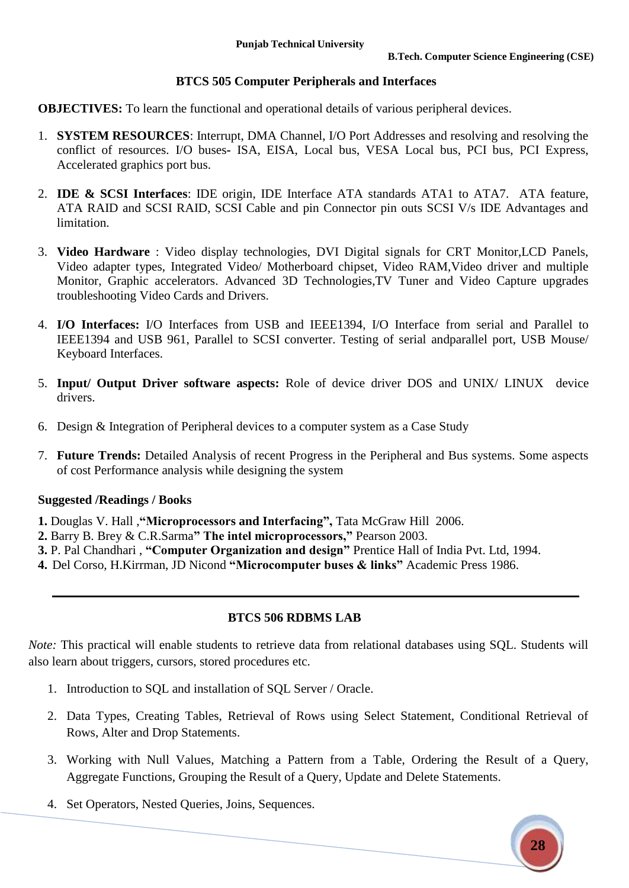## BTCS 505 Computer Peripherals and Interfaces

**OBJECTIVES:** To learn the functional and operational details of various peripheral devices.

1. **SYSTEM RESOURCES**: Interrupt, DMA Channel, I/O Port Addresses and resolving and resolving the conflict of resources. I/O buses- ISA, EISA, Local bus, VESA Local bus, PCI bus, PCI Express, Accelerated graphics port bus.

2. **IDE & SCSI Interfaces**: IDE origin, IDE Interface ATA standards ATA1 to ATA7. ATA feature, ATA RAID and SCSI RAID, SCSI Cable and pin Connector pin outs SCSI V/s IDE Advantages and limitation.

3. **Video Hardware** : Video display technologies, DVI Digital signals for CRT Monitor,LCD Panels, Video adapter types, Integrated Video/ Motherboard chipset, Video RAM,Video driver and multiple Monitor, Graphic accelerators. Advanced 3D Technologies,TV Tuner and Video Capture upgrades troubleshooting Video Cards and Drivers.

4. **I/O Interfaces:** I/O Interfaces from USB and IEEE1394, I/O Interface from serial and Parallel to IEEE1394 and USB 961, Parallel to SCSI converter. Testing of serial andparallel port, USB Mouse/ Keyboard Interfaces.

5. **Input/ Output Driver software aspects:** Role of device driver DOS and UNIX/ LINUX device drivers.

6. Design & Integration of Peripheral devices to a computer system as a Case Study

7. **Future Trends:** Detailed Analysis of recent Progress in the Peripheral and Bus systems. Some aspects of cost Performance analysis while designing the system

**Suggested /Readings / Books**

**1.** Douglas V. Hall ,**"Microprocessors and Interfacing"**, Tata McGraw Hill 2006.
**2.** Barry B. Brey & C.R.Sarma**" The intel microprocessors,"** Pearson 2003.
**3.** P. Pal Chandhari , **"Computer Organization and design"** Prentice Hall of India Pvt. Ltd, 1994.
**4.** Del Corso, H.Kirrman, JD Nicond **"Microcomputer buses & links"** Academic Press 1986.

---

## BTCS 506 RDBMS LAB

*Note:* This practical will enable students to retrieve data from relational databases using SQL. Students will also learn about triggers, cursors, stored procedures etc.

1. Introduction to SQL and installation of SQL Server / Oracle.

2. Data Types, Creating Tables, Retrieval of Rows using Select Statement, Conditional Retrieval of Rows, Alter and Drop Statements.

3. Working with Null Values, Matching a Pattern from a Table, Ordering the Result of a Query, Aggregate Functions, Grouping the Result of a Query, Update and Delete Statements.

4. Set Operators, Nested Queries, Joins, Sequences.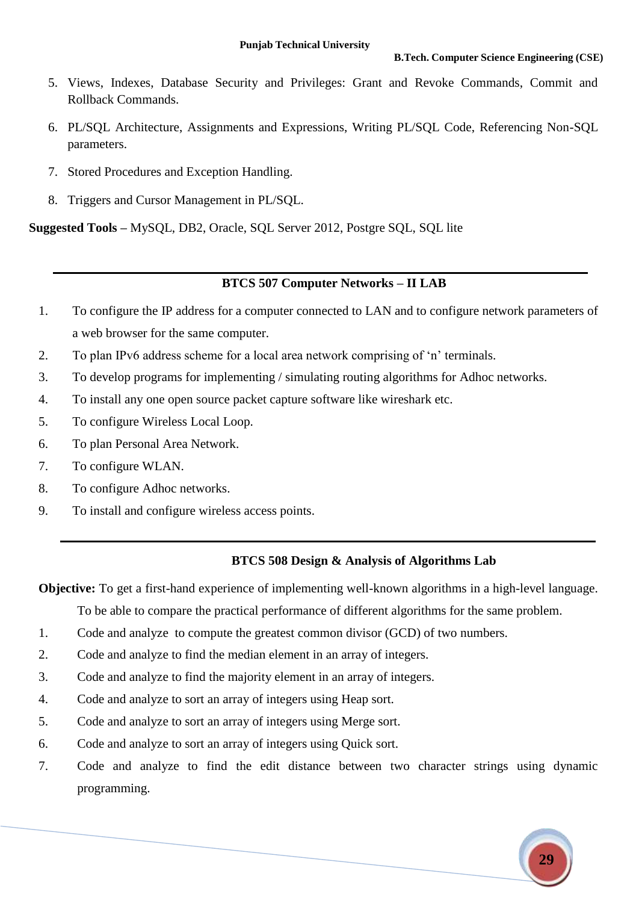5. Views, Indexes, Database Security and Privileges: Grant and Revoke Commands, Commit and Rollback Commands.
6. PL/SQL Architecture, Assignments and Expressions, Writing PL/SQL Code, Referencing Non-SQL parameters.
7. Stored Procedures and Exception Handling.
8. Triggers and Cursor Management in PL/SQL.

**Suggested Tools –** MySQL, DB2, Oracle, SQL Server 2012, Postgre SQL, SQL lite

---

## BTCS 507 Computer Networks – II LAB

1. To configure the IP address for a computer connected to LAN and to configure network parameters of a web browser for the same computer.
2. To plan IPv6 address scheme for a local area network comprising of 'n' terminals.
3. To develop programs for implementing / simulating routing algorithms for Adhoc networks.
4. To install any one open source packet capture software like wireshark etc.
5. To configure Wireless Local Loop.
6. To plan Personal Area Network.
7. To configure WLAN.
8. To configure Adhoc networks.
9. To install and configure wireless access points.

---

## BTCS 508 Design & Analysis of Algorithms Lab

**Objective:** To get a first-hand experience of implementing well-known algorithms in a high-level language. To be able to compare the practical performance of different algorithms for the same problem.

1. Code and analyze to compute the greatest common divisor (GCD) of two numbers.
2. Code and analyze to find the median element in an array of integers.
3. Code and analyze to find the majority element in an array of integers.
4. Code and analyze to sort an array of integers using Heap sort.
5. Code and analyze to sort an array of integers using Merge sort.
6. Code and analyze to sort an array of integers using Quick sort.
7. Code and analyze to find the edit distance between two character strings using dynamic programming.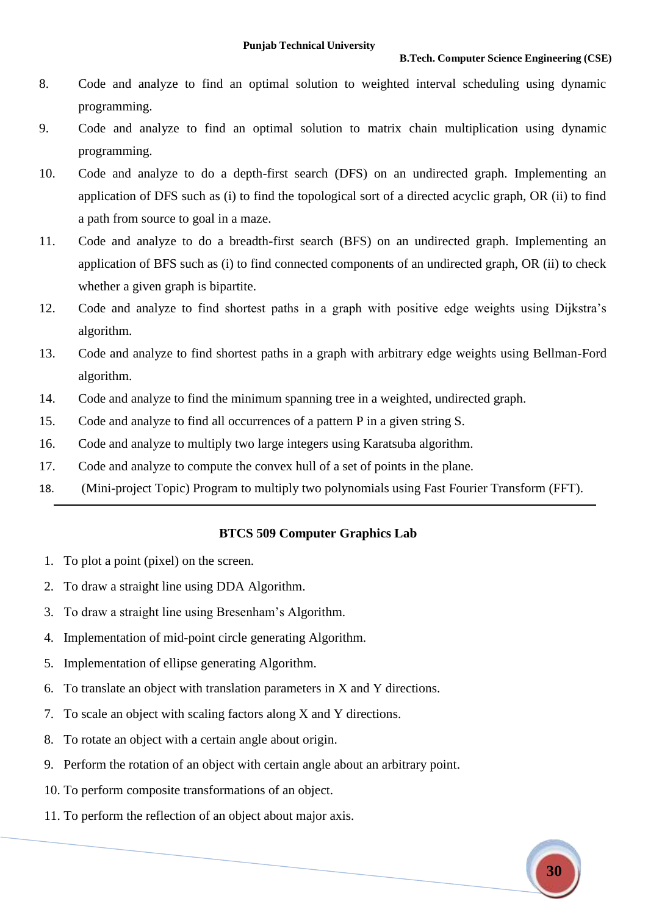8. Code and analyze to find an optimal solution to weighted interval scheduling using dynamic programming.
9. Code and analyze to find an optimal solution to matrix chain multiplication using dynamic programming.
10. Code and analyze to do a depth-first search (DFS) on an undirected graph. Implementing an application of DFS such as (i) to find the topological sort of a directed acyclic graph, OR (ii) to find a path from source to goal in a maze.
11. Code and analyze to do a breadth-first search (BFS) on an undirected graph. Implementing an application of BFS such as (i) to find connected components of an undirected graph, OR (ii) to check whether a given graph is bipartite.
12. Code and analyze to find shortest paths in a graph with positive edge weights using Dijkstra's algorithm.
13. Code and analyze to find shortest paths in a graph with arbitrary edge weights using Bellman-Ford algorithm.
14. Code and analyze to find the minimum spanning tree in a weighted, undirected graph.
15. Code and analyze to find all occurrences of a pattern P in a given string S.
16. Code and analyze to multiply two large integers using Karatsuba algorithm.
17. Code and analyze to compute the convex hull of a set of points in the plane.
18. (Mini-project Topic) Program to multiply two polynomials using Fast Fourier Transform (FFT).

---

## BTCS 509 Computer Graphics Lab

1. To plot a point (pixel) on the screen.
2. To draw a straight line using DDA Algorithm.
3. To draw a straight line using Bresenham's Algorithm.
4. Implementation of mid-point circle generating Algorithm.
5. Implementation of ellipse generating Algorithm.
6. To translate an object with translation parameters in X and Y directions.
7. To scale an object with scaling factors along X and Y directions.
8. To rotate an object with a certain angle about origin.
9. Perform the rotation of an object with certain angle about an arbitrary point.
10. To perform composite transformations of an object.
11. To perform the reflection of an object about major axis.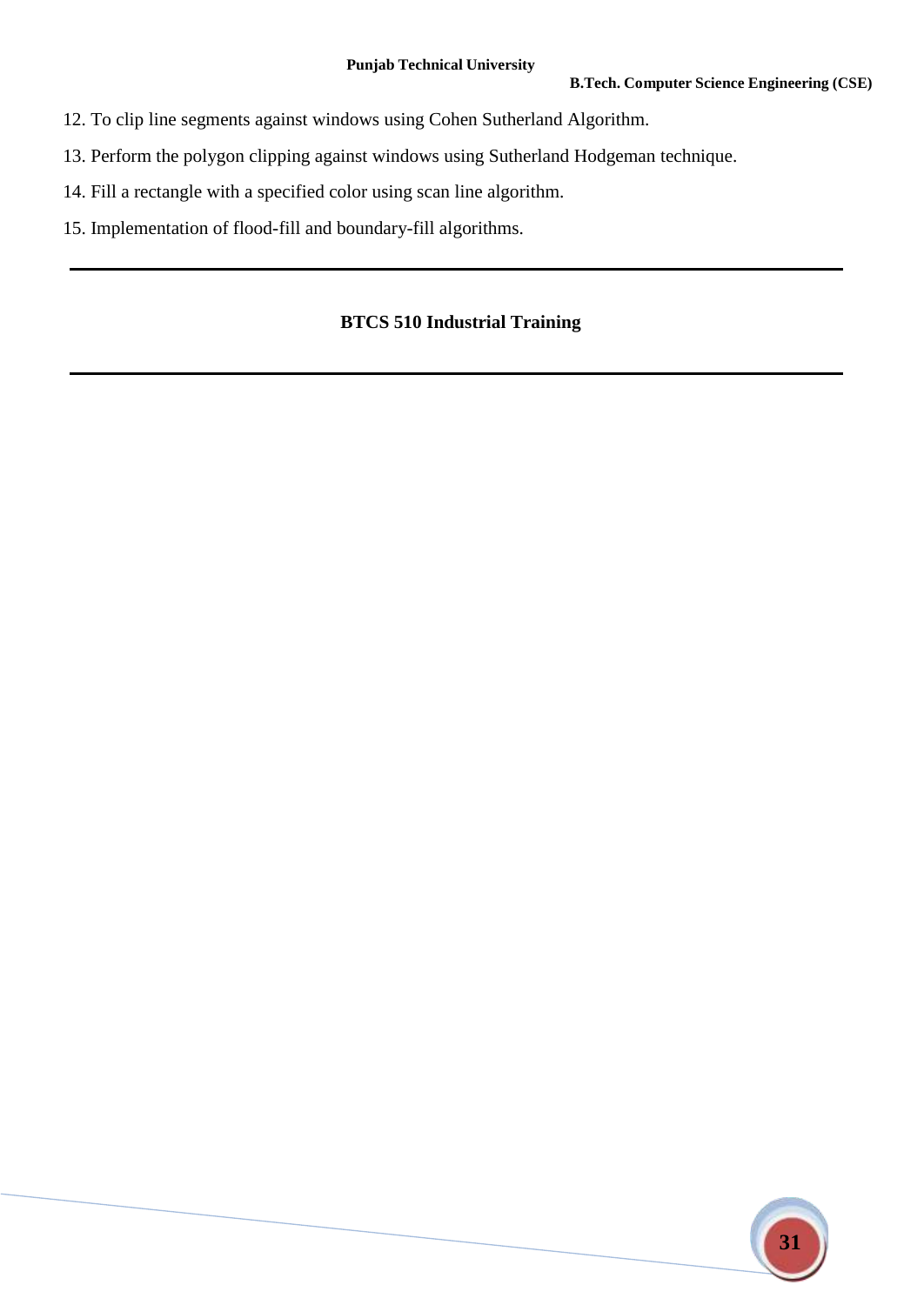12. To clip line segments against windows using Cohen Sutherland Algorithm.
13. Perform the polygon clipping against windows using Sutherland Hodgeman technique.
14. Fill a rectangle with a specified color using scan line algorithm.
15. Implementation of flood-fill and boundary-fill algorithms.

---

## BTCS 510 Industrial Training

---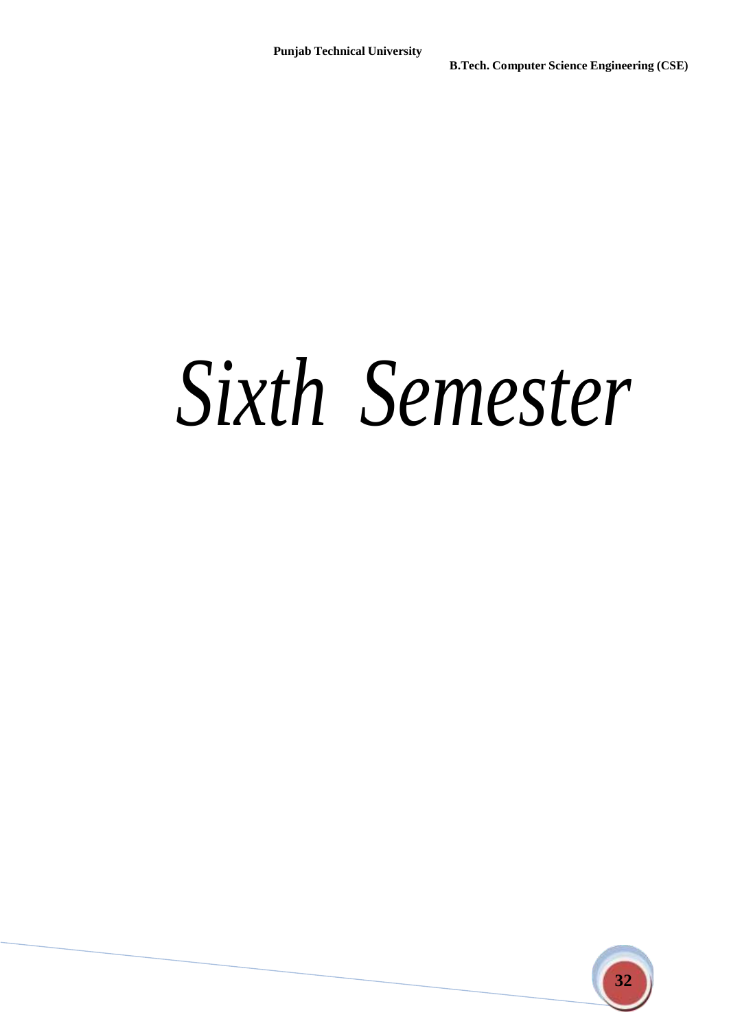# *Sixth Semester*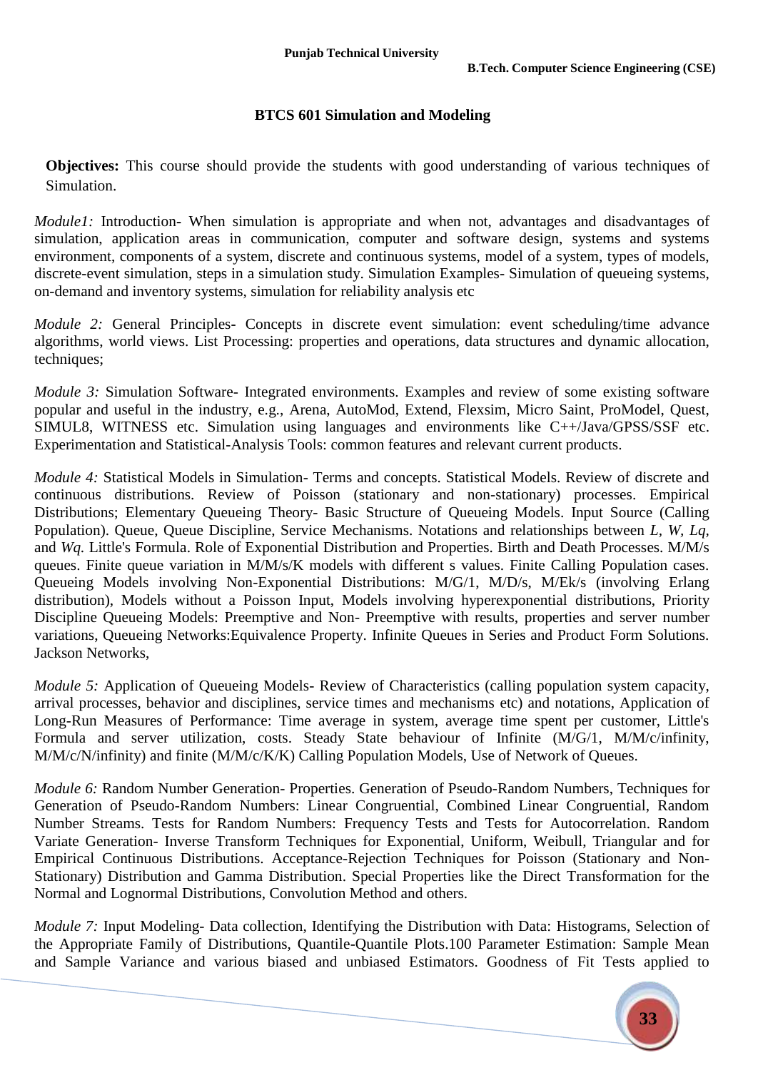## BTCS 601 Simulation and Modeling

**Objectives:** This course should provide the students with good understanding of various techniques of Simulation.

*Module1:* Introduction- When simulation is appropriate and when not, advantages and disadvantages of simulation, application areas in communication, computer and software design, systems and systems environment, components of a system, discrete and continuous systems, model of a system, types of models, discrete-event simulation, steps in a simulation study. Simulation Examples- Simulation of queueing systems, on-demand and inventory systems, simulation for reliability analysis etc

*Module 2:* General Principles- Concepts in discrete event simulation: event scheduling/time advance algorithms, world views. List Processing: properties and operations, data structures and dynamic allocation, techniques;

*Module 3:* Simulation Software- Integrated environments. Examples and review of some existing software popular and useful in the industry, e.g., Arena, AutoMod, Extend, Flexsim, Micro Saint, ProModel, Quest, SIMUL8, WITNESS etc. Simulation using languages and environments like C++/Java/GPSS/SSF etc. Experimentation and Statistical-Analysis Tools: common features and relevant current products.

*Module 4:* Statistical Models in Simulation- Terms and concepts. Statistical Models. Review of discrete and continuous distributions. Review of Poisson (stationary and non-stationary) processes. Empirical Distributions; Elementary Queueing Theory- Basic Structure of Queueing Models. Input Source (Calling Population). Queue, Queue Discipline, Service Mechanisms. Notations and relationships between $L$, $W$, $Lq$, and $Wq$. Little's Formula. Role of Exponential Distribution and Properties. Birth and Death Processes. M/M/s queues. Finite queue variation in M/M/s/K models with different s values. Finite Calling Population cases. Queueing Models involving Non-Exponential Distributions: M/G/1, M/D/s, M/Ek/s (involving Erlang distribution), Models without a Poisson Input, Models involving hyperexponential distributions, Priority Discipline Queueing Models: Preemptive and Non- Preemptive with results, properties and server number variations, Queueing Networks:Equivalence Property. Infinite Queues in Series and Product Form Solutions. Jackson Networks,

*Module 5:* Application of Queueing Models- Review of Characteristics (calling population system capacity, arrival processes, behavior and disciplines, service times and mechanisms etc) and notations, Application of Long-Run Measures of Performance: Time average in system, average time spent per customer, Little's Formula and server utilization, costs. Steady State behaviour of Infinite (M/G/1, M/M/c/infinity, M/M/c/N/infinity) and finite (M/M/c/K/K) Calling Population Models, Use of Network of Queues.

*Module 6:* Random Number Generation- Properties. Generation of Pseudo-Random Numbers, Techniques for Generation of Pseudo-Random Numbers: Linear Congruential, Combined Linear Congruential, Random Number Streams. Tests for Random Numbers: Frequency Tests and Tests for Autocorrelation. Random Variate Generation- Inverse Transform Techniques for Exponential, Uniform, Weibull, Triangular and for Empirical Continuous Distributions. Acceptance-Rejection Techniques for Poisson (Stationary and Non-Stationary) Distribution and Gamma Distribution. Special Properties like the Direct Transformation for the Normal and Lognormal Distributions, Convolution Method and others.

*Module 7:* Input Modeling- Data collection, Identifying the Distribution with Data: Histograms, Selection of the Appropriate Family of Distributions, Quantile-Quantile Plots.100 Parameter Estimation: Sample Mean and Sample Variance and various biased and unbiased Estimators. Goodness of Fit Tests applied to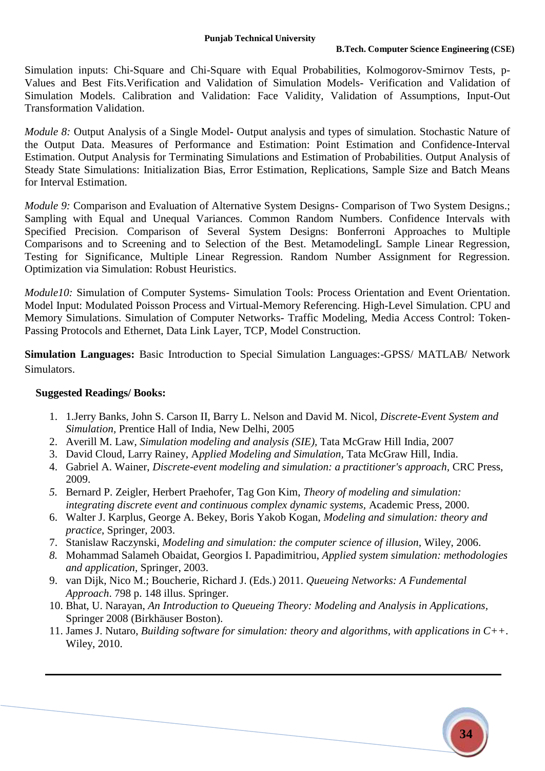Simulation inputs: Chi-Square and Chi-Square with Equal Probabilities, Kolmogorov-Smirnov Tests, p-Values and Best Fits.Verification and Validation of Simulation Models- Verification and Validation of Simulation Models. Calibration and Validation: Face Validity, Validation of Assumptions, Input-Out Transformation Validation.

*Module 8:* Output Analysis of a Single Model- Output analysis and types of simulation. Stochastic Nature of the Output Data. Measures of Performance and Estimation: Point Estimation and Confidence-Interval Estimation. Output Analysis for Terminating Simulations and Estimation of Probabilities. Output Analysis of Steady State Simulations: Initialization Bias, Error Estimation, Replications, Sample Size and Batch Means for Interval Estimation.

*Module 9:* Comparison and Evaluation of Alternative System Designs- Comparison of Two System Designs.; Sampling with Equal and Unequal Variances. Common Random Numbers. Confidence Intervals with Specified Precision. Comparison of Several System Designs: Bonferroni Approaches to Multiple Comparisons and to Screening and to Selection of the Best. MetamodelingL Sample Linear Regression, Testing for Significance, Multiple Linear Regression. Random Number Assignment for Regression. Optimization via Simulation: Robust Heuristics.

*Module10:* Simulation of Computer Systems- Simulation Tools: Process Orientation and Event Orientation. Model Input: Modulated Poisson Process and Virtual-Memory Referencing. High-Level Simulation. CPU and Memory Simulations. Simulation of Computer Networks- Traffic Modeling, Media Access Control: Token-Passing Protocols and Ethernet, Data Link Layer, TCP, Model Construction.

**Simulation Languages:** Basic Introduction to Special Simulation Languages:-GPSS/ MATLAB/ Network Simulators.

**Suggested Readings/ Books:**

1. 1.Jerry Banks, John S. Carson II, Barry L. Nelson and David M. Nicol, *Discrete-Event System and Simulation*, Prentice Hall of India, New Delhi, 2005
2. Averill M. Law, *Simulation modeling and analysis (SIE)*, Tata McGraw Hill India, 2007
3. David Cloud, Larry Rainey, A*pplied Modeling and Simulation*, Tata McGraw Hill, India.
4. Gabriel A. Wainer, *Discrete-event modeling and simulation: a practitioner's approach*, CRC Press, 2009.
5. Bernard P. Zeigler, Herbert Praehofer, Tag Gon Kim, *Theory of modeling and simulation: integrating discrete event and continuous complex dynamic systems*, Academic Press, 2000.
6. Walter J. Karplus, George A. Bekey, Boris Yakob Kogan, *Modeling and simulation: theory and practice*, Springer, 2003.
7. Stanislaw Raczynski, *Modeling and simulation: the computer science of illusion*, Wiley, 2006.
8. Mohammad Salameh Obaidat, Georgios I. Papadimitriou, *Applied system simulation: methodologies and application*, Springer, 2003.
9. van Dijk, Nico M.; Boucherie, Richard J. (Eds.) 2011. *Queueing Networks: A Fundemental Approach*. 798 p. 148 illus. Springer.
10. Bhat, U. Narayan, *An Introduction to Queueing Theory: Modeling and Analysis in Applications*, Springer 2008 (Birkhäuser Boston).
11. James J. Nutaro, *Building software for simulation: theory and algorithms, with applications in C++*. Wiley, 2010.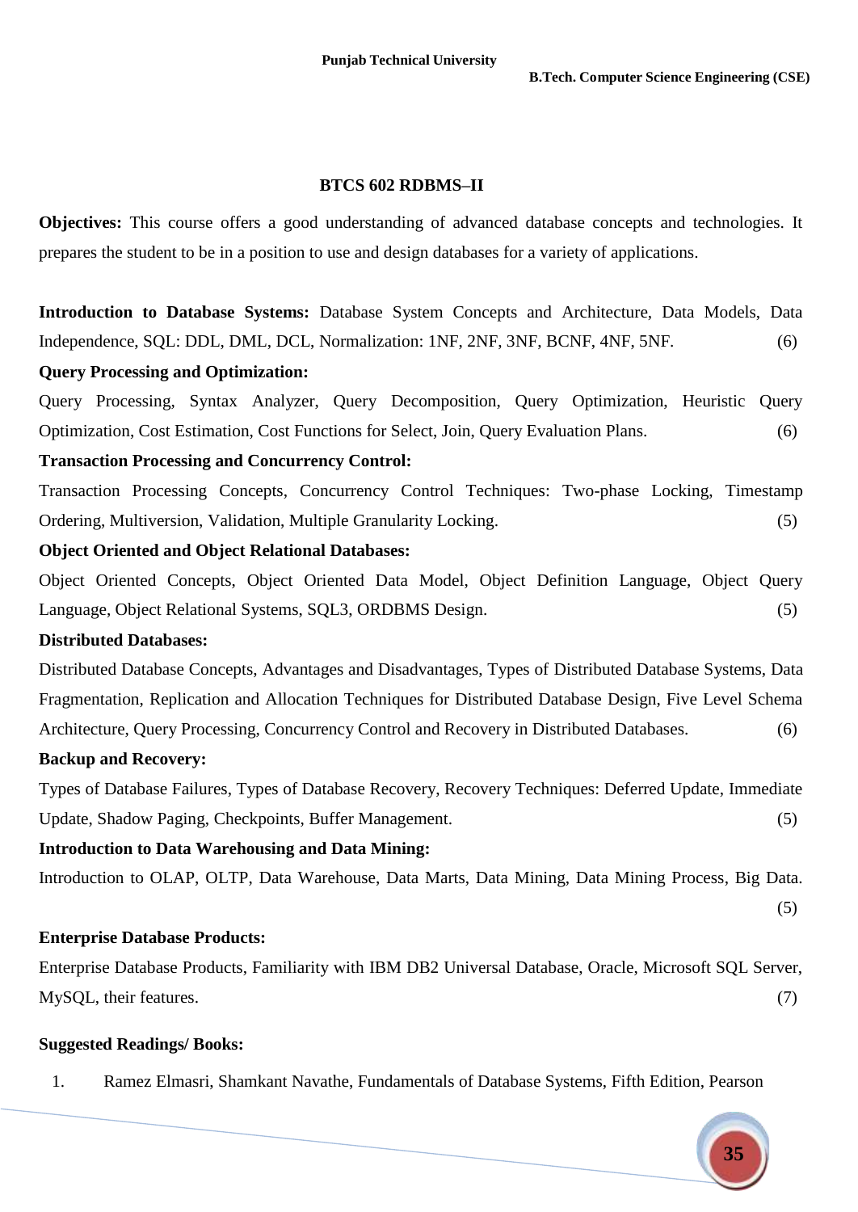## BTCS 602 RDBMS–II

**Objectives:** This course offers a good understanding of advanced database concepts and technologies. It prepares the student to be in a position to use and design databases for a variety of applications.

**Introduction to Database Systems:** Database System Concepts and Architecture, Data Models, Data Independence, SQL: DDL, DML, DCL, Normalization: 1NF, 2NF, 3NF, BCNF, 4NF, 5NF. (6)

**Query Processing and Optimization:**

Query Processing, Syntax Analyzer, Query Decomposition, Query Optimization, Heuristic Query Optimization, Cost Estimation, Cost Functions for Select, Join, Query Evaluation Plans. (6)

**Transaction Processing and Concurrency Control:**

Transaction Processing Concepts, Concurrency Control Techniques: Two-phase Locking, Timestamp Ordering, Multiversion, Validation, Multiple Granularity Locking. (5)

**Object Oriented and Object Relational Databases:**

Object Oriented Concepts, Object Oriented Data Model, Object Definition Language, Object Query Language, Object Relational Systems, SQL3, ORDBMS Design. (5)

**Distributed Databases:**

Distributed Database Concepts, Advantages and Disadvantages, Types of Distributed Database Systems, Data Fragmentation, Replication and Allocation Techniques for Distributed Database Design, Five Level Schema Architecture, Query Processing, Concurrency Control and Recovery in Distributed Databases. (6)

**Backup and Recovery:**

Types of Database Failures, Types of Database Recovery, Recovery Techniques: Deferred Update, Immediate Update, Shadow Paging, Checkpoints, Buffer Management. (5)

**Introduction to Data Warehousing and Data Mining:**

Introduction to OLAP, OLTP, Data Warehouse, Data Marts, Data Mining, Data Mining Process, Big Data. (5)

**Enterprise Database Products:**

Enterprise Database Products, Familiarity with IBM DB2 Universal Database, Oracle, Microsoft SQL Server, MySQL, their features. (7)

**Suggested Readings/ Books:**

1. Ramez Elmasri, Shamkant Navathe, Fundamentals of Database Systems, Fifth Edition, Pearson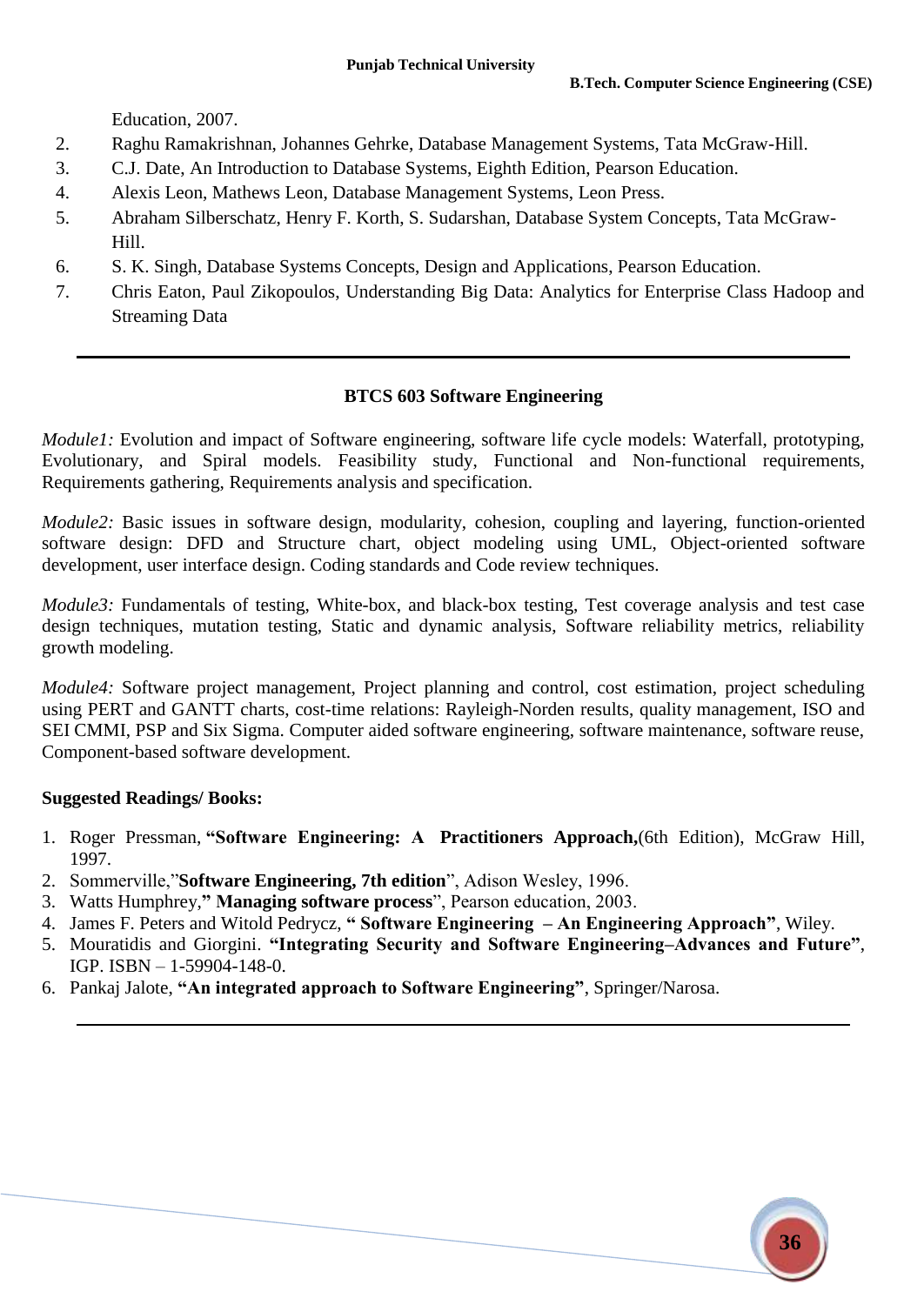Education, 2007.

2. Raghu Ramakrishnan, Johannes Gehrke, Database Management Systems, Tata McGraw-Hill.
3. C.J. Date, An Introduction to Database Systems, Eighth Edition, Pearson Education.
4. Alexis Leon, Mathews Leon, Database Management Systems, Leon Press.
5. Abraham Silberschatz, Henry F. Korth, S. Sudarshan, Database System Concepts, Tata McGraw-Hill.
6. S. K. Singh, Database Systems Concepts, Design and Applications, Pearson Education.
7. Chris Eaton, Paul Zikopoulos, Understanding Big Data: Analytics for Enterprise Class Hadoop and Streaming Data

---

## BTCS 603 Software Engineering

*Module1:* Evolution and impact of Software engineering, software life cycle models: Waterfall, prototyping, Evolutionary, and Spiral models. Feasibility study, Functional and Non-functional requirements, Requirements gathering, Requirements analysis and specification.

*Module2:* Basic issues in software design, modularity, cohesion, coupling and layering, function-oriented software design: DFD and Structure chart, object modeling using UML, Object-oriented software development, user interface design. Coding standards and Code review techniques.

*Module3:* Fundamentals of testing, White-box, and black-box testing, Test coverage analysis and test case design techniques, mutation testing, Static and dynamic analysis, Software reliability metrics, reliability growth modeling.

*Module4:* Software project management, Project planning and control, cost estimation, project scheduling using PERT and GANTT charts, cost-time relations: Rayleigh-Norden results, quality management, ISO and SEI CMMI, PSP and Six Sigma. Computer aided software engineering, software maintenance, software reuse, Component-based software development.

**Suggested Readings/ Books:**

1. Roger Pressman, **"Software Engineering: A Practitioners Approach,**(6th Edition), McGraw Hill, 1997.
2. Sommerville,"**Software Engineering, 7th edition**", Adison Wesley, 1996.
3. Watts Humphrey,**" Managing software process**", Pearson education, 2003.
4. James F. Peters and Witold Pedrycz, **" Software Engineering – An Engineering Approach"**, Wiley.
5. Mouratidis and Giorgini. **"Integrating Security and Software Engineering–Advances and Future"**, IGP. ISBN – 1-59904-148-0.
6. Pankaj Jalote, **"An integrated approach to Software Engineering"**, Springer/Narosa.

---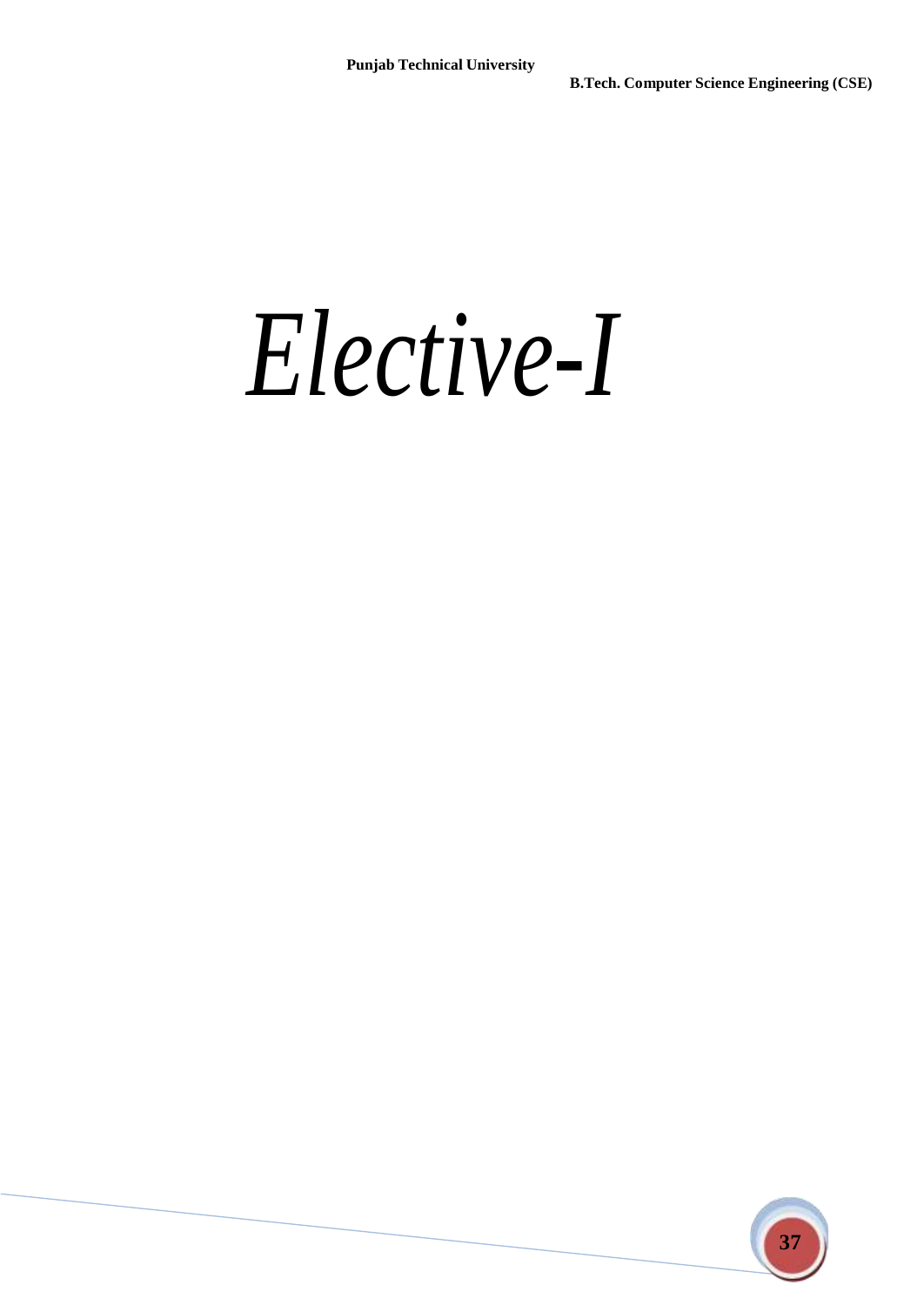# *Elective-I*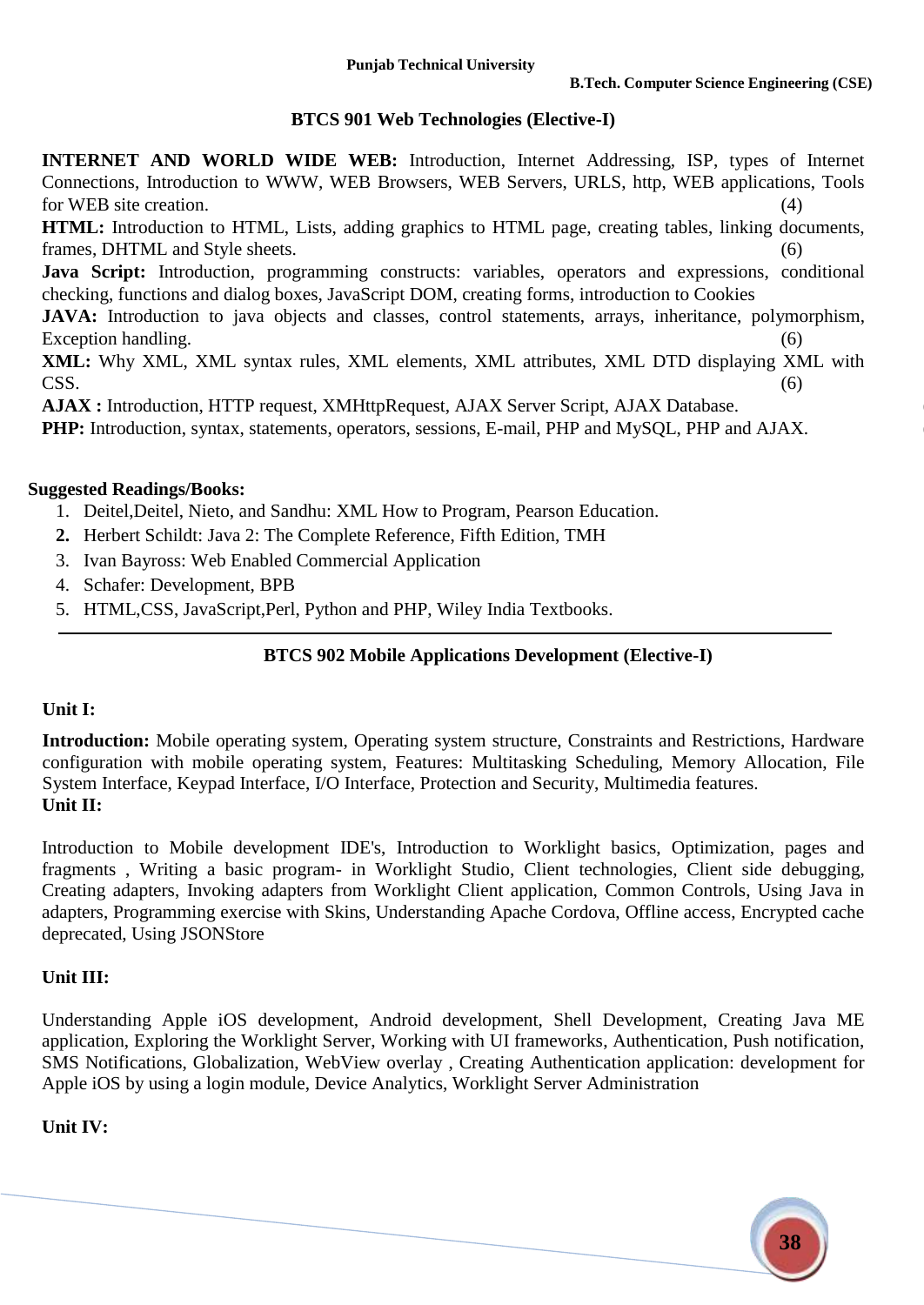## BTCS 901 Web Technologies (Elective-I)

**INTERNET AND WORLD WIDE WEB:** Introduction, Internet Addressing, ISP, types of Internet Connections, Introduction to WWW, WEB Browsers, WEB Servers, URLS, http, WEB applications, Tools for WEB site creation. (4)

**HTML:** Introduction to HTML, Lists, adding graphics to HTML page, creating tables, linking documents, frames, DHTML and Style sheets. (6)

**Java Script:** Introduction, programming constructs: variables, operators and expressions, conditional checking, functions and dialog boxes, JavaScript DOM, creating forms, introduction to Cookies

**JAVA:** Introduction to java objects and classes, control statements, arrays, inheritance, polymorphism, Exception handling. (6)

**XML:** Why XML, XML syntax rules, XML elements, XML attributes, XML DTD displaying XML with CSS. (6)

**AJAX :** Introduction, HTTP request, XMHttpRequest, AJAX Server Script, AJAX Database.

**PHP:** Introduction, syntax, statements, operators, sessions, E-mail, PHP and MySQL, PHP and AJAX.

**Suggested Readings/Books:**

1. Deitel,Deitel, Nieto, and Sandhu: XML How to Program, Pearson Education.
2. Herbert Schildt: Java 2: The Complete Reference, Fifth Edition, TMH
3. Ivan Bayross: Web Enabled Commercial Application
4. Schafer: Development, BPB
5. HTML,CSS, JavaScript,Perl, Python and PHP, Wiley India Textbooks.

---

## BTCS 902 Mobile Applications Development (Elective-I)

**Unit I:**

**Introduction:** Mobile operating system, Operating system structure, Constraints and Restrictions, Hardware configuration with mobile operating system, Features: Multitasking Scheduling, Memory Allocation, File System Interface, Keypad Interface, I/O Interface, Protection and Security, Multimedia features.

**Unit II:**

Introduction to Mobile development IDE's, Introduction to Worklight basics, Optimization, pages and fragments , Writing a basic program- in Worklight Studio, Client technologies, Client side debugging, Creating adapters, Invoking adapters from Worklight Client application, Common Controls, Using Java in adapters, Programming exercise with Skins, Understanding Apache Cordova, Offline access, Encrypted cache deprecated, Using JSONStore

**Unit III:**

Understanding Apple iOS development, Android development, Shell Development, Creating Java ME application, Exploring the Worklight Server, Working with UI frameworks, Authentication, Push notification, SMS Notifications, Globalization, WebView overlay , Creating Authentication application: development for Apple iOS by using a login module, Device Analytics, Worklight Server Administration

**Unit IV:**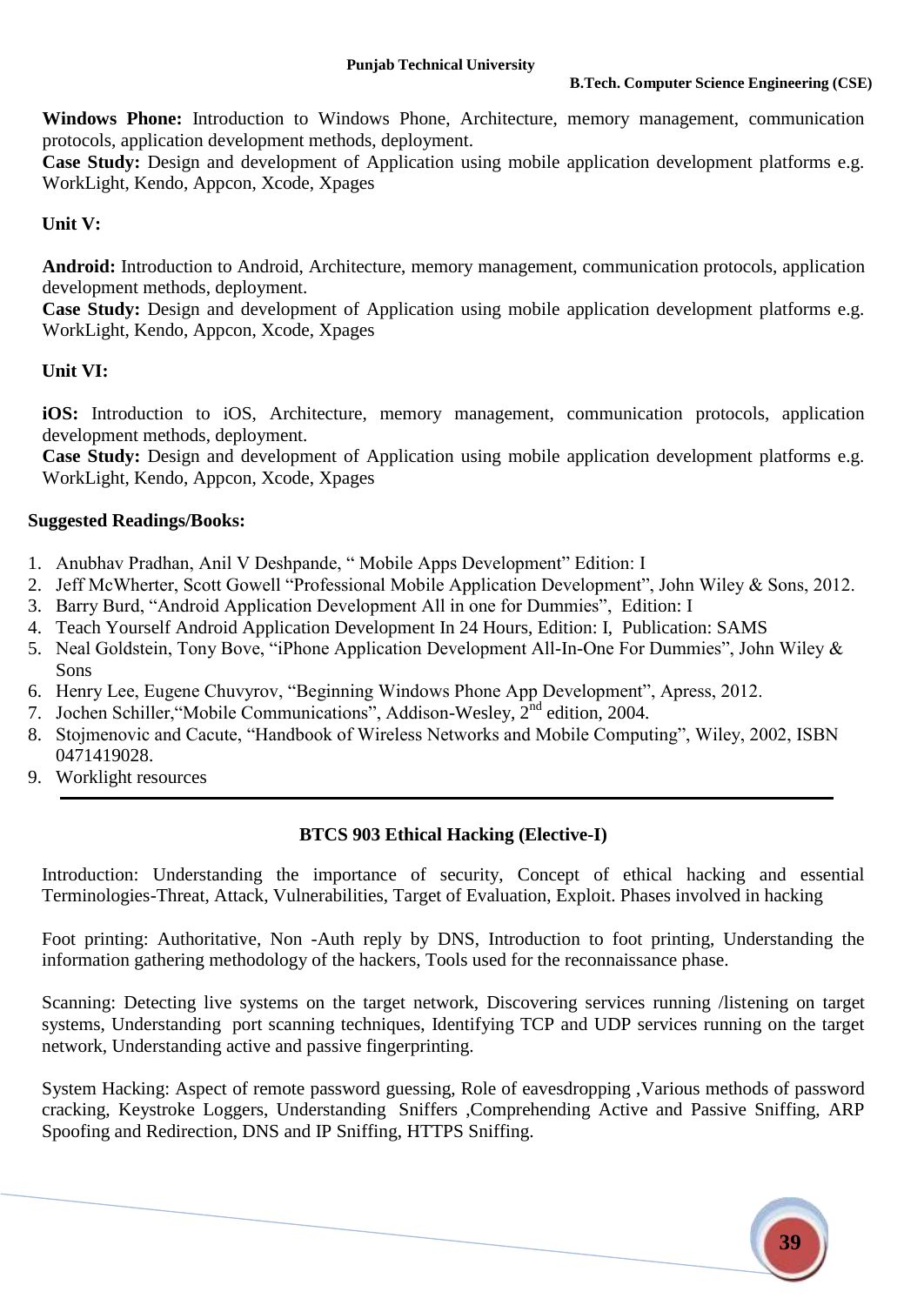**Windows Phone:** Introduction to Windows Phone, Architecture, memory management, communication protocols, application development methods, deployment.
**Case Study:** Design and development of Application using mobile application development platforms e.g. WorkLight, Kendo, Appcon, Xcode, Xpages

**Unit V:**

**Android:** Introduction to Android, Architecture, memory management, communication protocols, application development methods, deployment.
**Case Study:** Design and development of Application using mobile application development platforms e.g. WorkLight, Kendo, Appcon, Xcode, Xpages

**Unit VI:**

**iOS:** Introduction to iOS, Architecture, memory management, communication protocols, application development methods, deployment.
**Case Study:** Design and development of Application using mobile application development platforms e.g. WorkLight, Kendo, Appcon, Xcode, Xpages

**Suggested Readings/Books:**

1. Anubhav Pradhan, Anil V Deshpande, " Mobile Apps Development" Edition: I
2. Jeff McWherter, Scott Gowell "Professional Mobile Application Development", John Wiley & Sons, 2012.
3. Barry Burd, "Android Application Development All in one for Dummies", Edition: I
4. Teach Yourself Android Application Development In 24 Hours, Edition: I, Publication: SAMS
5. Neal Goldstein, Tony Bove, "iPhone Application Development All-In-One For Dummies", John Wiley & Sons
6. Henry Lee, Eugene Chuvyrov, "Beginning Windows Phone App Development", Apress, 2012.
7. Jochen Schiller,"Mobile Communications", Addison-Wesley, 2nd edition, 2004.
8. Stojmenovic and Cacute, "Handbook of Wireless Networks and Mobile Computing", Wiley, 2002, ISBN 0471419028.
9. Worklight resources

---

## BTCS 903 Ethical Hacking (Elective-I)

Introduction: Understanding the importance of security, Concept of ethical hacking and essential Terminologies-Threat, Attack, Vulnerabilities, Target of Evaluation, Exploit. Phases involved in hacking

Foot printing: Authoritative, Non -Auth reply by DNS, Introduction to foot printing, Understanding the information gathering methodology of the hackers, Tools used for the reconnaissance phase.

Scanning: Detecting live systems on the target network, Discovering services running /listening on target systems, Understanding port scanning techniques, Identifying TCP and UDP services running on the target network, Understanding active and passive fingerprinting.

System Hacking: Aspect of remote password guessing, Role of eavesdropping ,Various methods of password cracking, Keystroke Loggers, Understanding Sniffers ,Comprehending Active and Passive Sniffing, ARP Spoofing and Redirection, DNS and IP Sniffing, HTTPS Sniffing.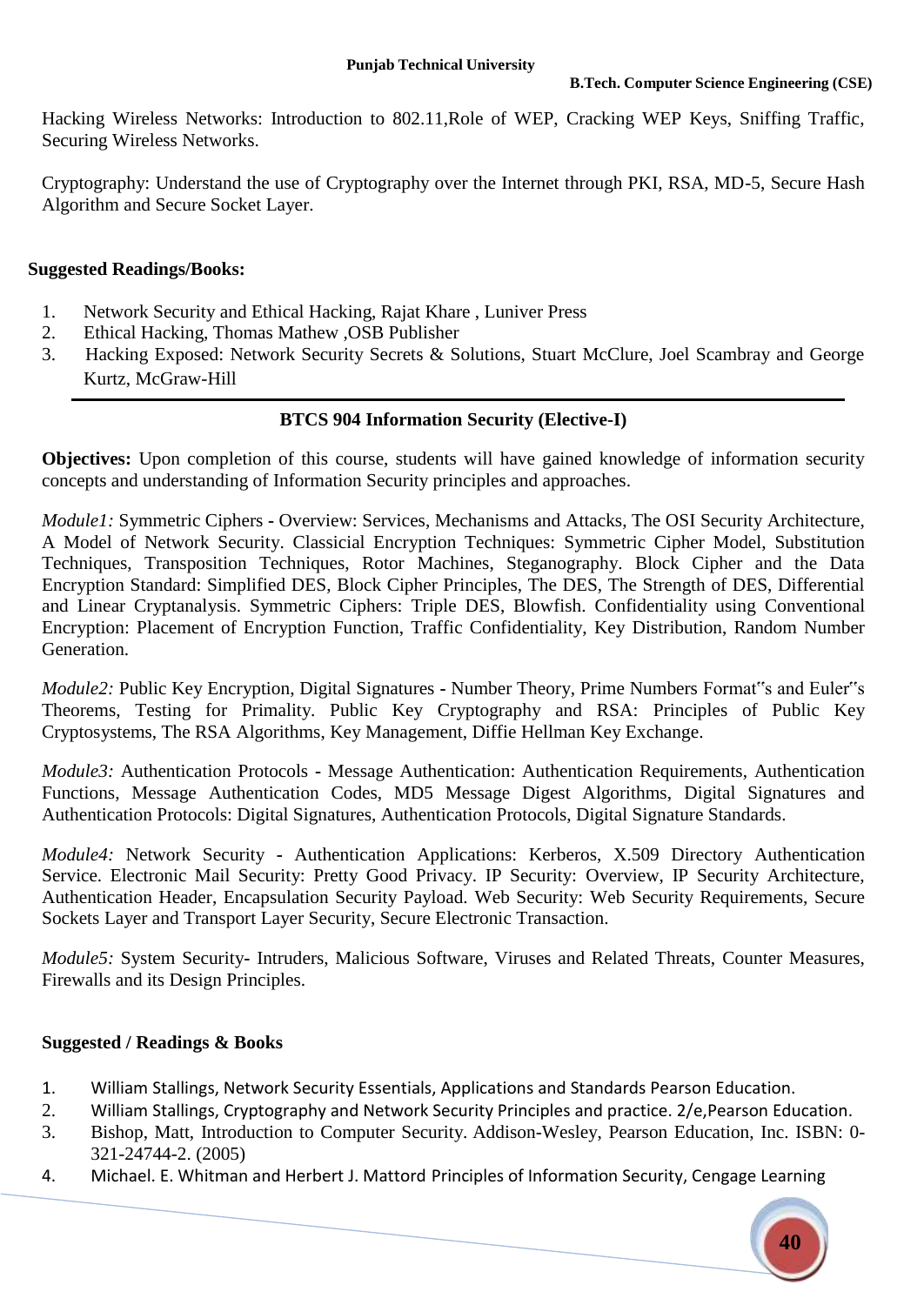Hacking Wireless Networks: Introduction to 802.11,Role of WEP, Cracking WEP Keys, Sniffing Traffic, Securing Wireless Networks.

Cryptography: Understand the use of Cryptography over the Internet through PKI, RSA, MD-5, Secure Hash Algorithm and Secure Socket Layer.

**Suggested Readings/Books:**

1. Network Security and Ethical Hacking, Rajat Khare , Luniver Press
2. Ethical Hacking, Thomas Mathew ,OSB Publisher
3. Hacking Exposed: Network Security Secrets & Solutions, Stuart McClure, Joel Scambray and George Kurtz, McGraw-Hill

---

## BTCS 904 Information Security (Elective-I)

**Objectives:** Upon completion of this course, students will have gained knowledge of information security concepts and understanding of Information Security principles and approaches.

*Module1:* Symmetric Ciphers - Overview: Services, Mechanisms and Attacks, The OSI Security Architecture, A Model of Network Security. Classical Encryption Techniques: Symmetric Cipher Model, Substitution Techniques, Transposition Techniques, Rotor Machines, Steganography. Block Cipher and the Data Encryption Standard: Simplified DES, Block Cipher Principles, The DES, The Strength of DES, Differential and Linear Cryptanalysis. Symmetric Ciphers: Triple DES, Blowfish. Confidentiality using Conventional Encryption: Placement of Encryption Function, Traffic Confidentiality, Key Distribution, Random Number Generation.

*Module2:* Public Key Encryption, Digital Signatures - Number Theory, Prime Numbers Format‟s and Euler‟s Theorems, Testing for Primality. Public Key Cryptography and RSA: Principles of Public Key Cryptosystems, The RSA Algorithms, Key Management, Diffie Hellman Key Exchange.

*Module3:* Authentication Protocols - Message Authentication: Authentication Requirements, Authentication Functions, Message Authentication Codes, MD5 Message Digest Algorithms, Digital Signatures and Authentication Protocols: Digital Signatures, Authentication Protocols, Digital Signature Standards.

*Module4:* Network Security - Authentication Applications: Kerberos, X.509 Directory Authentication Service. Electronic Mail Security: Pretty Good Privacy. IP Security: Overview, IP Security Architecture, Authentication Header, Encapsulation Security Payload. Web Security: Web Security Requirements, Secure Sockets Layer and Transport Layer Security, Secure Electronic Transaction.

*Module5:* System Security- Intruders, Malicious Software, Viruses and Related Threats, Counter Measures, Firewalls and its Design Principles.

**Suggested / Readings & Books**

1. William Stallings, Network Security Essentials, Applications and Standards Pearson Education.
2. William Stallings, Cryptography and Network Security Principles and practice. 2/e,Pearson Education.
3. Bishop, Matt, Introduction to Computer Security. Addison-Wesley, Pearson Education, Inc. ISBN: 0-321-24744-2. (2005)
4. Michael. E. Whitman and Herbert J. Mattord Principles of Information Security, Cengage Learning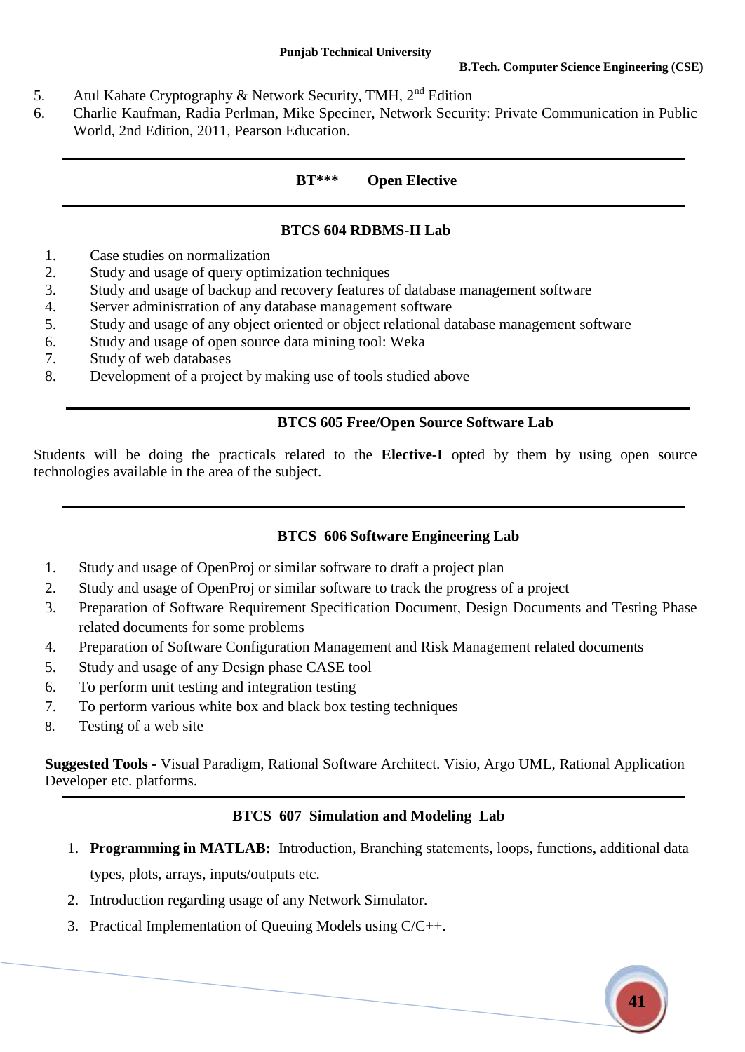5. Atul Kahate Cryptography & Network Security, TMH, 2nd Edition
6. Charlie Kaufman, Radia Perlman, Mike Speciner, Network Security: Private Communication in Public World, 2nd Edition, 2011, Pearson Education.

---

## BT*** Open Elective

---

## BTCS 604 RDBMS-II Lab

1. Case studies on normalization
2. Study and usage of query optimization techniques
3. Study and usage of backup and recovery features of database management software
4. Server administration of any database management software
5. Study and usage of any object oriented or object relational database management software
6. Study and usage of open source data mining tool: Weka
7. Study of web databases
8. Development of a project by making use of tools studied above

---

## BTCS 605 Free/Open Source Software Lab

Students will be doing the practicals related to the **Elective-I** opted by them by using open source technologies available in the area of the subject.

---

## BTCS 606 Software Engineering Lab

1. Study and usage of OpenProj or similar software to draft a project plan
2. Study and usage of OpenProj or similar software to track the progress of a project
3. Preparation of Software Requirement Specification Document, Design Documents and Testing Phase related documents for some problems
4. Preparation of Software Configuration Management and Risk Management related documents
5. Study and usage of any Design phase CASE tool
6. To perform unit testing and integration testing
7. To perform various white box and black box testing techniques
8. Testing of a web site

**Suggested Tools -** Visual Paradigm, Rational Software Architect. Visio, Argo UML, Rational Application Developer etc. platforms.

---

## BTCS 607 Simulation and Modeling Lab

1. **Programming in MATLAB:** Introduction, Branching statements, loops, functions, additional data types, plots, arrays, inputs/outputs etc.
2. Introduction regarding usage of any Network Simulator.
3. Practical Implementation of Queuing Models using C/C++.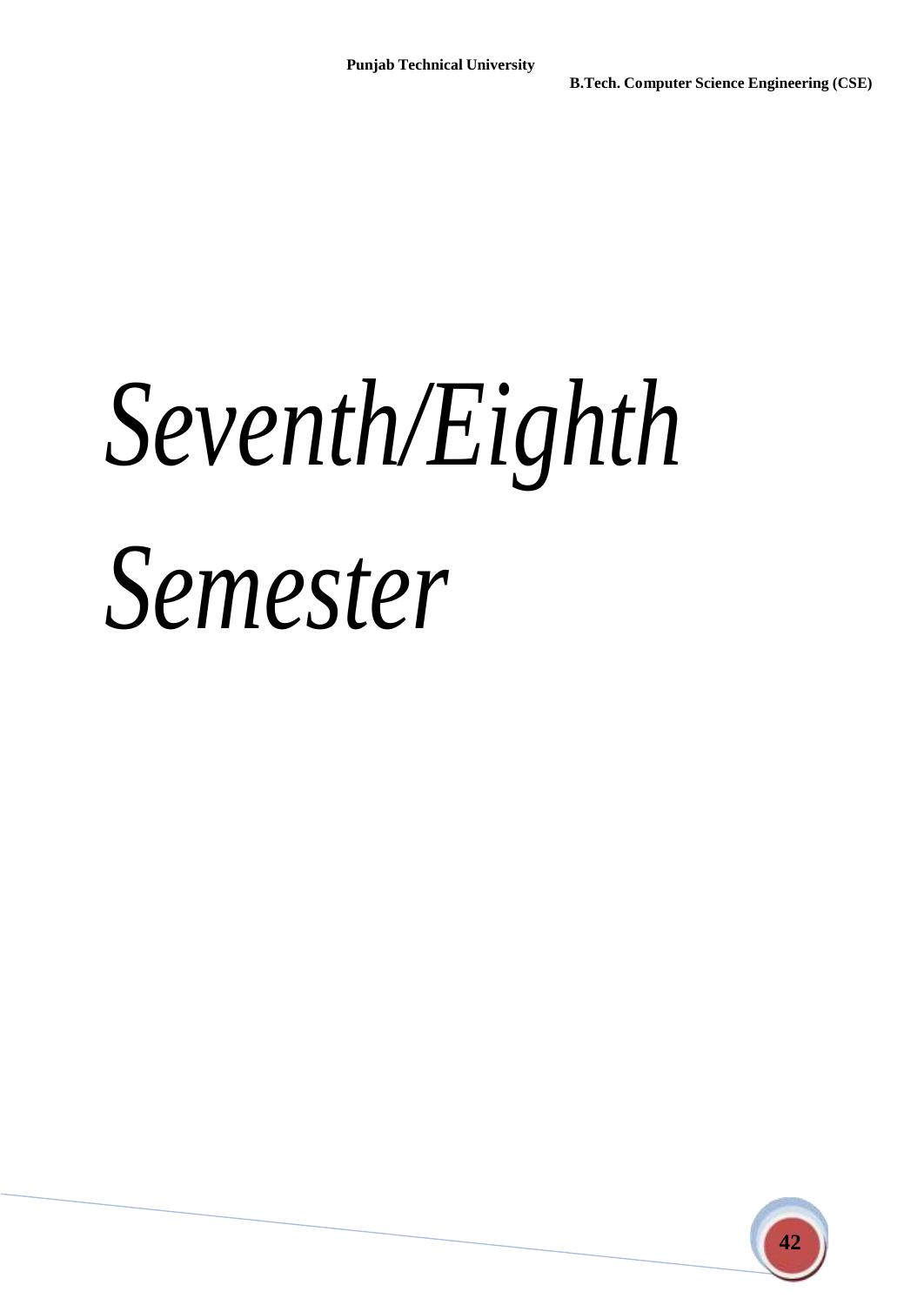# *Seventh/Eighth Semester*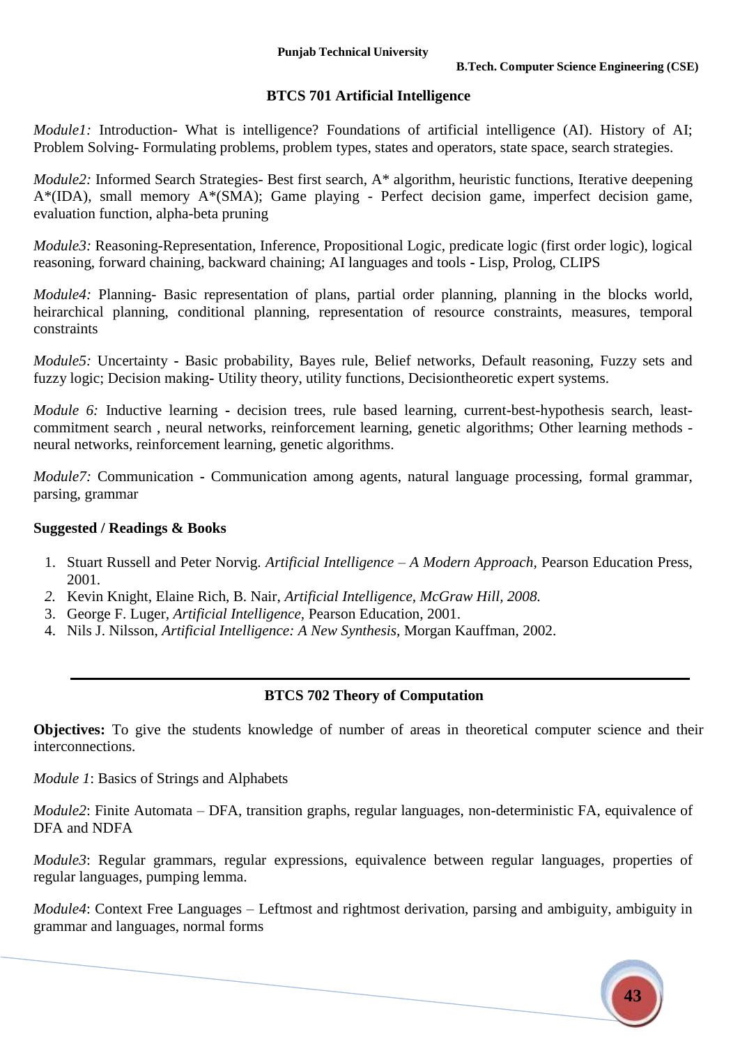## BTCS 701 Artificial Intelligence

*Module1:* Introduction- What is intelligence? Foundations of artificial intelligence (AI). History of AI; Problem Solving- Formulating problems, problem types, states and operators, state space, search strategies.

*Module2:* Informed Search Strategies- Best first search, A* algorithm, heuristic functions, Iterative deepening A*(IDA), small memory A*(SMA); Game playing - Perfect decision game, imperfect decision game, evaluation function, alpha-beta pruning

*Module3:* Reasoning-Representation, Inference, Propositional Logic, predicate logic (first order logic), logical reasoning, forward chaining, backward chaining; AI languages and tools - Lisp, Prolog, CLIPS

*Module4:* Planning- Basic representation of plans, partial order planning, planning in the blocks world, heirarchical planning, conditional planning, representation of resource constraints, measures, temporal constraints

*Module5:* Uncertainty - Basic probability, Bayes rule, Belief networks, Default reasoning, Fuzzy sets and fuzzy logic; Decision making- Utility theory, utility functions, Decisiontheoretic expert systems.

*Module 6:* Inductive learning - decision trees, rule based learning, current-best-hypothesis search, least-commitment search , neural networks, reinforcement learning, genetic algorithms; Other learning methods - neural networks, reinforcement learning, genetic algorithms.

*Module7:* Communication - Communication among agents, natural language processing, formal grammar, parsing, grammar

**Suggested / Readings & Books**

1. Stuart Russell and Peter Norvig. *Artificial Intelligence – A Modern Approach,* Pearson Education Press, 2001.
2. Kevin Knight, Elaine Rich, B. Nair, *Artificial Intelligence, McGraw Hill, 2008.*
3. George F. Luger, *Artificial Intelligence,* Pearson Education, 2001.
4. Nils J. Nilsson, *Artificial Intelligence: A New Synthesis,* Morgan Kauffman, 2002.

---

## BTCS 702 Theory of Computation

**Objectives:** To give the students knowledge of number of areas in theoretical computer science and their interconnections.

*Module 1*: Basics of Strings and Alphabets

*Module2*: Finite Automata – DFA, transition graphs, regular languages, non-deterministic FA, equivalence of DFA and NDFA

*Module3*: Regular grammars, regular expressions, equivalence between regular languages, properties of regular languages, pumping lemma.

*Module4*: Context Free Languages – Leftmost and rightmost derivation, parsing and ambiguity, ambiguity in grammar and languages, normal forms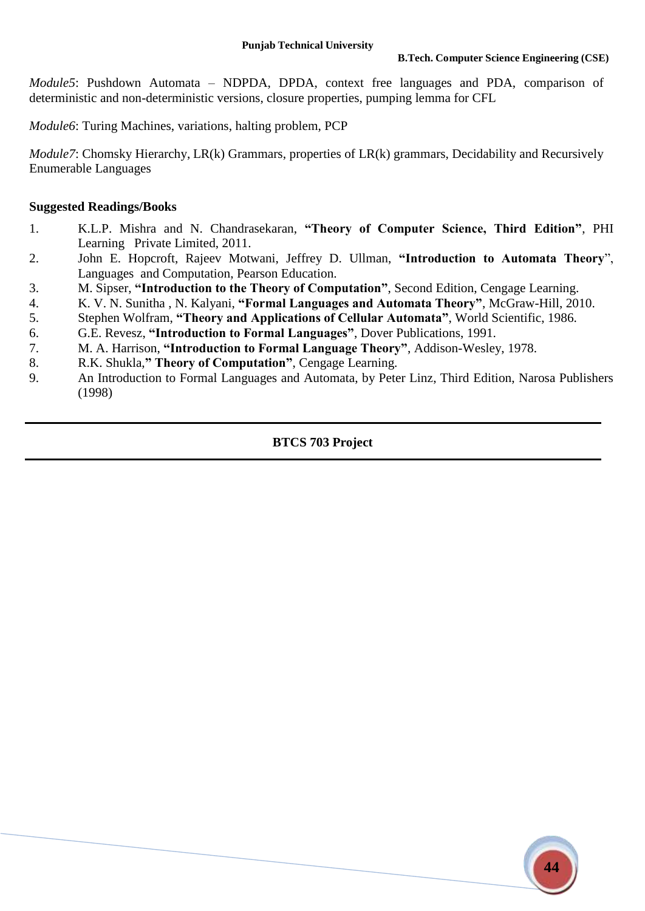*Module5*: Pushdown Automata – NDPDA, DPDA, context free languages and PDA, comparison of deterministic and non-deterministic versions, closure properties, pumping lemma for CFL

*Module6*: Turing Machines, variations, halting problem, PCP

*Module7*: Chomsky Hierarchy, LR(k) Grammars, properties of LR(k) grammars, Decidability and Recursively Enumerable Languages

**Suggested Readings/Books**

1. K.L.P. Mishra and N. Chandrasekaran, **"Theory of Computer Science, Third Edition"**, PHI Learning Private Limited, 2011.
2. John E. Hopcroft, Rajeev Motwani, Jeffrey D. Ullman, **"Introduction to Automata Theory**", Languages and Computation, Pearson Education.
3. M. Sipser, **"Introduction to the Theory of Computation"**, Second Edition, Cengage Learning.
4. K. V. N. Sunitha , N. Kalyani, **"Formal Languages and Automata Theory"**, McGraw-Hill, 2010.
5. Stephen Wolfram, **"Theory and Applications of Cellular Automata"**, World Scientific, 1986.
6. G.E. Revesz, **"Introduction to Formal Languages"**, Dover Publications, 1991.
7. M. A. Harrison, **"Introduction to Formal Language Theory"**, Addison-Wesley, 1978.
8. R.K. Shukla,**" Theory of Computation"**, Cengage Learning.
9. An Introduction to Formal Languages and Automata, by Peter Linz, Third Edition, Narosa Publishers (1998)

## BTCS 703 Project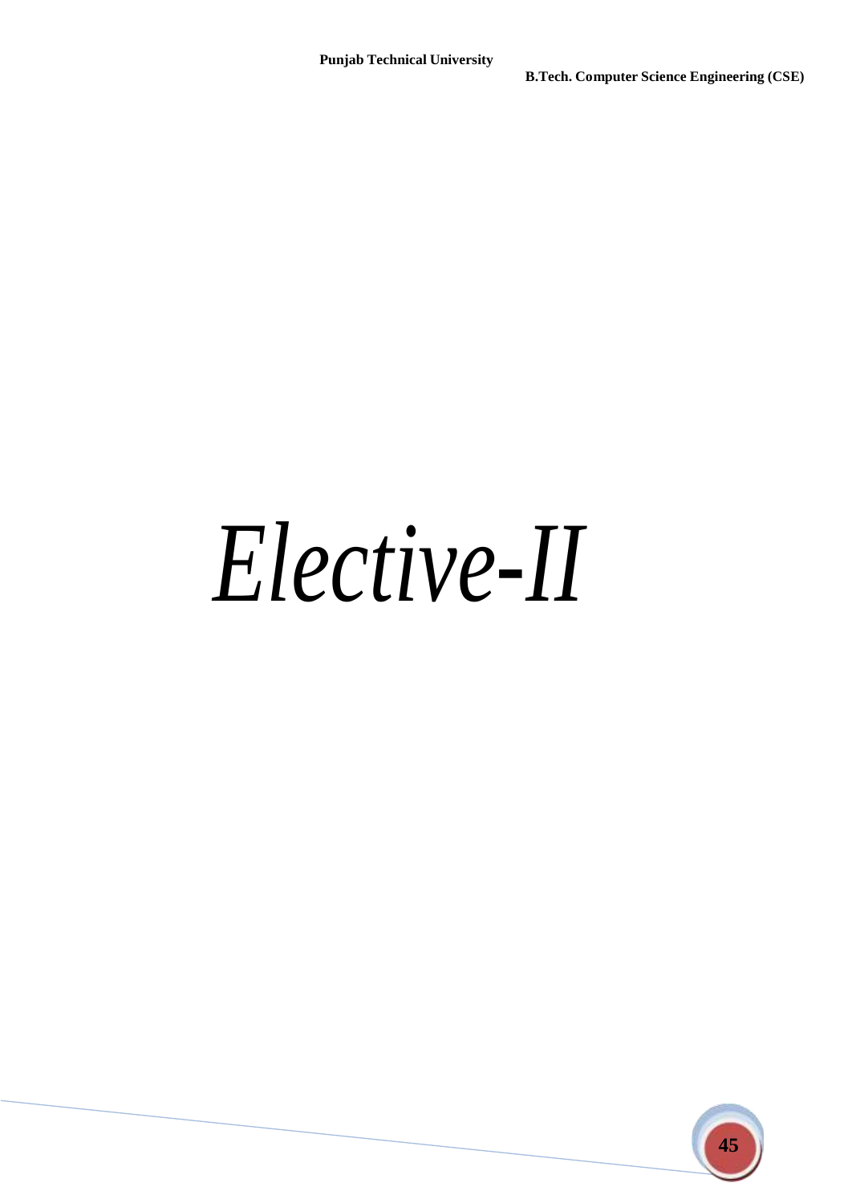# *Elective-II*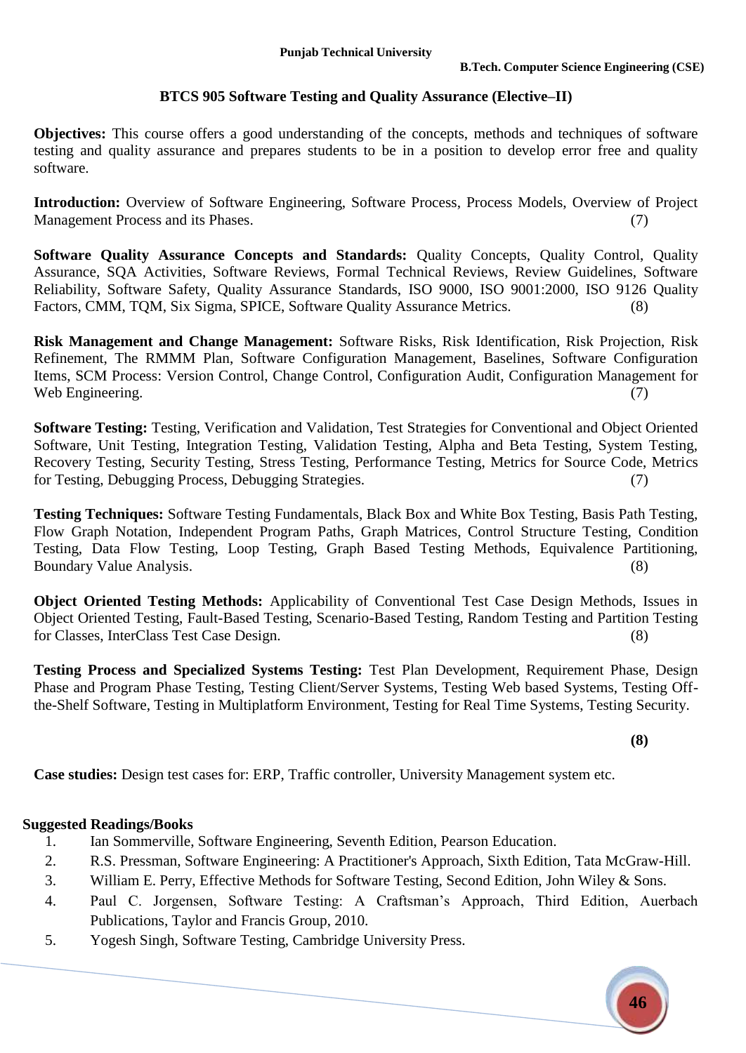## BTCS 905 Software Testing and Quality Assurance (Elective–II)

**Objectives:** This course offers a good understanding of the concepts, methods and techniques of software testing and quality assurance and prepares students to be in a position to develop error free and quality software.

**Introduction:** Overview of Software Engineering, Software Process, Process Models, Overview of Project Management Process and its Phases. (7)

**Software Quality Assurance Concepts and Standards:** Quality Concepts, Quality Control, Quality Assurance, SQA Activities, Software Reviews, Formal Technical Reviews, Review Guidelines, Software Reliability, Software Safety, Quality Assurance Standards, ISO 9000, ISO 9001:2000, ISO 9126 Quality Factors, CMM, TQM, Six Sigma, SPICE, Software Quality Assurance Metrics. (8)

**Risk Management and Change Management:** Software Risks, Risk Identification, Risk Projection, Risk Refinement, The RMMM Plan, Software Configuration Management, Baselines, Software Configuration Items, SCM Process: Version Control, Change Control, Configuration Audit, Configuration Management for Web Engineering. (7)

**Software Testing:** Testing, Verification and Validation, Test Strategies for Conventional and Object Oriented Software, Unit Testing, Integration Testing, Validation Testing, Alpha and Beta Testing, System Testing, Recovery Testing, Security Testing, Stress Testing, Performance Testing, Metrics for Source Code, Metrics for Testing, Debugging Process, Debugging Strategies. (7)

**Testing Techniques:** Software Testing Fundamentals, Black Box and White Box Testing, Basis Path Testing, Flow Graph Notation, Independent Program Paths, Graph Matrices, Control Structure Testing, Condition Testing, Data Flow Testing, Loop Testing, Graph Based Testing Methods, Equivalence Partitioning, Boundary Value Analysis. (8)

**Object Oriented Testing Methods:** Applicability of Conventional Test Case Design Methods, Issues in Object Oriented Testing, Fault-Based Testing, Scenario-Based Testing, Random Testing and Partition Testing for Classes, InterClass Test Case Design. (8)

**Testing Process and Specialized Systems Testing:** Test Plan Development, Requirement Phase, Design Phase and Program Phase Testing, Testing Client/Server Systems, Testing Web based Systems, Testing Off-the-Shelf Software, Testing in Multiplatform Environment, Testing for Real Time Systems, Testing Security.

**(8)**

**Case studies:** Design test cases for: ERP, Traffic controller, University Management system etc.

**Suggested Readings/Books**

1. Ian Sommerville, Software Engineering, Seventh Edition, Pearson Education.
2. R.S. Pressman, Software Engineering: A Practitioner's Approach, Sixth Edition, Tata McGraw-Hill.
3. William E. Perry, Effective Methods for Software Testing, Second Edition, John Wiley & Sons.
4. Paul C. Jorgensen, Software Testing: A Craftsman's Approach, Third Edition, Auerbach Publications, Taylor and Francis Group, 2010.
5. Yogesh Singh, Software Testing, Cambridge University Press.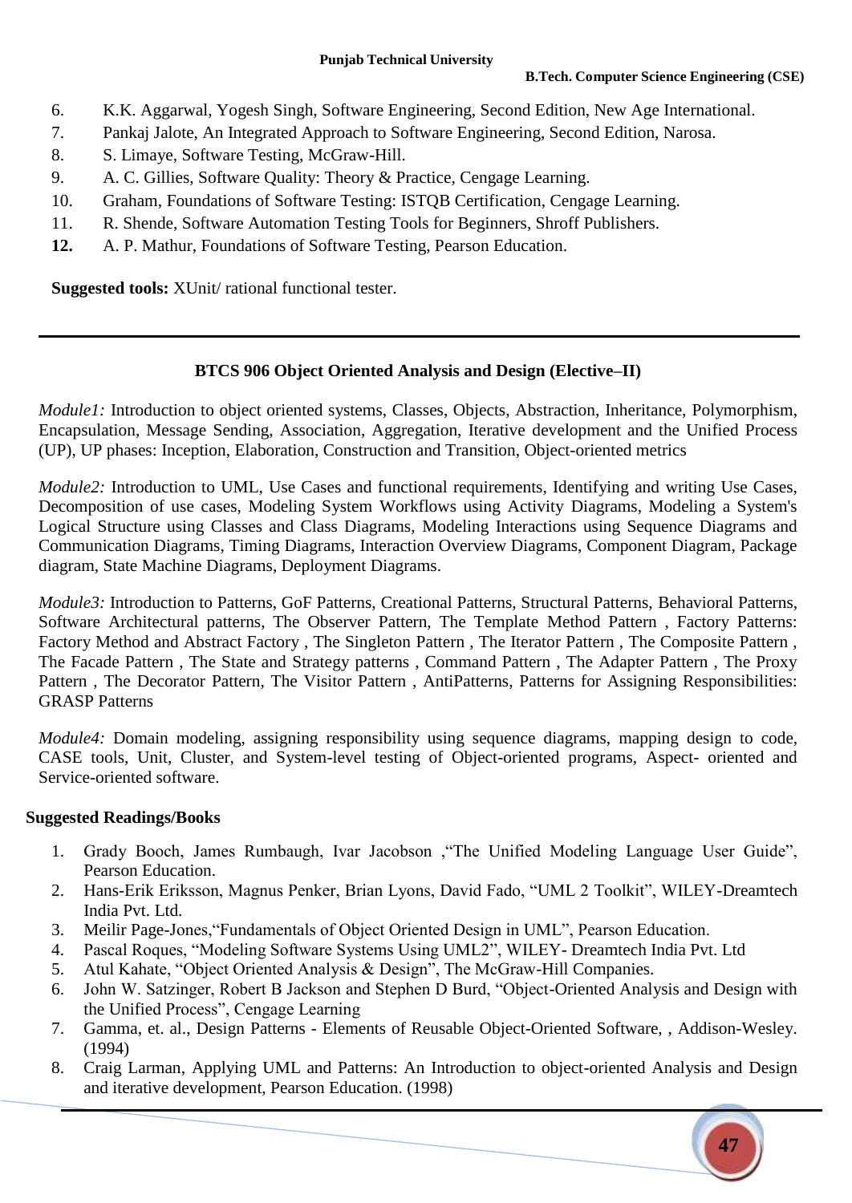6. K.K. Aggarwal, Yogesh Singh, Software Engineering, Second Edition, New Age International.
7. Pankaj Jalote, An Integrated Approach to Software Engineering, Second Edition, Narosa.
8. S. Limaye, Software Testing, McGraw-Hill.
9. A. C. Gillies, Software Quality: Theory & Practice, Cengage Learning.
10. Graham, Foundations of Software Testing: ISTQB Certification, Cengage Learning.
11. R. Shende, Software Automation Testing Tools for Beginners, Shroff Publishers.
12. A. P. Mathur, Foundations of Software Testing, Pearson Education.

**Suggested tools:** XUnit/ rational functional tester.

---

### BTCS 906 Object Oriented Analysis and Design (Elective–II)

*Module1:* Introduction to object oriented systems, Classes, Objects, Abstraction, Inheritance, Polymorphism, Encapsulation, Message Sending, Association, Aggregation, Iterative development and the Unified Process (UP), UP phases: Inception, Elaboration, Construction and Transition, Object-oriented metrics

*Module2:* Introduction to UML, Use Cases and functional requirements, Identifying and writing Use Cases, Decomposition of use cases, Modeling System Workflows using Activity Diagrams, Modeling a System's Logical Structure using Classes and Class Diagrams, Modeling Interactions using Sequence Diagrams and Communication Diagrams, Timing Diagrams, Interaction Overview Diagrams, Component Diagram, Package diagram, State Machine Diagrams, Deployment Diagrams.

*Module3:* Introduction to Patterns, GoF Patterns, Creational Patterns, Structural Patterns, Behavioral Patterns, Software Architectural patterns, The Observer Pattern, The Template Method Pattern , Factory Patterns: Factory Method and Abstract Factory , The Singleton Pattern , The Iterator Pattern , The Composite Pattern , The Facade Pattern , The State and Strategy patterns , Command Pattern , The Adapter Pattern , The Proxy Pattern , The Decorator Pattern, The Visitor Pattern , AntiPatterns, Patterns for Assigning Responsibilities: GRASP Patterns

*Module4:* Domain modeling, assigning responsibility using sequence diagrams, mapping design to code, CASE tools, Unit, Cluster, and System-level testing of Object-oriented programs, Aspect- oriented and Service-oriented software.

**Suggested Readings/Books**

1. Grady Booch, James Rumbaugh, Ivar Jacobson ,"The Unified Modeling Language User Guide", Pearson Education.
2. Hans-Erik Eriksson, Magnus Penker, Brian Lyons, David Fado, "UML 2 Toolkit", WILEY-Dreamtech India Pvt. Ltd.
3. Meilir Page-Jones,"Fundamentals of Object Oriented Design in UML", Pearson Education.
4. Pascal Roques, "Modeling Software Systems Using UML2", WILEY- Dreamtech India Pvt. Ltd
5. Atul Kahate, "Object Oriented Analysis & Design", The McGraw-Hill Companies.
6. John W. Satzinger, Robert B Jackson and Stephen D Burd, "Object-Oriented Analysis and Design with the Unified Process", Cengage Learning
7. Gamma, et. al., Design Patterns - Elements of Reusable Object-Oriented Software, , Addison-Wesley. (1994)
8. Craig Larman, Applying UML and Patterns: An Introduction to object-oriented Analysis and Design and iterative development, Pearson Education. (1998)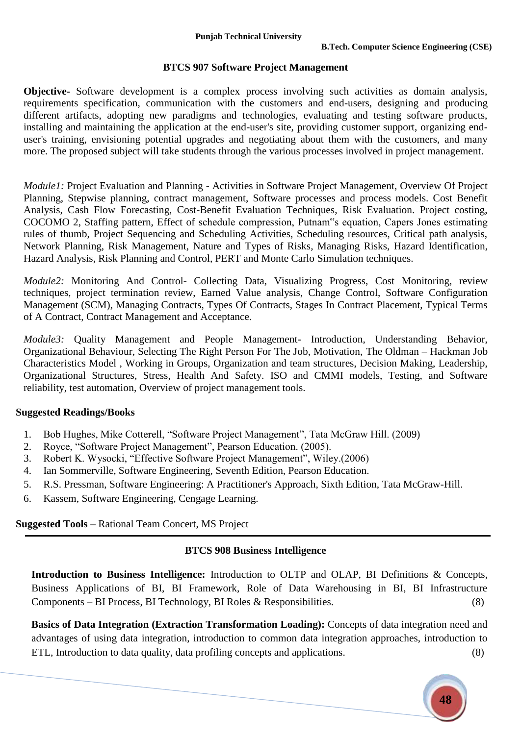## BTCS 907 Software Project Management

**Objective-** Software development is a complex process involving such activities as domain analysis, requirements specification, communication with the customers and end-users, designing and producing different artifacts, adopting new paradigms and technologies, evaluating and testing software products, installing and maintaining the application at the end-user's site, providing customer support, organizing end-user's training, envisioning potential upgrades and negotiating about them with the customers, and many more. The proposed subject will take students through the various processes involved in project management.

*Module1:* Project Evaluation and Planning - Activities in Software Project Management, Overview Of Project Planning, Stepwise planning, contract management, Software processes and process models. Cost Benefit Analysis, Cash Flow Forecasting, Cost-Benefit Evaluation Techniques, Risk Evaluation. Project costing, COCOMO 2, Staffing pattern, Effect of schedule compression, Putnam"s equation, Capers Jones estimating rules of thumb, Project Sequencing and Scheduling Activities, Scheduling resources, Critical path analysis, Network Planning, Risk Management, Nature and Types of Risks, Managing Risks, Hazard Identification, Hazard Analysis, Risk Planning and Control, PERT and Monte Carlo Simulation techniques.

*Module2:* Monitoring And Control- Collecting Data, Visualizing Progress, Cost Monitoring, review techniques, project termination review, Earned Value analysis, Change Control, Software Configuration Management (SCM), Managing Contracts, Types Of Contracts, Stages In Contract Placement, Typical Terms of A Contract, Contract Management and Acceptance.

*Module3:* Quality Management and People Management- Introduction, Understanding Behavior, Organizational Behaviour, Selecting The Right Person For The Job, Motivation, The Oldman – Hackman Job Characteristics Model , Working in Groups, Organization and team structures, Decision Making, Leadership, Organizational Structures, Stress, Health And Safety. ISO and CMMI models, Testing, and Software reliability, test automation, Overview of project management tools.

**Suggested Readings/Books**

1. Bob Hughes, Mike Cotterell, "Software Project Management", Tata McGraw Hill. (2009)
2. Royce, "Software Project Management", Pearson Education. (2005).
3. Robert K. Wysocki, "Effective Software Project Management", Wiley.(2006)
4. Ian Sommerville, Software Engineering, Seventh Edition, Pearson Education.
5. R.S. Pressman, Software Engineering: A Practitioner's Approach, Sixth Edition, Tata McGraw-Hill.
6. Kassem, Software Engineering, Cengage Learning.

**Suggested Tools –** Rational Team Concert, MS Project

---

## BTCS 908 Business Intelligence

**Introduction to Business Intelligence:** Introduction to OLTP and OLAP, BI Definitions & Concepts, Business Applications of BI, BI Framework, Role of Data Warehousing in BI, BI Infrastructure Components – BI Process, BI Technology, BI Roles & Responsibilities. (8)

**Basics of Data Integration (Extraction Transformation Loading):** Concepts of data integration need and advantages of using data integration, introduction to common data integration approaches, introduction to ETL, Introduction to data quality, data profiling concepts and applications. (8)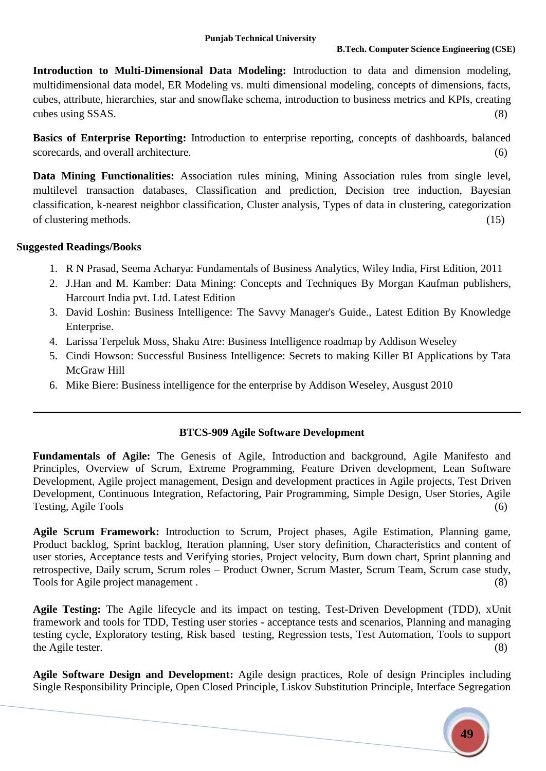**Introduction to Multi-Dimensional Data Modeling:** Introduction to data and dimension modeling, multidimensional data model, ER Modeling vs. multi dimensional modeling, concepts of dimensions, facts, cubes, attribute, hierarchies, star and snowflake schema, introduction to business metrics and KPIs, creating cubes using SSAS. (8)

**Basics of Enterprise Reporting:** Introduction to enterprise reporting, concepts of dashboards, balanced scorecards, and overall architecture. (6)

**Data Mining Functionalities:** Association rules mining, Mining Association rules from single level, multilevel transaction databases, Classification and prediction, Decision tree induction, Bayesian classification, k-nearest neighbor classification, Cluster analysis, Types of data in clustering, categorization of clustering methods. (15)

**Suggested Readings/Books**

1. R N Prasad, Seema Acharya: Fundamentals of Business Analytics, Wiley India, First Edition, 2011
2. J.Han and M. Kamber: Data Mining: Concepts and Techniques By Morgan Kaufman publishers, Harcourt India pvt. Ltd. Latest Edition
3. David Loshin: Business Intelligence: The Savvy Manager's Guide., Latest Edition By Knowledge Enterprise.
4. Larissa Terpeluk Moss, Shaku Atre: Business Intelligence roadmap by Addison Weseley
5. Cindi Howson: Successful Business Intelligence: Secrets to making Killer BI Applications by Tata McGraw Hill
6. Mike Biere: Business intelligence for the enterprise by Addison Weseley, Ausgust 2010

---

## BTCS-909 Agile Software Development

**Fundamentals of Agile:** The Genesis of Agile, Introduction and background, Agile Manifesto and Principles, Overview of Scrum, Extreme Programming, Feature Driven development, Lean Software Development, Agile project management, Design and development practices in Agile projects, Test Driven Development, Continuous Integration, Refactoring, Pair Programming, Simple Design, User Stories, Agile Testing, Agile Tools (6)

**Agile Scrum Framework:** Introduction to Scrum, Project phases, Agile Estimation, Planning game, Product backlog, Sprint backlog, Iteration planning, User story definition, Characteristics and content of user stories, Acceptance tests and Verifying stories, Project velocity, Burn down chart, Sprint planning and retrospective, Daily scrum, Scrum roles – Product Owner, Scrum Master, Scrum Team, Scrum case study, Tools for Agile project management . (8)

**Agile Testing:** The Agile lifecycle and its impact on testing, Test-Driven Development (TDD), xUnit framework and tools for TDD, Testing user stories - acceptance tests and scenarios, Planning and managing testing cycle, Exploratory testing, Risk based testing, Regression tests, Test Automation, Tools to support the Agile tester. (8)

**Agile Software Design and Development:** Agile design practices, Role of design Principles including Single Responsibility Principle, Open Closed Principle, Liskov Substitution Principle, Interface Segregation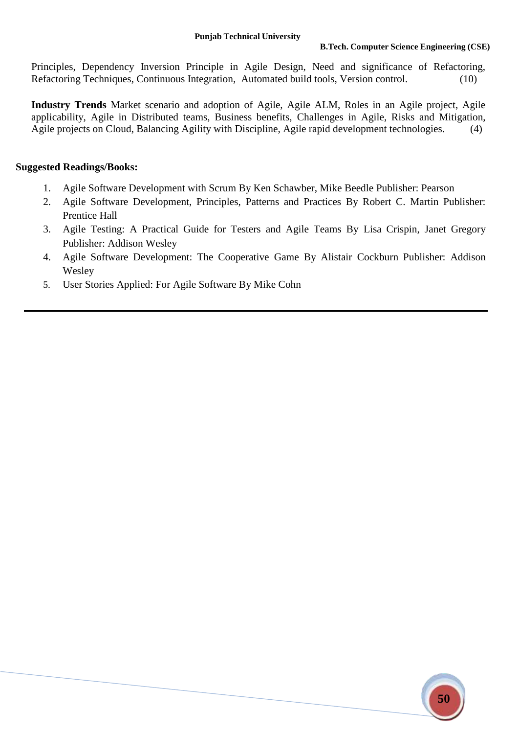Principles, Dependency Inversion Principle in Agile Design, Need and significance of Refactoring, Refactoring Techniques, Continuous Integration, Automated build tools, Version control. (10)

**Industry Trends** Market scenario and adoption of Agile, Agile ALM, Roles in an Agile project, Agile applicability, Agile in Distributed teams, Business benefits, Challenges in Agile, Risks and Mitigation, Agile projects on Cloud, Balancing Agility with Discipline, Agile rapid development technologies. (4)

**Suggested Readings/Books:**

1. Agile Software Development with Scrum By Ken Schawber, Mike Beedle Publisher: Pearson
2. Agile Software Development, Principles, Patterns and Practices By Robert C. Martin Publisher: Prentice Hall
3. Agile Testing: A Practical Guide for Testers and Agile Teams By Lisa Crispin, Janet Gregory Publisher: Addison Wesley
4. Agile Software Development: The Cooperative Game By Alistair Cockburn Publisher: Addison Wesley
5. User Stories Applied: For Agile Software By Mike Cohn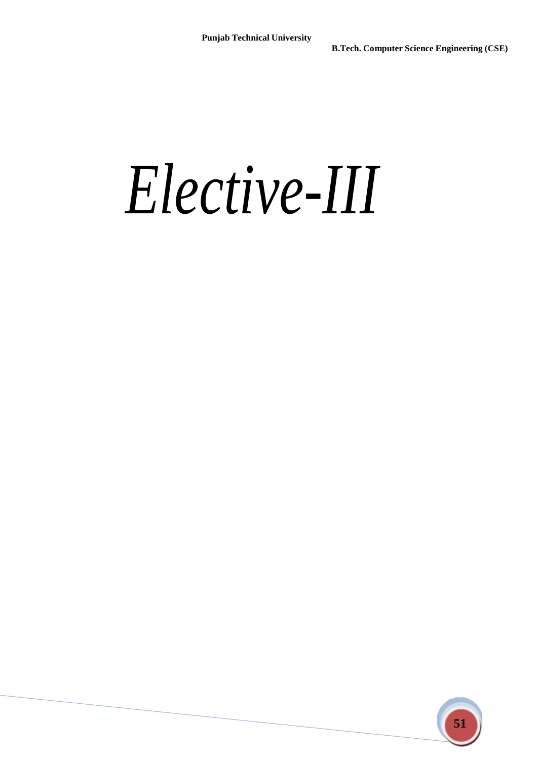# *Elective-III*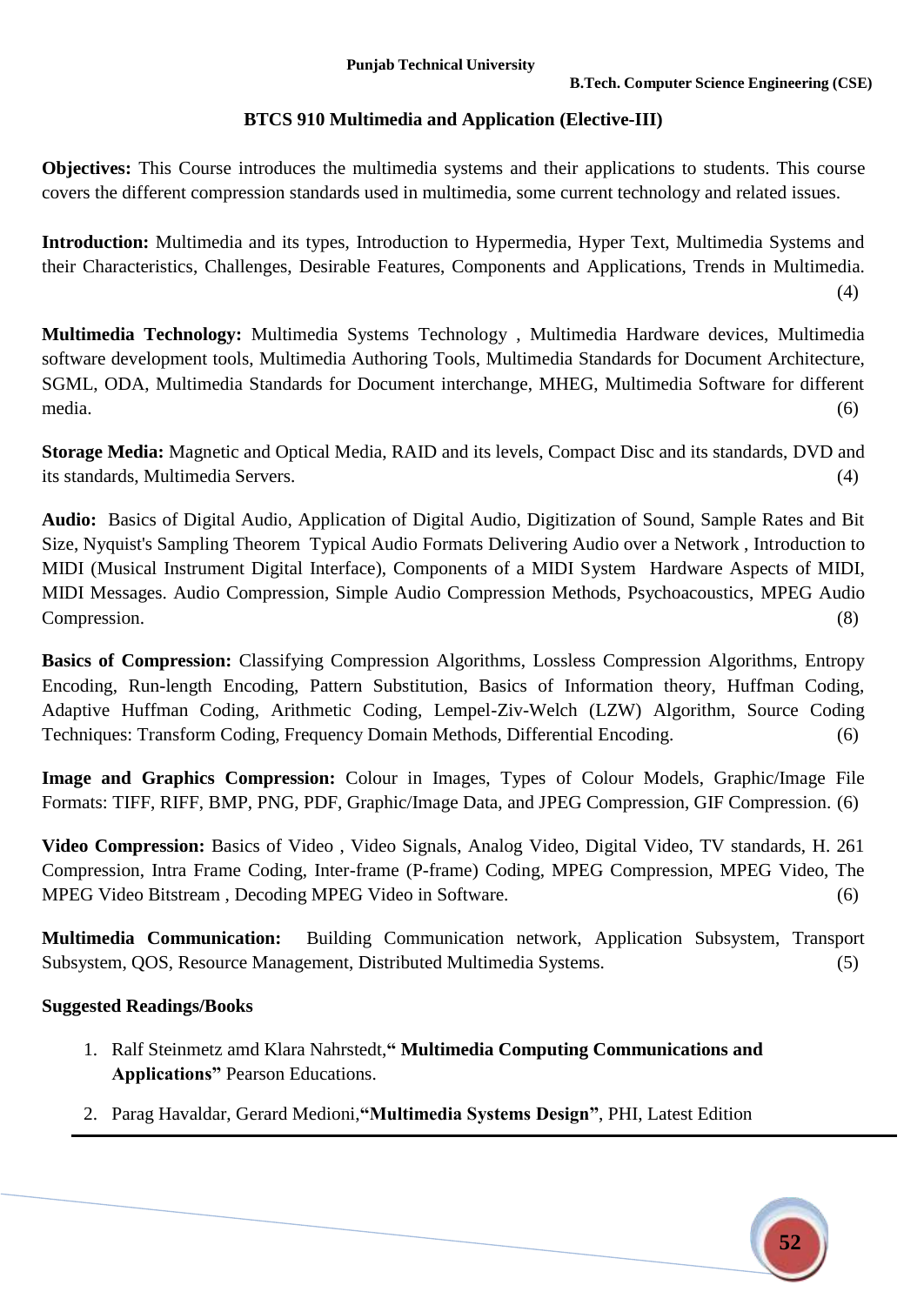## BTCS 910 Multimedia and Application (Elective-III)

**Objectives:** This Course introduces the multimedia systems and their applications to students. This course covers the different compression standards used in multimedia, some current technology and related issues.

**Introduction:** Multimedia and its types, Introduction to Hypermedia, Hyper Text, Multimedia Systems and their Characteristics, Challenges, Desirable Features, Components and Applications, Trends in Multimedia. (4)

**Multimedia Technology:** Multimedia Systems Technology , Multimedia Hardware devices, Multimedia software development tools, Multimedia Authoring Tools, Multimedia Standards for Document Architecture, SGML, ODA, Multimedia Standards for Document interchange, MHEG, Multimedia Software for different media. (6)

**Storage Media:** Magnetic and Optical Media, RAID and its levels, Compact Disc and its standards, DVD and its standards, Multimedia Servers. (4)

**Audio:** Basics of Digital Audio, Application of Digital Audio, Digitization of Sound, Sample Rates and Bit Size, Nyquist's Sampling Theorem Typical Audio Formats Delivering Audio over a Network , Introduction to MIDI (Musical Instrument Digital Interface), Components of a MIDI System Hardware Aspects of MIDI, MIDI Messages. Audio Compression, Simple Audio Compression Methods, Psychoacoustics, MPEG Audio Compression. (8)

**Basics of Compression:** Classifying Compression Algorithms, Lossless Compression Algorithms, Entropy Encoding, Run-length Encoding, Pattern Substitution, Basics of Information theory, Huffman Coding, Adaptive Huffman Coding, Arithmetic Coding, Lempel-Ziv-Welch (LZW) Algorithm, Source Coding Techniques: Transform Coding, Frequency Domain Methods, Differential Encoding. (6)

**Image and Graphics Compression:** Colour in Images, Types of Colour Models, Graphic/Image File Formats: TIFF, RIFF, BMP, PNG, PDF, Graphic/Image Data, and JPEG Compression, GIF Compression. (6)

**Video Compression:** Basics of Video , Video Signals, Analog Video, Digital Video, TV standards, H. 261 Compression, Intra Frame Coding, Inter-frame (P-frame) Coding, MPEG Compression, MPEG Video, The MPEG Video Bitstream , Decoding MPEG Video in Software. (6)

**Multimedia Communication:** Building Communication network, Application Subsystem, Transport Subsystem, QOS, Resource Management, Distributed Multimedia Systems. (5)

**Suggested Readings/Books**

1. Ralf Steinmetz amd Klara Nahrstedt,**" Multimedia Computing Communications and Applications"** Pearson Educations.
2. Parag Havaldar, Gerard Medioni,**"Multimedia Systems Design"**, PHI, Latest Edition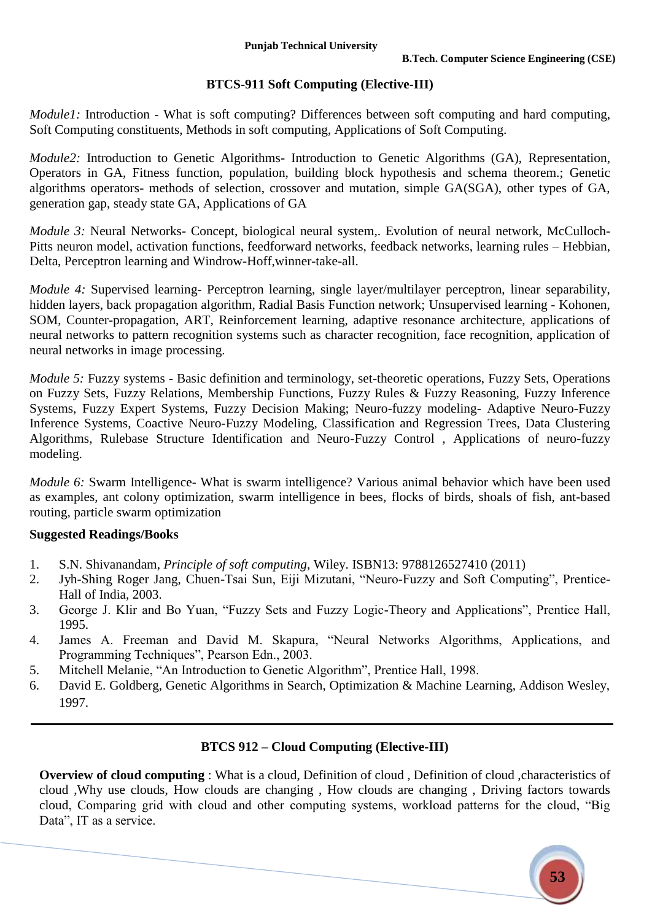## BTCS-911 Soft Computing (Elective-III)

*Module1:* Introduction - What is soft computing? Differences between soft computing and hard computing, Soft Computing constituents, Methods in soft computing, Applications of Soft Computing.

*Module2:* Introduction to Genetic Algorithms- Introduction to Genetic Algorithms (GA), Representation, Operators in GA, Fitness function, population, building block hypothesis and schema theorem.; Genetic algorithms operators- methods of selection, crossover and mutation, simple GA(SGA), other types of GA, generation gap, steady state GA, Applications of GA

*Module 3:* Neural Networks- Concept, biological neural system,. Evolution of neural network, McCulloch-Pitts neuron model, activation functions, feedforward networks, feedback networks, learning rules – Hebbian, Delta, Perceptron learning and Windrow-Hoff,winner-take-all.

*Module 4:* Supervised learning- Perceptron learning, single layer/multilayer perceptron, linear separability, hidden layers, back propagation algorithm, Radial Basis Function network; Unsupervised learning - Kohonen, SOM, Counter-propagation, ART, Reinforcement learning, adaptive resonance architecture, applications of neural networks to pattern recognition systems such as character recognition, face recognition, application of neural networks in image processing.

*Module 5:* Fuzzy systems - Basic definition and terminology, set-theoretic operations, Fuzzy Sets, Operations on Fuzzy Sets, Fuzzy Relations, Membership Functions, Fuzzy Rules & Fuzzy Reasoning, Fuzzy Inference Systems, Fuzzy Expert Systems, Fuzzy Decision Making; Neuro-fuzzy modeling- Adaptive Neuro-Fuzzy Inference Systems, Coactive Neuro-Fuzzy Modeling, Classification and Regression Trees, Data Clustering Algorithms, Rulebase Structure Identification and Neuro-Fuzzy Control , Applications of neuro-fuzzy modeling.

*Module 6:* Swarm Intelligence- What is swarm intelligence? Various animal behavior which have been used as examples, ant colony optimization, swarm intelligence in bees, flocks of birds, shoals of fish, ant-based routing, particle swarm optimization

**Suggested Readings/Books**

1. S.N. Shivanandam, *Principle of soft computing*, Wiley. ISBN13: 9788126527410 (2011)
2. Jyh-Shing Roger Jang, Chuen-Tsai Sun, Eiji Mizutani, "Neuro-Fuzzy and Soft Computing", Prentice-Hall of India, 2003.
3. George J. Klir and Bo Yuan, "Fuzzy Sets and Fuzzy Logic-Theory and Applications", Prentice Hall, 1995.
4. James A. Freeman and David M. Skapura, "Neural Networks Algorithms, Applications, and Programming Techniques", Pearson Edn., 2003.
5. Mitchell Melanie, "An Introduction to Genetic Algorithm", Prentice Hall, 1998.
6. David E. Goldberg, Genetic Algorithms in Search, Optimization & Machine Learning, Addison Wesley, 1997.

---

## BTCS 912 – Cloud Computing (Elective-III)

**Overview of cloud computing** : What is a cloud, Definition of cloud , Definition of cloud ,characteristics of cloud ,Why use clouds, How clouds are changing , How clouds are changing , Driving factors towards cloud, Comparing grid with cloud and other computing systems, workload patterns for the cloud, "Big Data", IT as a service.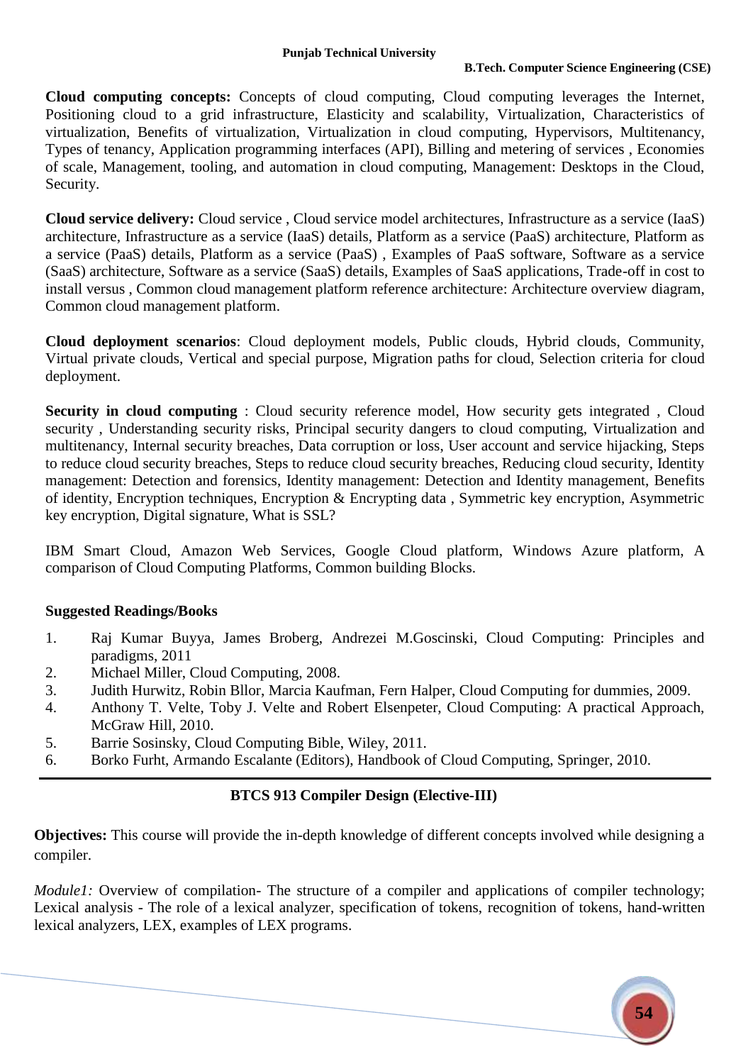**Cloud computing concepts:** Concepts of cloud computing, Cloud computing leverages the Internet, Positioning cloud to a grid infrastructure, Elasticity and scalability, Virtualization, Characteristics of virtualization, Benefits of virtualization, Virtualization in cloud computing, Hypervisors, Multitenancy, Types of tenancy, Application programming interfaces (API), Billing and metering of services , Economies of scale, Management, tooling, and automation in cloud computing, Management: Desktops in the Cloud, Security.

**Cloud service delivery:** Cloud service , Cloud service model architectures, Infrastructure as a service (IaaS) architecture, Infrastructure as a service (IaaS) details, Platform as a service (PaaS) architecture, Platform as a service (PaaS) details, Platform as a service (PaaS) , Examples of PaaS software, Software as a service (SaaS) architecture, Software as a service (SaaS) details, Examples of SaaS applications, Trade-off in cost to install versus , Common cloud management platform reference architecture: Architecture overview diagram, Common cloud management platform.

**Cloud deployment scenarios**: Cloud deployment models, Public clouds, Hybrid clouds, Community, Virtual private clouds, Vertical and special purpose, Migration paths for cloud, Selection criteria for cloud deployment.

**Security in cloud computing** : Cloud security reference model, How security gets integrated , Cloud security , Understanding security risks, Principal security dangers to cloud computing, Virtualization and multitenancy, Internal security breaches, Data corruption or loss, User account and service hijacking, Steps to reduce cloud security breaches, Steps to reduce cloud security breaches, Reducing cloud security, Identity management: Detection and forensics, Identity management: Detection and Identity management, Benefits of identity, Encryption techniques, Encryption & Encrypting data , Symmetric key encryption, Asymmetric key encryption, Digital signature, What is SSL?

IBM Smart Cloud, Amazon Web Services, Google Cloud platform, Windows Azure platform, A comparison of Cloud Computing Platforms, Common building Blocks.

**Suggested Readings/Books**

1. Raj Kumar Buyya, James Broberg, Andrezei M.Goscinski, Cloud Computing: Principles and paradigms, 2011
2. Michael Miller, Cloud Computing, 2008.
3. Judith Hurwitz, Robin Bllor, Marcia Kaufman, Fern Halper, Cloud Computing for dummies, 2009.
4. Anthony T. Velte, Toby J. Velte and Robert Elsenpeter, Cloud Computing: A practical Approach, McGraw Hill, 2010.
5. Barrie Sosinsky, Cloud Computing Bible, Wiley, 2011.
6. Borko Furht, Armando Escalante (Editors), Handbook of Cloud Computing, Springer, 2010.

---

## BTCS 913 Compiler Design (Elective-III)

**Objectives:** This course will provide the in-depth knowledge of different concepts involved while designing a compiler.

*Module1:* Overview of compilation- The structure of a compiler and applications of compiler technology; Lexical analysis - The role of a lexical analyzer, specification of tokens, recognition of tokens, hand-written lexical analyzers, LEX, examples of LEX programs.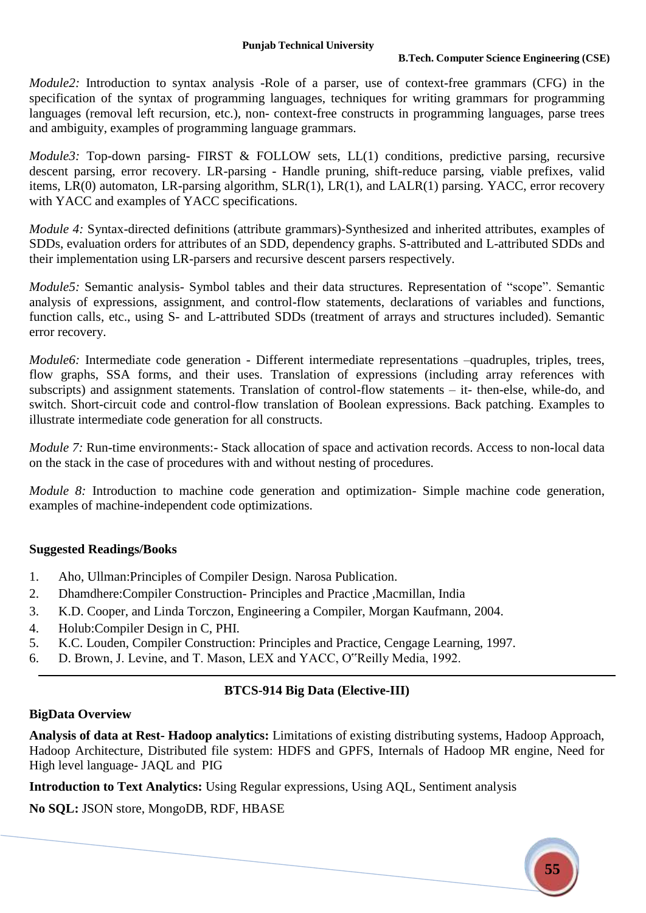*Module2:* Introduction to syntax analysis -Role of a parser, use of context-free grammars (CFG) in the specification of the syntax of programming languages, techniques for writing grammars for programming languages (removal left recursion, etc.), non- context-free constructs in programming languages, parse trees and ambiguity, examples of programming language grammars.

*Module3:* Top-down parsing- FIRST & FOLLOW sets, LL(1) conditions, predictive parsing, recursive descent parsing, error recovery. LR-parsing - Handle pruning, shift-reduce parsing, viable prefixes, valid items, LR(0) automaton, LR-parsing algorithm, SLR(1), LR(1), and LALR(1) parsing. YACC, error recovery with YACC and examples of YACC specifications.

*Module 4:* Syntax-directed definitions (attribute grammars)-Synthesized and inherited attributes, examples of SDDs, evaluation orders for attributes of an SDD, dependency graphs. S-attributed and L-attributed SDDs and their implementation using LR-parsers and recursive descent parsers respectively.

*Module5:* Semantic analysis- Symbol tables and their data structures. Representation of "scope". Semantic analysis of expressions, assignment, and control-flow statements, declarations of variables and functions, function calls, etc., using S- and L-attributed SDDs (treatment of arrays and structures included). Semantic error recovery.

*Module6:* Intermediate code generation - Different intermediate representations –quadruples, triples, trees, flow graphs, SSA forms, and their uses. Translation of expressions (including array references with subscripts) and assignment statements. Translation of control-flow statements – it- then-else, while-do, and switch. Short-circuit code and control-flow translation of Boolean expressions. Back patching. Examples to illustrate intermediate code generation for all constructs.

*Module 7:* Run-time environments:- Stack allocation of space and activation records. Access to non-local data on the stack in the case of procedures with and without nesting of procedures.

*Module 8:* Introduction to machine code generation and optimization- Simple machine code generation, examples of machine-independent code optimizations.

**Suggested Readings/Books**

1. Aho, Ullman:Principles of Compiler Design. Narosa Publication.
2. Dhamdhere:Compiler Construction- Principles and Practice ,Macmillan, India
3. K.D. Cooper, and Linda Torczon, Engineering a Compiler, Morgan Kaufmann, 2004.
4. Holub:Compiler Design in C, PHI.
5. K.C. Louden, Compiler Construction: Principles and Practice, Cengage Learning, 1997.
6. D. Brown, J. Levine, and T. Mason, LEX and YACC, O"Reilly Media, 1992.

---

## BTCS-914 Big Data (Elective-III)

**BigData Overview**

**Analysis of data at Rest- Hadoop analytics:** Limitations of existing distributing systems, Hadoop Approach, Hadoop Architecture, Distributed file system: HDFS and GPFS, Internals of Hadoop MR engine, Need for High level language- JAQL and PIG

**Introduction to Text Analytics:** Using Regular expressions, Using AQL, Sentiment analysis

**No SQL:** JSON store, MongoDB, RDF, HBASE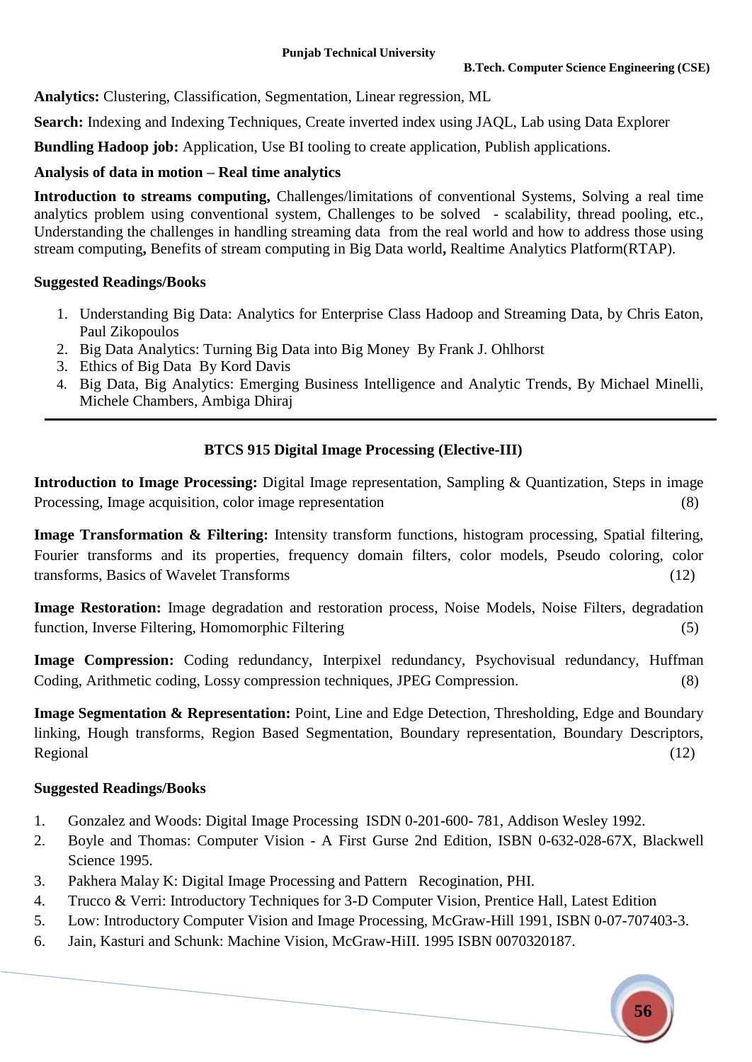**Analytics:** Clustering, Classification, Segmentation, Linear regression, ML

**Search:** Indexing and Indexing Techniques, Create inverted index using JAQL, Lab using Data Explorer

**Bundling Hadoop job:** Application, Use BI tooling to create application, Publish applications.

**Analysis of data in motion – Real time analytics**

**Introduction to streams computing,** Challenges/limitations of conventional Systems, Solving a real time analytics problem using conventional system, Challenges to be solved - scalability, thread pooling, etc., Understanding the challenges in handling streaming data from the real world and how to address those using stream computing**,** Benefits of stream computing in Big Data world**,** Realtime Analytics Platform(RTAP).

**Suggested Readings/Books**

1. Understanding Big Data: Analytics for Enterprise Class Hadoop and Streaming Data, by Chris Eaton, Paul Zikopoulos
2. Big Data Analytics: Turning Big Data into Big Money By Frank J. Ohlhorst
3. Ethics of Big Data By Kord Davis
4. Big Data, Big Analytics: Emerging Business Intelligence and Analytic Trends, By Michael Minelli, Michele Chambers, Ambiga Dhiraj

---

## BTCS 915 Digital Image Processing (Elective-III)

**Introduction to Image Processing:** Digital Image representation, Sampling & Quantization, Steps in image Processing, Image acquisition, color image representation (8)

**Image Transformation & Filtering:** Intensity transform functions, histogram processing, Spatial filtering, Fourier transforms and its properties, frequency domain filters, color models, Pseudo coloring, color transforms, Basics of Wavelet Transforms (12)

**Image Restoration:** Image degradation and restoration process, Noise Models, Noise Filters, degradation function, Inverse Filtering, Homomorphic Filtering (5)

**Image Compression:** Coding redundancy, Interpixel redundancy, Psychovisual redundancy, Huffman Coding, Arithmetic coding, Lossy compression techniques, JPEG Compression. (8)

**Image Segmentation & Representation:** Point, Line and Edge Detection, Thresholding, Edge and Boundary linking, Hough transforms, Region Based Segmentation, Boundary representation, Boundary Descriptors, Regional (12)

**Suggested Readings/Books**

1. Gonzalez and Woods: Digital Image Processing ISDN 0-201-600- 781, Addison Wesley 1992.
2. Boyle and Thomas: Computer Vision - A First Gurse 2nd Edition, ISBN 0-632-028-67X, Blackwell Science 1995.
3. Pakhera Malay K: Digital Image Processing and Pattern Recogination, PHI.
4. Trucco & Verri: Introductory Techniques for 3-D Computer Vision, Prentice Hall, Latest Edition
5. Low: Introductory Computer Vision and Image Processing, McGraw-Hill 1991, ISBN 0-07-707403-3.
6. Jain, Kasturi and Schunk: Machine Vision, McGraw-HiIl. 1995 ISBN 0070320187.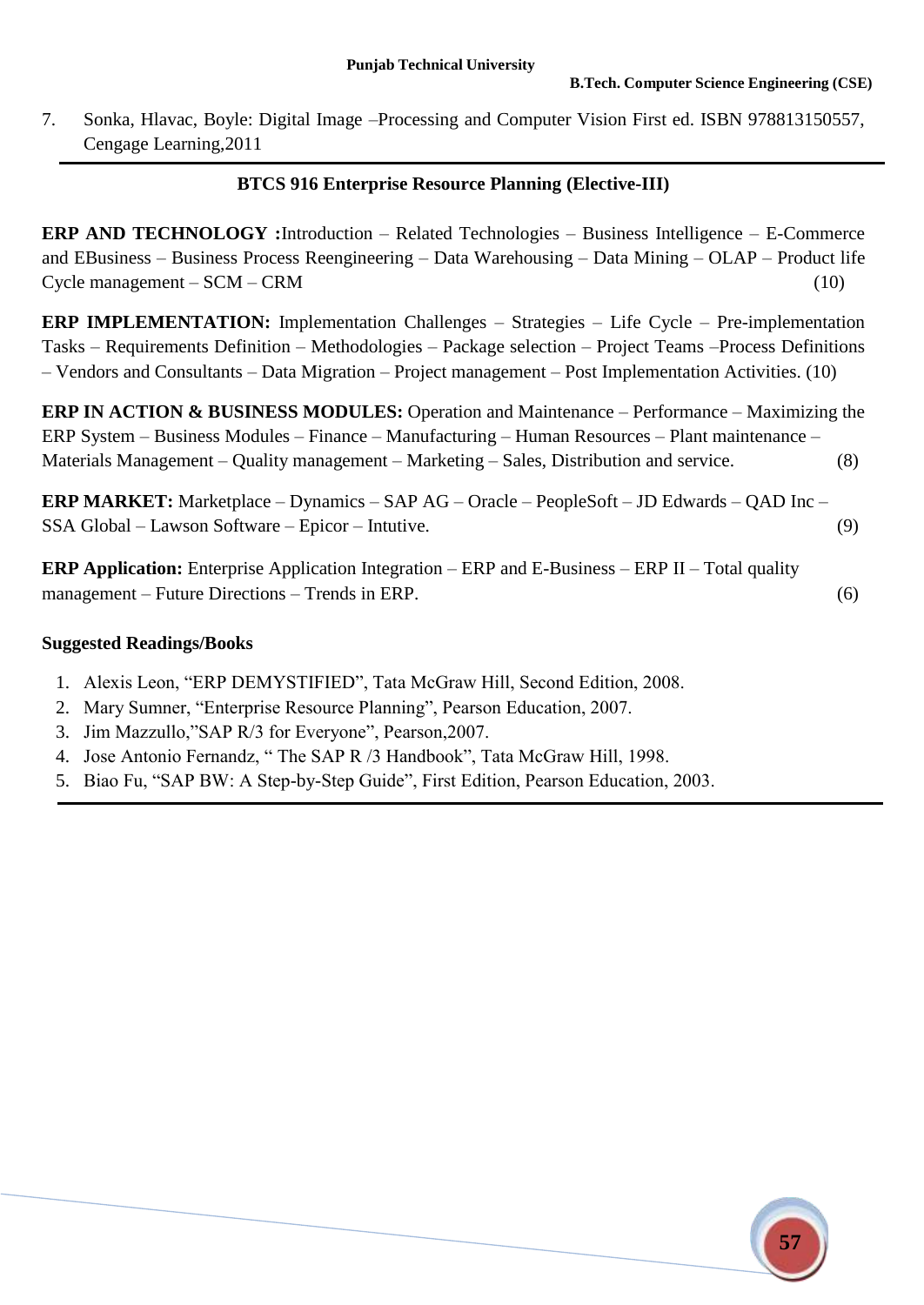7. Sonka, Hlavac, Boyle: Digital Image –Processing and Computer Vision First ed. ISBN 978813150557, Cengage Learning,2011

## BTCS 916 Enterprise Resource Planning (Elective-III)

**ERP AND TECHNOLOGY :**Introduction – Related Technologies – Business Intelligence – E-Commerce and EBusiness – Business Process Reengineering – Data Warehousing – Data Mining – OLAP – Product life Cycle management – SCM – CRM (10)

**ERP IMPLEMENTATION:** Implementation Challenges – Strategies – Life Cycle – Pre-implementation Tasks – Requirements Definition – Methodologies – Package selection – Project Teams –Process Definitions – Vendors and Consultants – Data Migration – Project management – Post Implementation Activities. (10)

**ERP IN ACTION & BUSINESS MODULES:** Operation and Maintenance – Performance – Maximizing the ERP System – Business Modules – Finance – Manufacturing – Human Resources – Plant maintenance – Materials Management – Quality management – Marketing – Sales, Distribution and service. (8)

**ERP MARKET:** Marketplace – Dynamics – SAP AG – Oracle – PeopleSoft – JD Edwards – QAD Inc – SSA Global – Lawson Software – Epicor – Intutive. (9)

**ERP Application:** Enterprise Application Integration – ERP and E-Business – ERP II – Total quality management – Future Directions – Trends in ERP. (6)

**Suggested Readings/Books**

1. Alexis Leon, “ERP DEMYSTIFIED”, Tata McGraw Hill, Second Edition, 2008.
2. Mary Sumner, “Enterprise Resource Planning”, Pearson Education, 2007.
3. Jim Mazzullo,”SAP R/3 for Everyone”, Pearson,2007.
4. Jose Antonio Fernandz, “ The SAP R /3 Handbook”, Tata McGraw Hill, 1998.
5. Biao Fu, “SAP BW: A Step-by-Step Guide”, First Edition, Pearson Education, 2003.